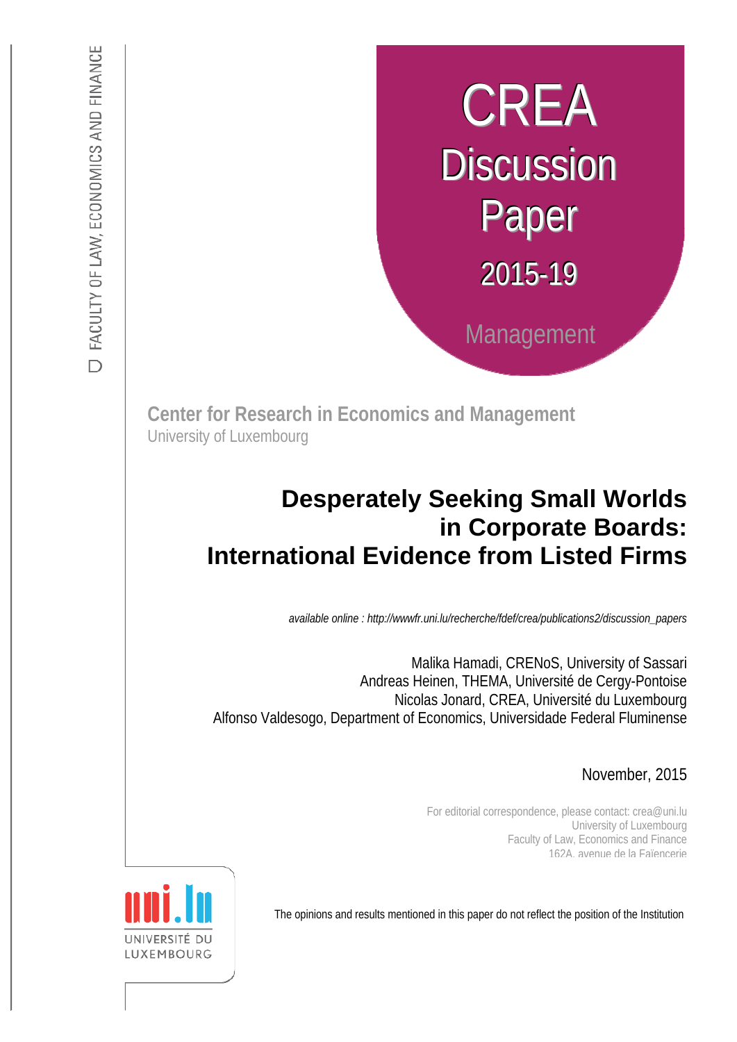FACULTY OF LAW, ECONOMICS AND FINANCE

CREA

Discussion Paper

2015-19

Management

**Center for Research in Economics and Management**
University of Luxembourg

# Desperately Seeking Small Worlds in Corporate Boards: International Evidence from Listed Firms

*available online : http://wwwfr.uni.lu/recherche/fdef/crea/publications2/discussion_papers*

Malika Hamadi, CRENoS, University of Sassari
Andreas Heinen, THEMA, Université de Cergy-Pontoise
Nicolas Jonard, CREA, Université du Luxembourg
Alfonso Valdesogo, Department of Economics, Universidade Federal Fluminense

November, 2015

For editorial correspondence, please contact: crea@uni.lu
University of Luxembourg
Faculty of Law, Economics and Finance
162A, avenue de la Faïencerie

UNIVERSITÉ DU LUXEMBOURG

The opinions and results mentioned in this paper do not reflect the position of the Institution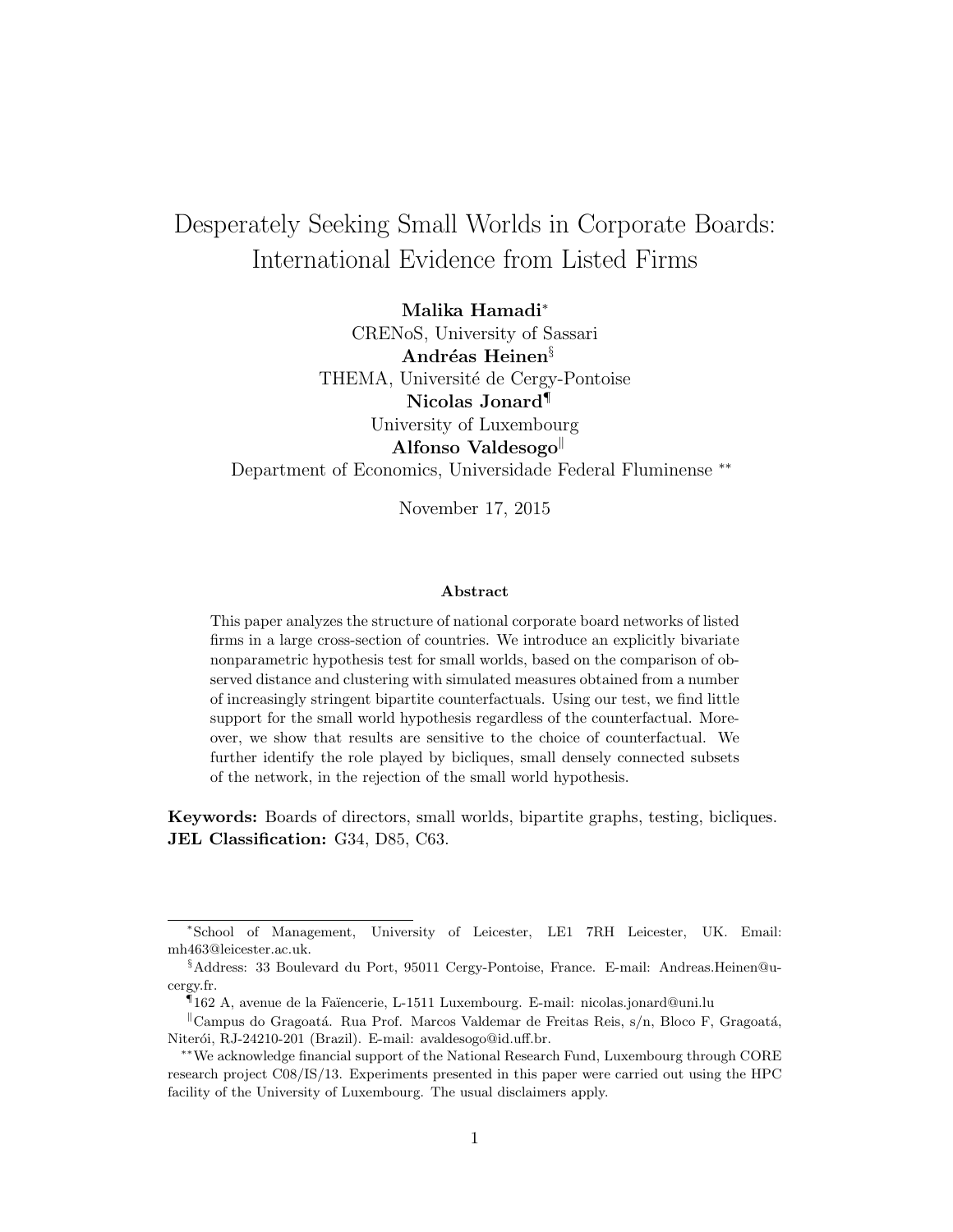# Desperately Seeking Small Worlds in Corporate Boards: International Evidence from Listed Firms

**Malika Hamadi**[*]
CRENoS, University of Sassari
**Andréas Heinen**[§]
THEMA, Université de Cergy-Pontoise
**Nicolas Jonard**[¶]
University of Luxembourg
**Alfonso Valdesogo**[‖]
Department of Economics, Universidade Federal Fluminense [**]

November 17, 2015

### Abstract

This paper analyzes the structure of national corporate board networks of listed firms in a large cross-section of countries. We introduce an explicitly bivariate nonparametric hypothesis test for small worlds, based on the comparison of observed distance and clustering with simulated measures obtained from a number of increasingly stringent bipartite counterfactuals. Using our test, we find little support for the small world hypothesis regardless of the counterfactual. Moreover, we show that results are sensitive to the choice of counterfactual. We further identify the role played by bicliques, small densely connected subsets of the network, in the rejection of the small world hypothesis.

**Keywords:** Boards of directors, small worlds, bipartite graphs, testing, bicliques.
**JEL Classification:** G34, D85, C63.

---

[*] School of Management, University of Leicester, LE1 7RH Leicester, UK. Email: mh463@leicester.ac.uk.

[§] Address: 33 Boulevard du Port, 95011 Cergy-Pontoise, France. E-mail: Andreas.Heinen@u-cergy.fr.

[¶] 162 A, avenue de la Faïencerie, L-1511 Luxembourg. E-mail: nicolas.jonard@uni.lu

[‖] Campus do Gragoatá. Rua Prof. Marcos Valdemar de Freitas Reis, s/n, Bloco F, Gragoatá, Niterói, RJ-24210-201 (Brazil). E-mail: avaldesogo@id.uff.br.

[**] We acknowledge financial support of the National Research Fund, Luxembourg through CORE research project C08/IS/13. Experiments presented in this paper were carried out using the HPC facility of the University of Luxembourg. The usual disclaimers apply.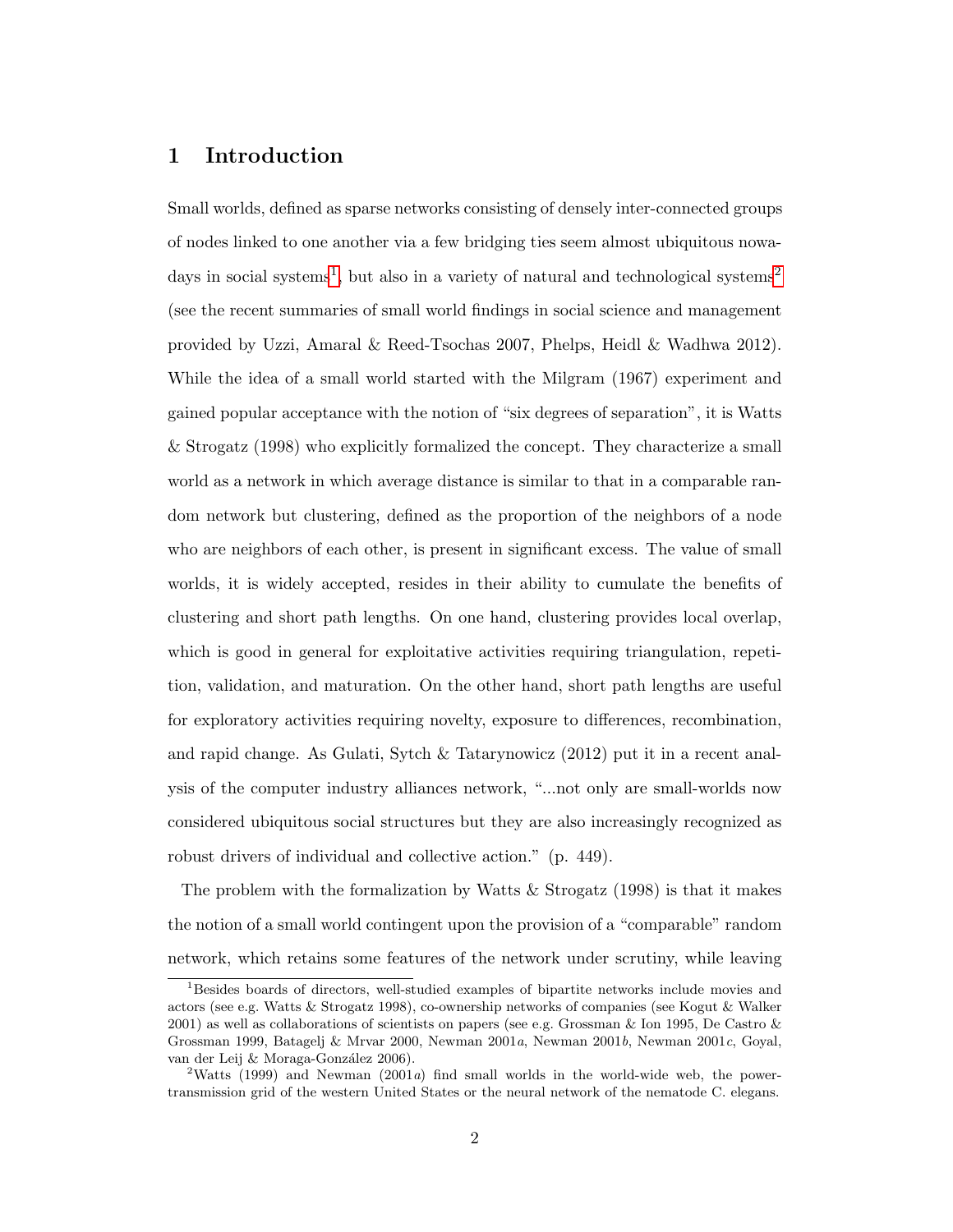# 1 Introduction

Small worlds, defined as sparse networks consisting of densely inter-connected groups of nodes linked to one another via a few bridging ties seem almost ubiquitous nowadays in social systems[1], but also in a variety of natural and technological systems[2] (see the recent summaries of small world findings in social science and management provided by Uzzi, Amaral & Reed-Tsochas 2007, Phelps, Heidl & Wadhwa 2012). While the idea of a small world started with the Milgram (1967) experiment and gained popular acceptance with the notion of "six degrees of separation", it is Watts & Strogatz (1998) who explicitly formalized the concept. They characterize a small world as a network in which average distance is similar to that in a comparable random network but clustering, defined as the proportion of the neighbors of a node who are neighbors of each other, is present in significant excess. The value of small worlds, it is widely accepted, resides in their ability to cumulate the benefits of clustering and short path lengths. On one hand, clustering provides local overlap, which is good in general for exploitative activities requiring triangulation, repetition, validation, and maturation. On the other hand, short path lengths are useful for exploratory activities requiring novelty, exposure to differences, recombination, and rapid change. As Gulati, Sytch & Tatarynowicz (2012) put it in a recent analysis of the computer industry alliances network, "...not only are small-worlds now considered ubiquitous social structures but they are also increasingly recognized as robust drivers of individual and collective action." (p. 449).

The problem with the formalization by Watts & Strogatz (1998) is that it makes the notion of a small world contingent upon the provision of a "comparable" random network, which retains some features of the network under scrutiny, while leaving

[1] Besides boards of directors, well-studied examples of bipartite networks include movies and actors (see e.g. Watts & Strogatz 1998), co-ownership networks of companies (see Kogut & Walker 2001) as well as collaborations of scientists on papers (see e.g. Grossman & Ion 1995, De Castro & Grossman 1999, Batagelj & Mrvar 2000, Newman 2001*a*, Newman 2001*b*, Newman 2001*c*, Goyal, van der Leij & Moraga-González 2006).

[2] Watts (1999) and Newman (2001*a*) find small worlds in the world-wide web, the power-transmission grid of the western United States or the neural network of the nematode C. elegans.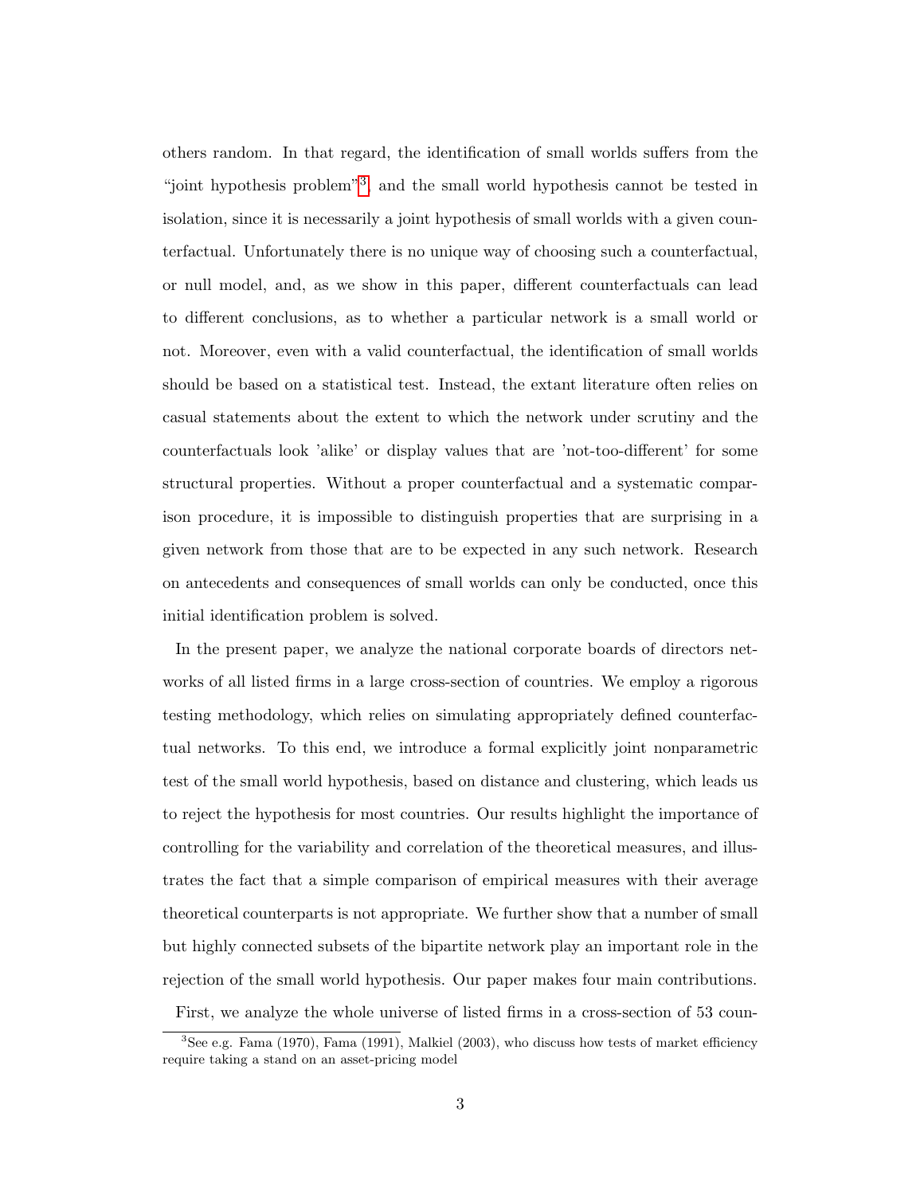others random. In that regard, the identification of small worlds suffers from the "joint hypothesis problem"[3], and the small world hypothesis cannot be tested in isolation, since it is necessarily a joint hypothesis of small worlds with a given counterfactual. Unfortunately there is no unique way of choosing such a counterfactual, or null model, and, as we show in this paper, different counterfactuals can lead to different conclusions, as to whether a particular network is a small world or not. Moreover, even with a valid counterfactual, the identification of small worlds should be based on a statistical test. Instead, the extant literature often relies on casual statements about the extent to which the network under scrutiny and the counterfactuals look 'alike' or display values that are 'not-too-different' for some structural properties. Without a proper counterfactual and a systematic comparison procedure, it is impossible to distinguish properties that are surprising in a given network from those that are to be expected in any such network. Research on antecedents and consequences of small worlds can only be conducted, once this initial identification problem is solved.

In the present paper, we analyze the national corporate boards of directors networks of all listed firms in a large cross-section of countries. We employ a rigorous testing methodology, which relies on simulating appropriately defined counterfactual networks. To this end, we introduce a formal explicitly joint nonparametric test of the small world hypothesis, based on distance and clustering, which leads us to reject the hypothesis for most countries. Our results highlight the importance of controlling for the variability and correlation of the theoretical measures, and illustrates the fact that a simple comparison of empirical measures with their average theoretical counterparts is not appropriate. We further show that a number of small but highly connected subsets of the bipartite network play an important role in the rejection of the small world hypothesis. Our paper makes four main contributions.

First, we analyze the whole universe of listed firms in a cross-section of 53 coun-

[3] See e.g. Fama (1970), Fama (1991), Malkiel (2003), who discuss how tests of market efficiency require taking a stand on an asset-pricing model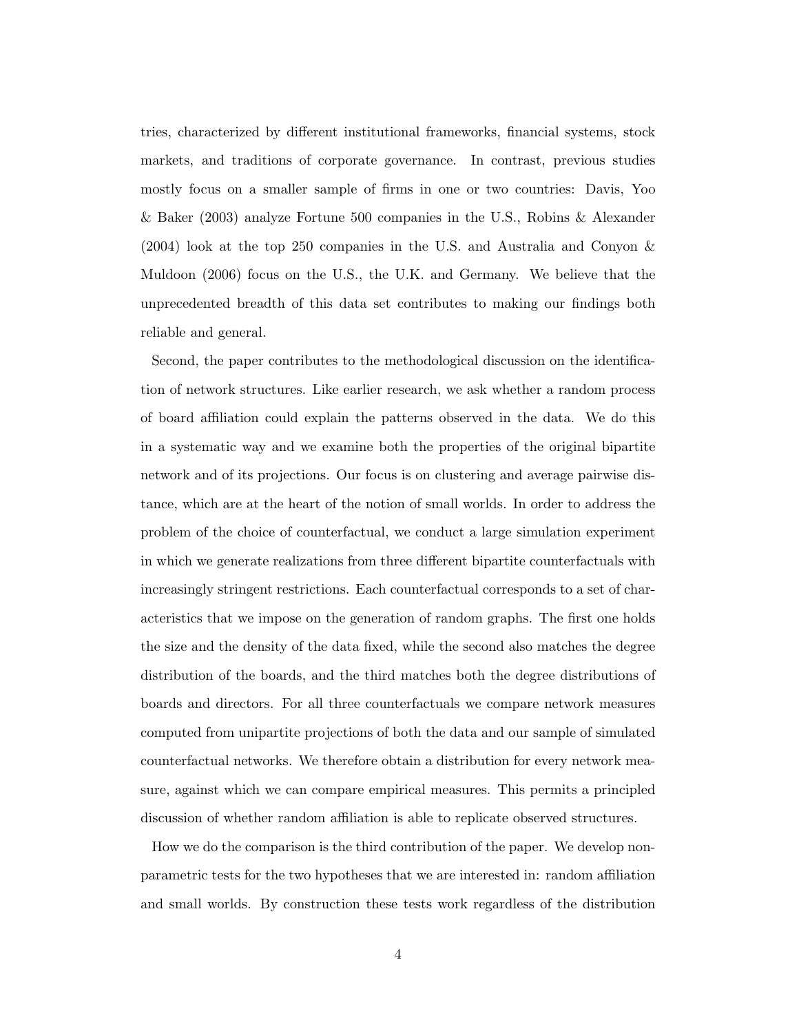tries, characterized by different institutional frameworks, financial systems, stock markets, and traditions of corporate governance. In contrast, previous studies mostly focus on a smaller sample of firms in one or two countries: Davis, Yoo & Baker (2003) analyze Fortune 500 companies in the U.S., Robins & Alexander (2004) look at the top 250 companies in the U.S. and Australia and Conyon & Muldoon (2006) focus on the U.S., the U.K. and Germany. We believe that the unprecedented breadth of this data set contributes to making our findings both reliable and general.

Second, the paper contributes to the methodological discussion on the identification of network structures. Like earlier research, we ask whether a random process of board affiliation could explain the patterns observed in the data. We do this in a systematic way and we examine both the properties of the original bipartite network and of its projections. Our focus is on clustering and average pairwise distance, which are at the heart of the notion of small worlds. In order to address the problem of the choice of counterfactual, we conduct a large simulation experiment in which we generate realizations from three different bipartite counterfactuals with increasingly stringent restrictions. Each counterfactual corresponds to a set of characteristics that we impose on the generation of random graphs. The first one holds the size and the density of the data fixed, while the second also matches the degree distribution of the boards, and the third matches both the degree distributions of boards and directors. For all three counterfactuals we compare network measures computed from unipartite projections of both the data and our sample of simulated counterfactual networks. We therefore obtain a distribution for every network measure, against which we can compare empirical measures. This permits a principled discussion of whether random affiliation is able to replicate observed structures.

How we do the comparison is the third contribution of the paper. We develop non-parametric tests for the two hypotheses that we are interested in: random affiliation and small worlds. By construction these tests work regardless of the distribution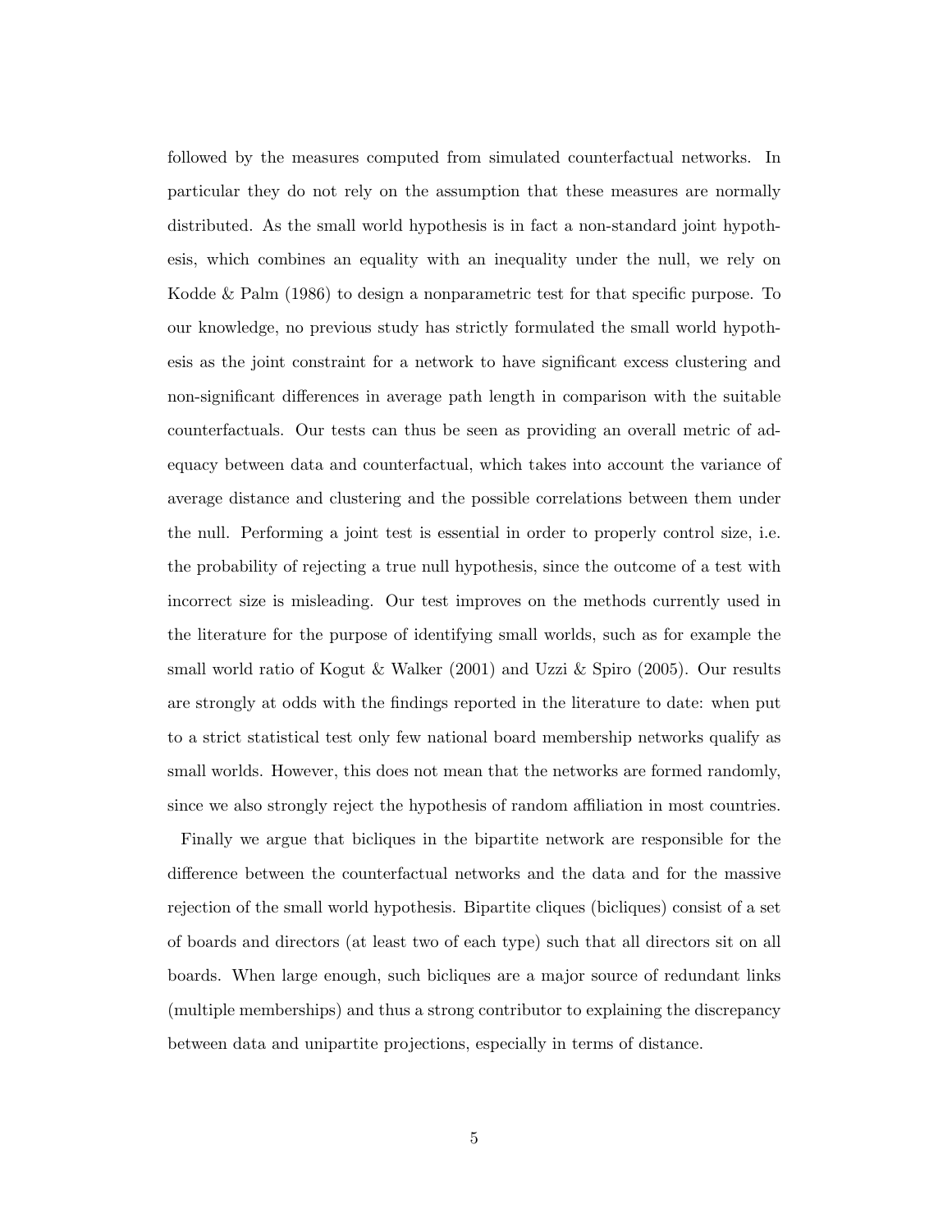followed by the measures computed from simulated counterfactual networks. In particular they do not rely on the assumption that these measures are normally distributed. As the small world hypothesis is in fact a non-standard joint hypothesis, which combines an equality with an inequality under the null, we rely on Kodde & Palm (1986) to design a nonparametric test for that specific purpose. To our knowledge, no previous study has strictly formulated the small world hypothesis as the joint constraint for a network to have significant excess clustering and non-significant differences in average path length in comparison with the suitable counterfactuals. Our tests can thus be seen as providing an overall metric of adequacy between data and counterfactual, which takes into account the variance of average distance and clustering and the possible correlations between them under the null. Performing a joint test is essential in order to properly control size, i.e. the probability of rejecting a true null hypothesis, since the outcome of a test with incorrect size is misleading. Our test improves on the methods currently used in the literature for the purpose of identifying small worlds, such as for example the small world ratio of Kogut & Walker (2001) and Uzzi & Spiro (2005). Our results are strongly at odds with the findings reported in the literature to date: when put to a strict statistical test only few national board membership networks qualify as small worlds. However, this does not mean that the networks are formed randomly, since we also strongly reject the hypothesis of random affiliation in most countries.

Finally we argue that bicliques in the bipartite network are responsible for the difference between the counterfactual networks and the data and for the massive rejection of the small world hypothesis. Bipartite cliques (bicliques) consist of a set of boards and directors (at least two of each type) such that all directors sit on all boards. When large enough, such bicliques are a major source of redundant links (multiple memberships) and thus a strong contributor to explaining the discrepancy between data and unipartite projections, especially in terms of distance.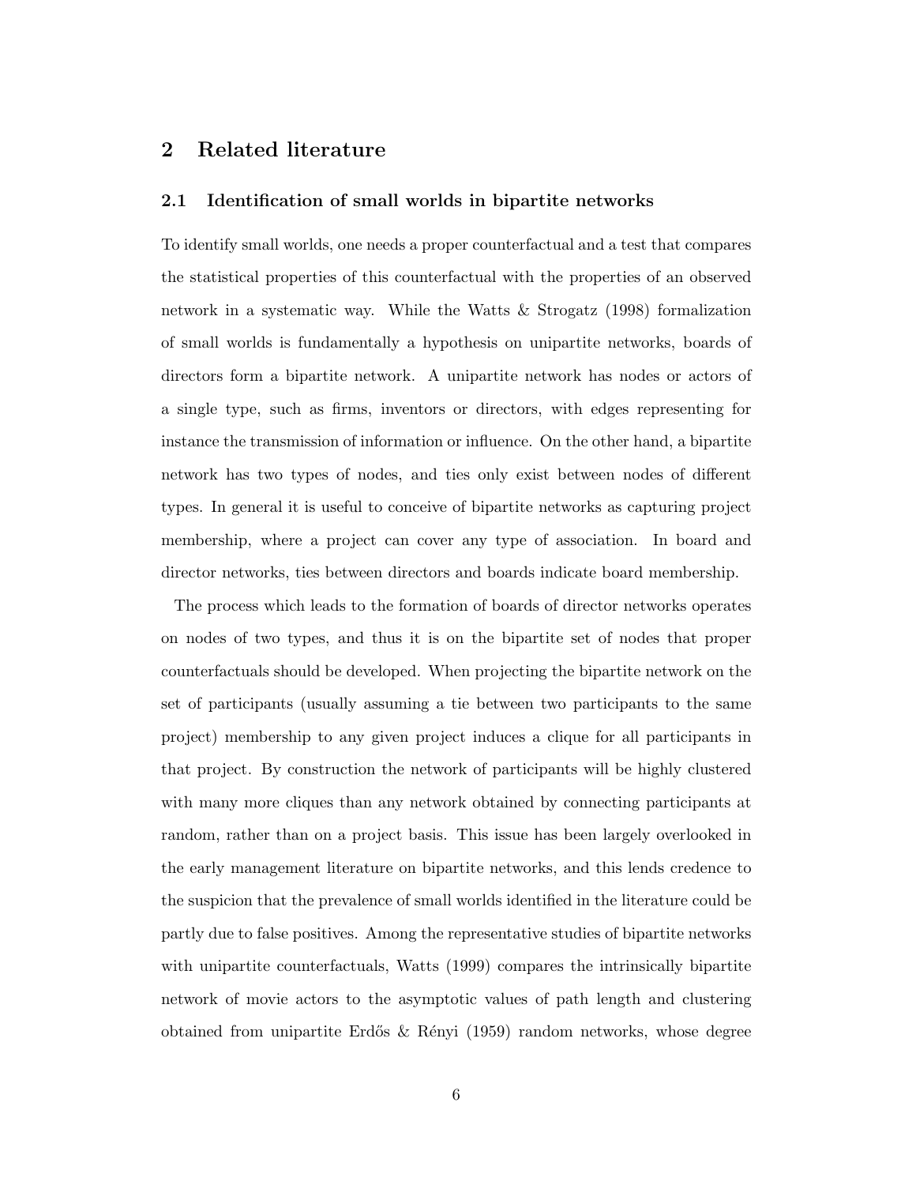## 2 Related literature

### 2.1 Identification of small worlds in bipartite networks

To identify small worlds, one needs a proper counterfactual and a test that compares the statistical properties of this counterfactual with the properties of an observed network in a systematic way. While the Watts & Strogatz (1998) formalization of small worlds is fundamentally a hypothesis on unipartite networks, boards of directors form a bipartite network. A unipartite network has nodes or actors of a single type, such as firms, inventors or directors, with edges representing for instance the transmission of information or influence. On the other hand, a bipartite network has two types of nodes, and ties only exist between nodes of different types. In general it is useful to conceive of bipartite networks as capturing project membership, where a project can cover any type of association. In board and director networks, ties between directors and boards indicate board membership.

The process which leads to the formation of boards of director networks operates on nodes of two types, and thus it is on the bipartite set of nodes that proper counterfactuals should be developed. When projecting the bipartite network on the set of participants (usually assuming a tie between two participants to the same project) membership to any given project induces a clique for all participants in that project. By construction the network of participants will be highly clustered with many more cliques than any network obtained by connecting participants at random, rather than on a project basis. This issue has been largely overlooked in the early management literature on bipartite networks, and this lends credence to the suspicion that the prevalence of small worlds identified in the literature could be partly due to false positives. Among the representative studies of bipartite networks with unipartite counterfactuals, Watts (1999) compares the intrinsically bipartite network of movie actors to the asymptotic values of path length and clustering obtained from unipartite Erdős & Rényi (1959) random networks, whose degree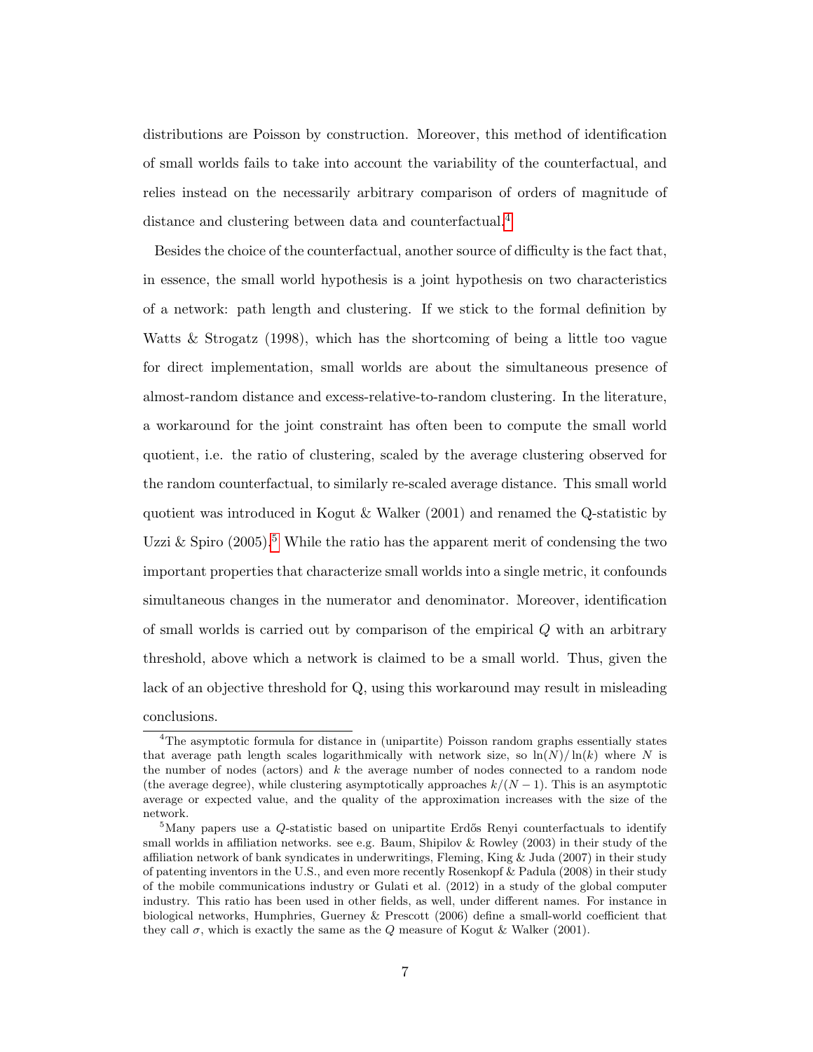distributions are Poisson by construction. Moreover, this method of identification of small worlds fails to take into account the variability of the counterfactual, and relies instead on the necessarily arbitrary comparison of orders of magnitude of distance and clustering between data and counterfactual.[4]

Besides the choice of the counterfactual, another source of difficulty is the fact that, in essence, the small world hypothesis is a joint hypothesis on two characteristics of a network: path length and clustering. If we stick to the formal definition by Watts & Strogatz (1998), which has the shortcoming of being a little too vague for direct implementation, small worlds are about the simultaneous presence of almost-random distance and excess-relative-to-random clustering. In the literature, a workaround for the joint constraint has often been to compute the small world quotient, i.e. the ratio of clustering, scaled by the average clustering observed for the random counterfactual, to similarly re-scaled average distance. This small world quotient was introduced in Kogut & Walker (2001) and renamed the Q-statistic by Uzzi & Spiro (2005).[5] While the ratio has the apparent merit of condensing the two important properties that characterize small worlds into a single metric, it confounds simultaneous changes in the numerator and denominator. Moreover, identification of small worlds is carried out by comparison of the empirical $Q$ with an arbitrary threshold, above which a network is claimed to be a small world. Thus, given the lack of an objective threshold for Q, using this workaround may result in misleading conclusions.

[4]The asymptotic formula for distance in (unipartite) Poisson random graphs essentially states that average path length scales logarithmically with network size, so $\ln(N)/\ln(k)$ where $N$ is the number of nodes (actors) and $k$ the average number of nodes connected to a random node (the average degree), while clustering asymptotically approaches $k/(N-1)$. This is an asymptotic average or expected value, and the quality of the approximation increases with the size of the network.

[5]Many papers use a $Q$-statistic based on unipartite Erdős Renyi counterfactuals to identify small worlds in affiliation networks. see e.g. Baum, Shipilov & Rowley (2003) in their study of the affiliation network of bank syndicates in underwritings, Fleming, King & Juda (2007) in their study of patenting inventors in the U.S., and even more recently Rosenkopf & Padula (2008) in their study of the mobile communications industry or Gulati et al. (2012) in a study of the global computer industry. This ratio has been used in other fields, as well, under different names. For instance in biological networks, Humphries, Guerney & Prescott (2006) define a small-world coefficient that they call $\sigma$, which is exactly the same as the $Q$ measure of Kogut & Walker (2001).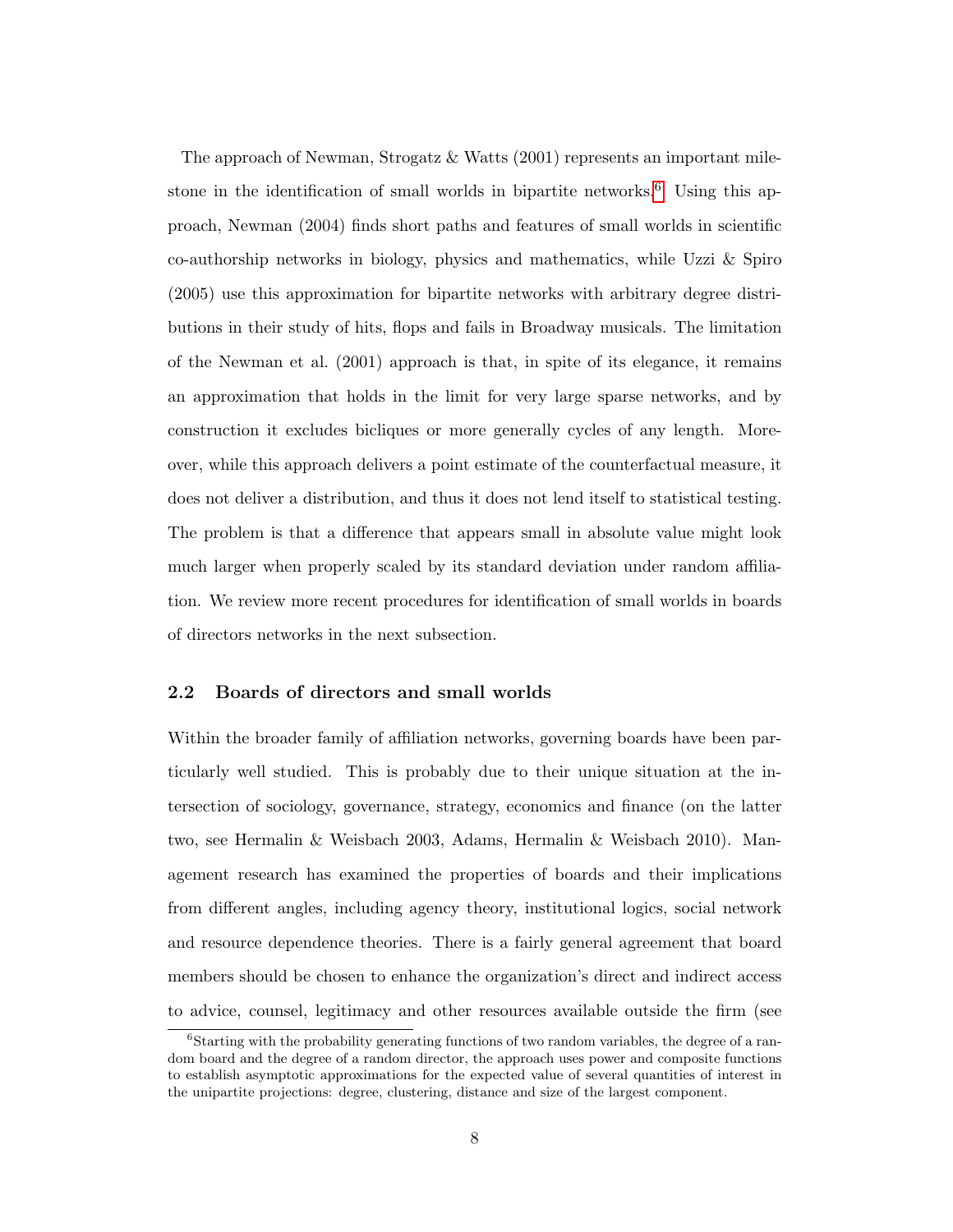The approach of Newman, Strogatz & Watts (2001) represents an important milestone in the identification of small worlds in bipartite networks.[6] Using this approach, Newman (2004) finds short paths and features of small worlds in scientific co-authorship networks in biology, physics and mathematics, while Uzzi & Spiro (2005) use this approximation for bipartite networks with arbitrary degree distributions in their study of hits, flops and fails in Broadway musicals. The limitation of the Newman et al. (2001) approach is that, in spite of its elegance, it remains an approximation that holds in the limit for very large sparse networks, and by construction it excludes bicliques or more generally cycles of any length. Moreover, while this approach delivers a point estimate of the counterfactual measure, it does not deliver a distribution, and thus it does not lend itself to statistical testing. The problem is that a difference that appears small in absolute value might look much larger when properly scaled by its standard deviation under random affiliation. We review more recent procedures for identification of small worlds in boards of directors networks in the next subsection.

## 2.2 Boards of directors and small worlds

Within the broader family of affiliation networks, governing boards have been particularly well studied. This is probably due to their unique situation at the intersection of sociology, governance, strategy, economics and finance (on the latter two, see Hermalin & Weisbach 2003, Adams, Hermalin & Weisbach 2010). Management research has examined the properties of boards and their implications from different angles, including agency theory, institutional logics, social network and resource dependence theories. There is a fairly general agreement that board members should be chosen to enhance the organization's direct and indirect access to advice, counsel, legitimacy and other resources available outside the firm (see

[6] Starting with the probability generating functions of two random variables, the degree of a random board and the degree of a random director, the approach uses power and composite functions to establish asymptotic approximations for the expected value of several quantities of interest in the unipartite projections: degree, clustering, distance and size of the largest component.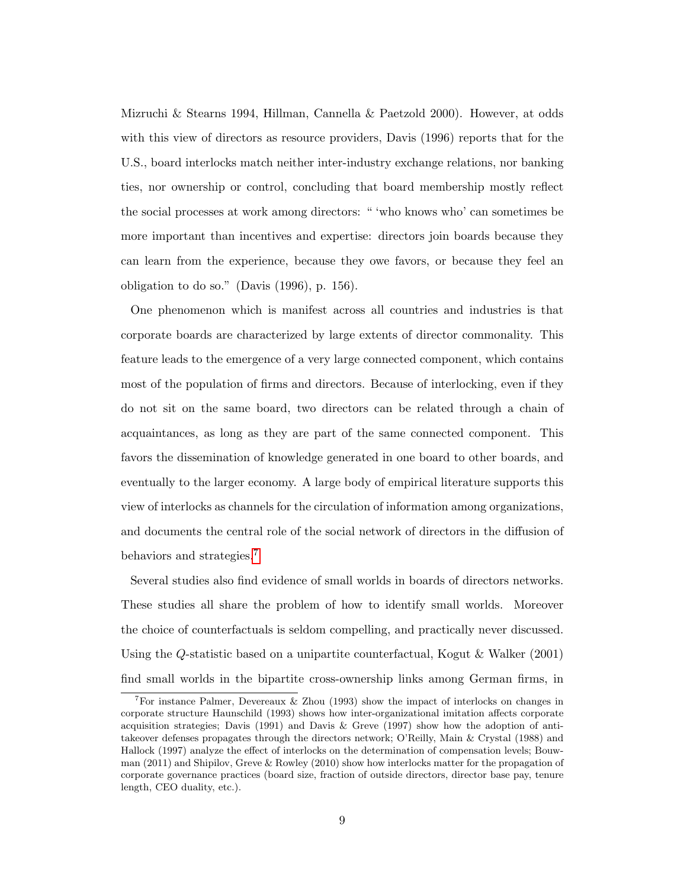Mizruchi & Stearns 1994, Hillman, Cannella & Paetzold 2000). However, at odds with this view of directors as resource providers, Davis (1996) reports that for the U.S., board interlocks match neither inter-industry exchange relations, nor banking ties, nor ownership or control, concluding that board membership mostly reflect the social processes at work among directors: " 'who knows who' can sometimes be more important than incentives and expertise: directors join boards because they can learn from the experience, because they owe favors, or because they feel an obligation to do so." (Davis (1996), p. 156).

One phenomenon which is manifest across all countries and industries is that corporate boards are characterized by large extents of director commonality. This feature leads to the emergence of a very large connected component, which contains most of the population of firms and directors. Because of interlocking, even if they do not sit on the same board, two directors can be related through a chain of acquaintances, as long as they are part of the same connected component. This favors the dissemination of knowledge generated in one board to other boards, and eventually to the larger economy. A large body of empirical literature supports this view of interlocks as channels for the circulation of information among organizations, and documents the central role of the social network of directors in the diffusion of behaviors and strategies.[7]

Several studies also find evidence of small worlds in boards of directors networks. These studies all share the problem of how to identify small worlds. Moreover the choice of counterfactuals is seldom compelling, and practically never discussed. Using the $Q$-statistic based on a unipartite counterfactual, Kogut & Walker (2001) find small worlds in the bipartite cross-ownership links among German firms, in

[7] For instance Palmer, Devereaux & Zhou (1993) show the impact of interlocks on changes in corporate structure Haunschild (1993) shows how inter-organizational imitation affects corporate acquisition strategies; Davis (1991) and Davis & Greve (1997) show how the adoption of anti-takeover defenses propagates through the directors network; O'Reilly, Main & Crystal (1988) and Hallock (1997) analyze the effect of interlocks on the determination of compensation levels; Bouwman (2011) and Shipilov, Greve & Rowley (2010) show how interlocks matter for the propagation of corporate governance practices (board size, fraction of outside directors, director base pay, tenure length, CEO duality, etc.).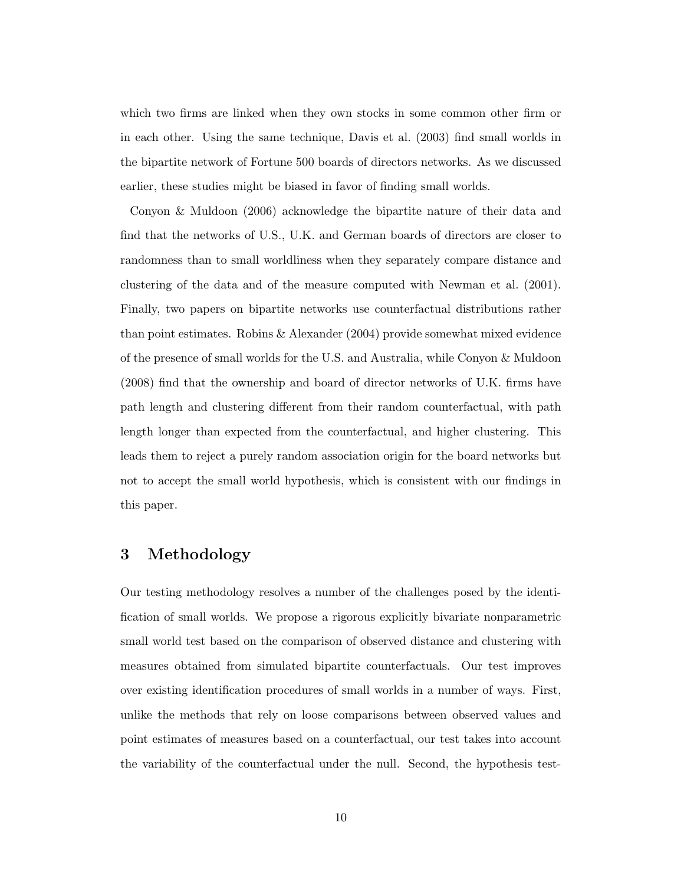which two firms are linked when they own stocks in some common other firm or in each other. Using the same technique, Davis et al. (2003) find small worlds in the bipartite network of Fortune 500 boards of directors networks. As we discussed earlier, these studies might be biased in favor of finding small worlds.

Conyon & Muldoon (2006) acknowledge the bipartite nature of their data and find that the networks of U.S., U.K. and German boards of directors are closer to randomness than to small worldliness when they separately compare distance and clustering of the data and of the measure computed with Newman et al. (2001). Finally, two papers on bipartite networks use counterfactual distributions rather than point estimates. Robins & Alexander (2004) provide somewhat mixed evidence of the presence of small worlds for the U.S. and Australia, while Conyon & Muldoon (2008) find that the ownership and board of director networks of U.K. firms have path length and clustering different from their random counterfactual, with path length longer than expected from the counterfactual, and higher clustering. This leads them to reject a purely random association origin for the board networks but not to accept the small world hypothesis, which is consistent with our findings in this paper.

## 3 Methodology

Our testing methodology resolves a number of the challenges posed by the identification of small worlds. We propose a rigorous explicitly bivariate nonparametric small world test based on the comparison of observed distance and clustering with measures obtained from simulated bipartite counterfactuals. Our test improves over existing identification procedures of small worlds in a number of ways. First, unlike the methods that rely on loose comparisons between observed values and point estimates of measures based on a counterfactual, our test takes into account the variability of the counterfactual under the null. Second, the hypothesis test-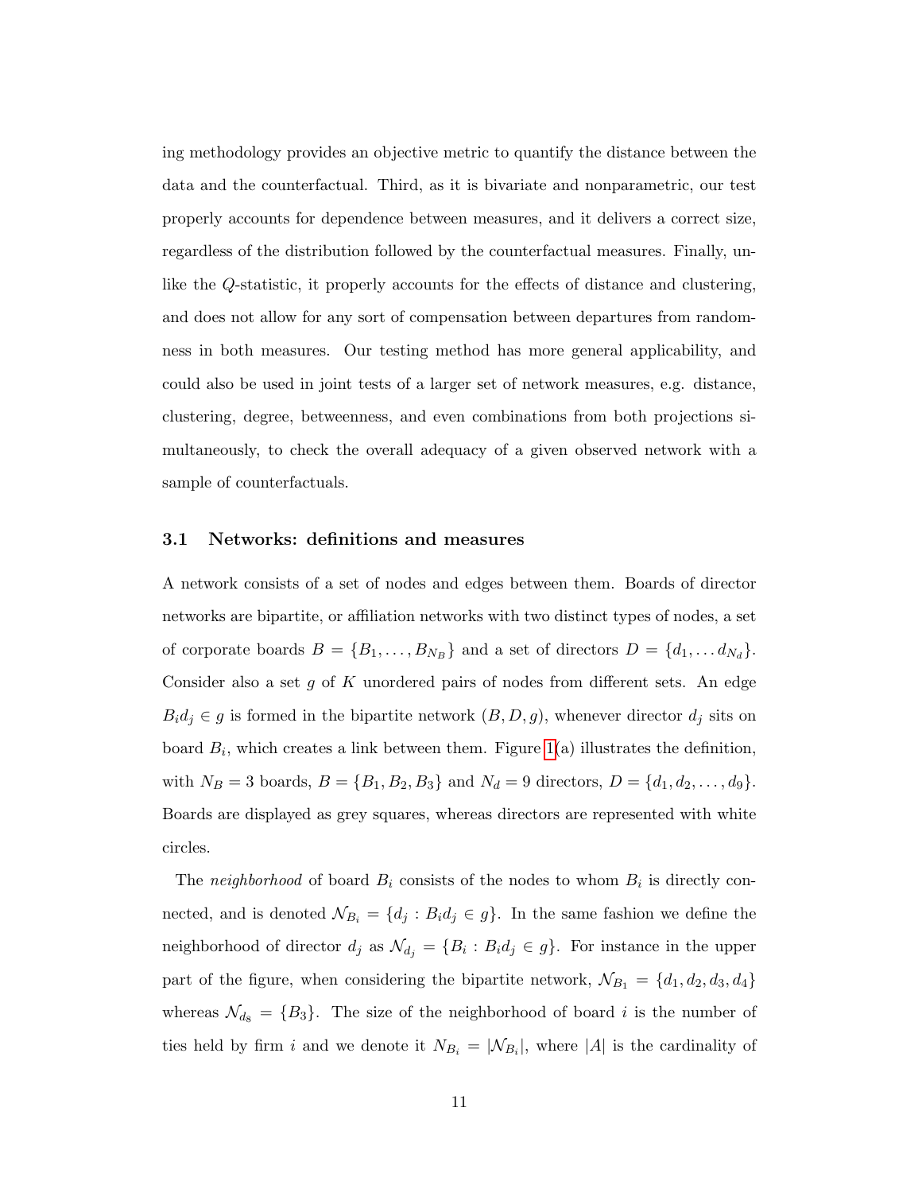ing methodology provides an objective metric to quantify the distance between the data and the counterfactual. Third, as it is bivariate and nonparametric, our test properly accounts for dependence between measures, and it delivers a correct size, regardless of the distribution followed by the counterfactual measures. Finally, unlike the $Q$-statistic, it properly accounts for the effects of distance and clustering, and does not allow for any sort of compensation between departures from randomness in both measures. Our testing method has more general applicability, and could also be used in joint tests of a larger set of network measures, e.g. distance, clustering, degree, betweenness, and even combinations from both projections simultaneously, to check the overall adequacy of a given observed network with a sample of counterfactuals.

### 3.1 Networks: definitions and measures

A network consists of a set of nodes and edges between them. Boards of director networks are bipartite, or affiliation networks with two distinct types of nodes, a set of corporate boards $B = \{B_1, \ldots, B_{N_B}\}$ and a set of directors $D = \{d_1, \ldots d_{N_d}\}$. Consider also a set $g$ of $K$ unordered pairs of nodes from different sets. An edge $B_i d_j \in g$ is formed in the bipartite network $(B, D, g)$, whenever director $d_j$ sits on board $B_i$, which creates a link between them. Figure 1(a) illustrates the definition, with $N_B = 3$ boards, $B = \{B_1, B_2, B_3\}$ and $N_d = 9$ directors, $D = \{d_1, d_2, \ldots, d_9\}$. Boards are displayed as grey squares, whereas directors are represented with white circles.

The *neighborhood* of board $B_i$ consists of the nodes to whom $B_i$ is directly connected, and is denoted $\mathcal{N}_{B_i} = \{d_j : B_i d_j \in g\}$. In the same fashion we define the neighborhood of director $d_j$ as $\mathcal{N}_{d_j} = \{B_i : B_i d_j \in g\}$. For instance in the upper part of the figure, when considering the bipartite network, $\mathcal{N}_{B_1} = \{d_1, d_2, d_3, d_4\}$ whereas $\mathcal{N}_{d_8} = \{B_3\}$. The size of the neighborhood of board $i$ is the number of ties held by firm $i$ and we denote it $N_{B_i} = |\mathcal{N}_{B_i}|$, where $|A|$ is the cardinality of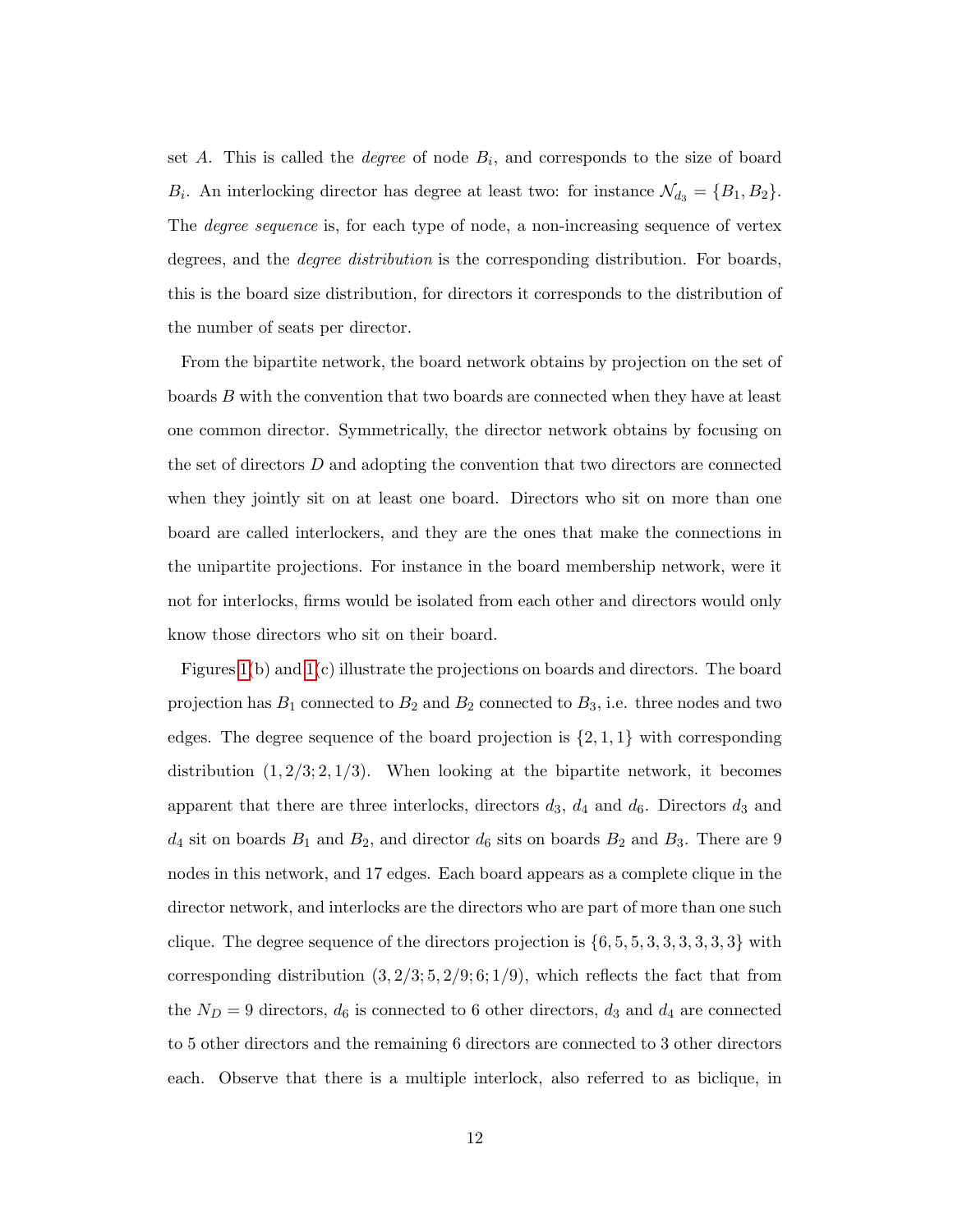set $A$. This is called the *degree* of node $B_i$, and corresponds to the size of board $B_i$. An interlocking director has degree at least two: for instance $\mathcal{N}_{d_3} = \{B_1, B_2\}$. The *degree sequence* is, for each type of node, a non-increasing sequence of vertex degrees, and the *degree distribution* is the corresponding distribution. For boards, this is the board size distribution, for directors it corresponds to the distribution of the number of seats per director.

From the bipartite network, the board network obtains by projection on the set of boards $B$ with the convention that two boards are connected when they have at least one common director. Symmetrically, the director network obtains by focusing on the set of directors $D$ and adopting the convention that two directors are connected when they jointly sit on at least one board. Directors who sit on more than one board are called interlockers, and they are the ones that make the connections in the unipartite projections. For instance in the board membership network, were it not for interlocks, firms would be isolated from each other and directors would only know those directors who sit on their board.

Figures 1(b) and 1(c) illustrate the projections on boards and directors. The board projection has $B_1$ connected to $B_2$ and $B_2$ connected to $B_3$, i.e. three nodes and two edges. The degree sequence of the board projection is $\{2, 1, 1\}$ with corresponding distribution $(1, 2/3; 2, 1/3)$. When looking at the bipartite network, it becomes apparent that there are three interlocks, directors $d_3$, $d_4$ and $d_6$. Directors $d_3$ and $d_4$ sit on boards $B_1$ and $B_2$, and director $d_6$ sits on boards $B_2$ and $B_3$. There are 9 nodes in this network, and 17 edges. Each board appears as a complete clique in the director network, and interlocks are the directors who are part of more than one such clique. The degree sequence of the directors projection is $\{6, 5, 5, 3, 3, 3, 3, 3, 3\}$ with corresponding distribution $(3, 2/3; 5, 2/9; 6; 1/9)$, which reflects the fact that from the $N_D = 9$ directors, $d_6$ is connected to 6 other directors, $d_3$ and $d_4$ are connected to 5 other directors and the remaining 6 directors are connected to 3 other directors each. Observe that there is a multiple interlock, also referred to as biclique, in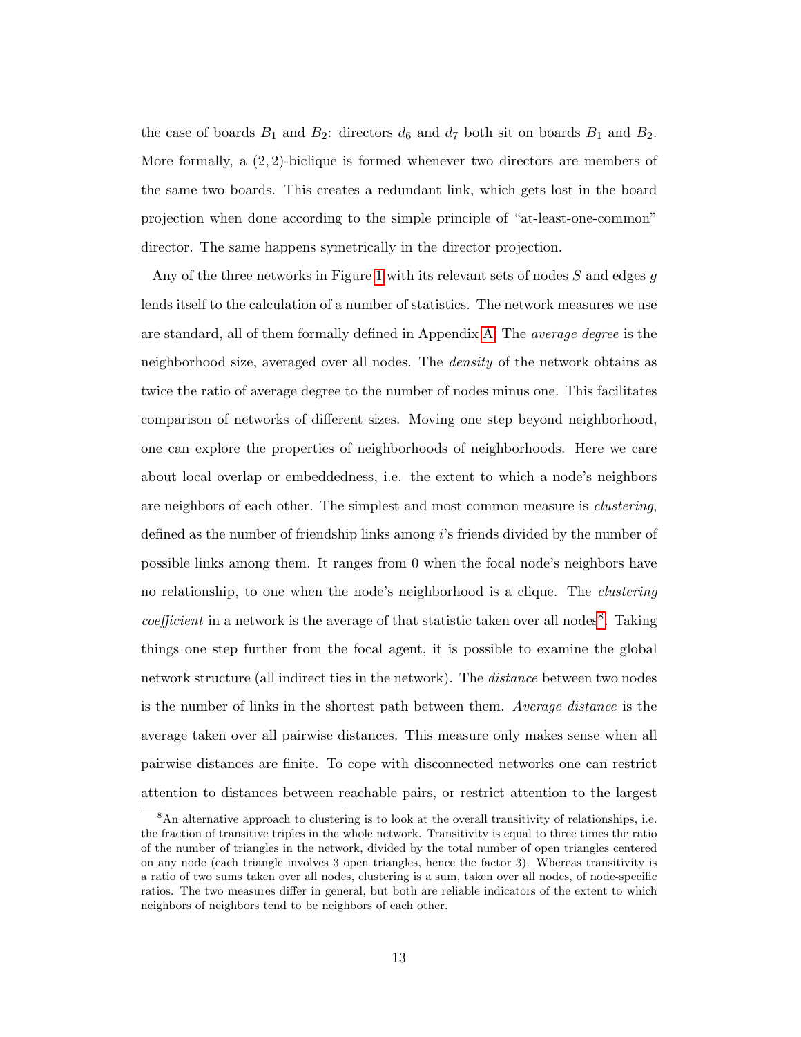the case of boards $B_1$ and $B_2$: directors $d_6$ and $d_7$ both sit on boards $B_1$ and $B_2$. More formally, a $(2,2)$-biclique is formed whenever two directors are members of the same two boards. This creates a redundant link, which gets lost in the board projection when done according to the simple principle of "at-least-one-common" director. The same happens symetrically in the director projection.

Any of the three networks in Figure 1 with its relevant sets of nodes $S$ and edges $g$ lends itself to the calculation of a number of statistics. The network measures we use are standard, all of them formally defined in Appendix A. The *average degree* is the neighborhood size, averaged over all nodes. The *density* of the network obtains as twice the ratio of average degree to the number of nodes minus one. This facilitates comparison of networks of different sizes. Moving one step beyond neighborhood, one can explore the properties of neighborhoods of neighborhoods. Here we care about local overlap or embeddedness, i.e. the extent to which a node's neighbors are neighbors of each other. The simplest and most common measure is *clustering*, defined as the number of friendship links among $i$'s friends divided by the number of possible links among them. It ranges from 0 when the focal node's neighbors have no relationship, to one when the node's neighborhood is a clique. The *clustering coefficient* in a network is the average of that statistic taken over all nodes[8]. Taking things one step further from the focal agent, it is possible to examine the global network structure (all indirect ties in the network). The *distance* between two nodes is the number of links in the shortest path between them. *Average distance* is the average taken over all pairwise distances. This measure only makes sense when all pairwise distances are finite. To cope with disconnected networks one can restrict attention to distances between reachable pairs, or restrict attention to the largest

[8] An alternative approach to clustering is to look at the overall transitivity of relationships, i.e. the fraction of transitive triples in the whole network. Transitivity is equal to three times the ratio of the number of triangles in the network, divided by the total number of open triangles centered on any node (each triangle involves 3 open triangles, hence the factor 3). Whereas transitivity is a ratio of two sums taken over all nodes, clustering is a sum, taken over all nodes, of node-specific ratios. The two measures differ in general, but both are reliable indicators of the extent to which neighbors of neighbors tend to be neighbors of each other.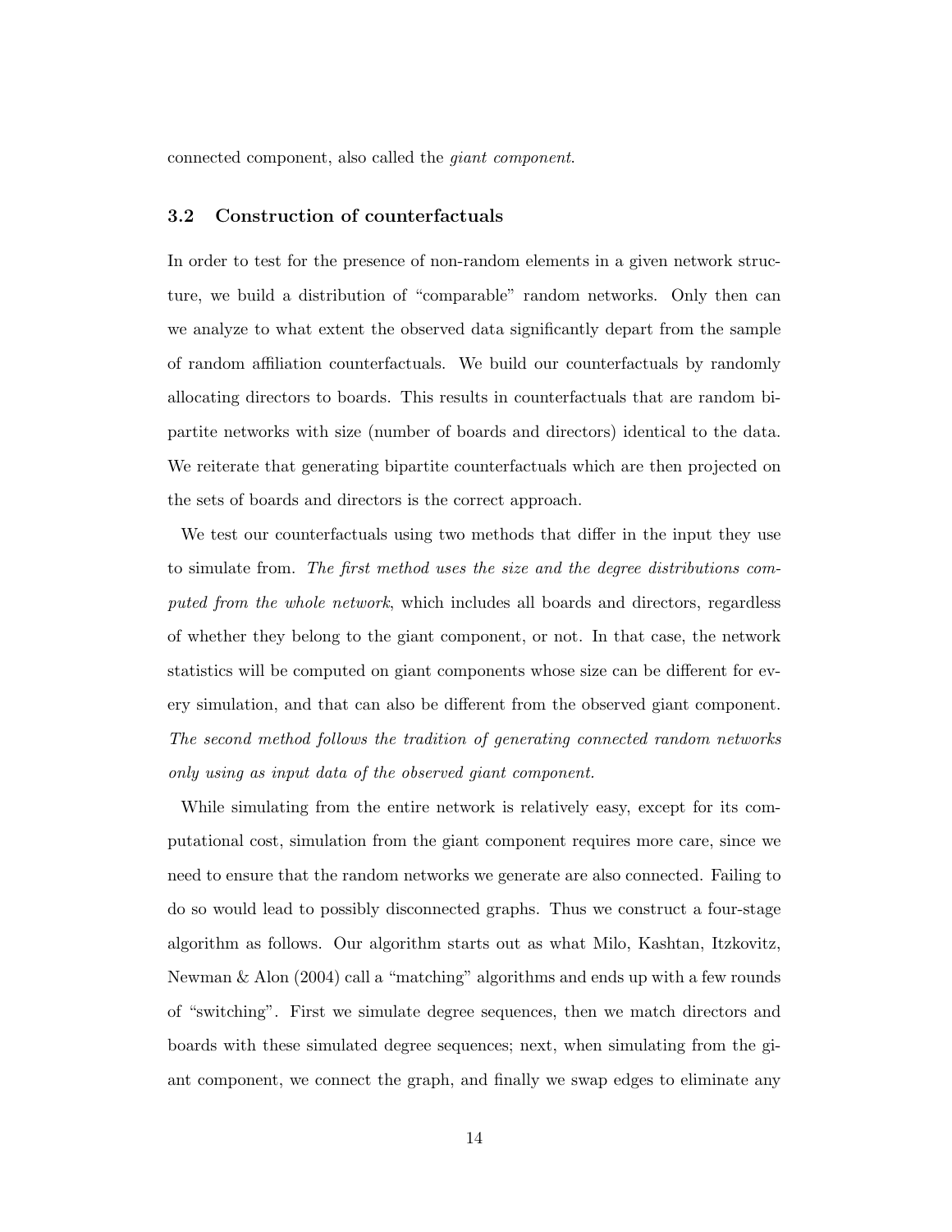connected component, also called the *giant component*.

### 3.2 Construction of counterfactuals

In order to test for the presence of non-random elements in a given network structure, we build a distribution of "comparable" random networks. Only then can we analyze to what extent the observed data significantly depart from the sample of random affiliation counterfactuals. We build our counterfactuals by randomly allocating directors to boards. This results in counterfactuals that are random bipartite networks with size (number of boards and directors) identical to the data. We reiterate that generating bipartite counterfactuals which are then projected on the sets of boards and directors is the correct approach.

We test our counterfactuals using two methods that differ in the input they use to simulate from. *The first method uses the size and the degree distributions computed from the whole network*, which includes all boards and directors, regardless of whether they belong to the giant component, or not. In that case, the network statistics will be computed on giant components whose size can be different for every simulation, and that can also be different from the observed giant component. *The second method follows the tradition of generating connected random networks only using as input data of the observed giant component.*

While simulating from the entire network is relatively easy, except for its computational cost, simulation from the giant component requires more care, since we need to ensure that the random networks we generate are also connected. Failing to do so would lead to possibly disconnected graphs. Thus we construct a four-stage algorithm as follows. Our algorithm starts out as what Milo, Kashtan, Itzkovitz, Newman & Alon (2004) call a "matching" algorithms and ends up with a few rounds of "switching". First we simulate degree sequences, then we match directors and boards with these simulated degree sequences; next, when simulating from the giant component, we connect the graph, and finally we swap edges to eliminate any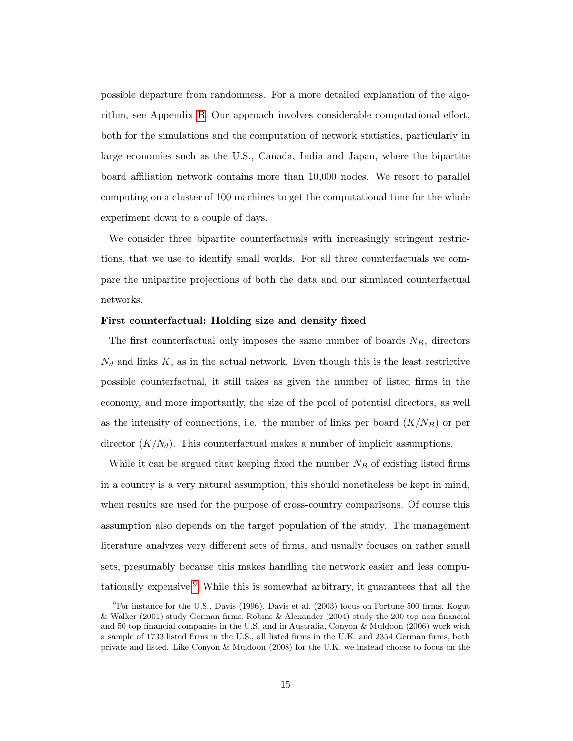possible departure from randomness. For a more detailed explanation of the algorithm, see Appendix B. Our approach involves considerable computational effort, both for the simulations and the computation of network statistics, particularly in large economies such as the U.S., Canada, India and Japan, where the bipartite board affiliation network contains more than 10,000 nodes. We resort to parallel computing on a cluster of 100 machines to get the computational time for the whole experiment down to a couple of days.

We consider three bipartite counterfactuals with increasingly stringent restrictions, that we use to identify small worlds. For all three counterfactuals we compare the unipartite projections of both the data and our simulated counterfactual networks.

**First counterfactual: Holding size and density fixed**

The first counterfactual only imposes the same number of boards $N_B$, directors $N_d$ and links $K$, as in the actual network. Even though this is the least restrictive possible counterfactual, it still takes as given the number of listed firms in the economy, and more importantly, the size of the pool of potential directors, as well as the intensity of connections, i.e. the number of links per board ($K/N_B$) or per director ($K/N_d$). This counterfactual makes a number of implicit assumptions.

While it can be argued that keeping fixed the number $N_B$ of existing listed firms in a country is a very natural assumption, this should nonetheless be kept in mind, when results are used for the purpose of cross-country comparisons. Of course this assumption also depends on the target population of the study. The management literature analyzes very different sets of firms, and usually focuses on rather small sets, presumably because this makes handling the network easier and less computationally expensive.[9] While this is somewhat arbitrary, it guarantees that all the

[9] For instance for the U.S., Davis (1996), Davis et al. (2003) focus on Fortune 500 firms, Kogut & Walker (2001) study German firms, Robins & Alexander (2004) study the 200 top non-financial and 50 top financial companies in the U.S. and in Australia, Conyon & Muldoon (2006) work with a sample of 1733 listed firms in the U.S., all listed firms in the U.K. and 2354 German firms, both private and listed. Like Conyon & Muldoon (2008) for the U.K. we instead choose to focus on the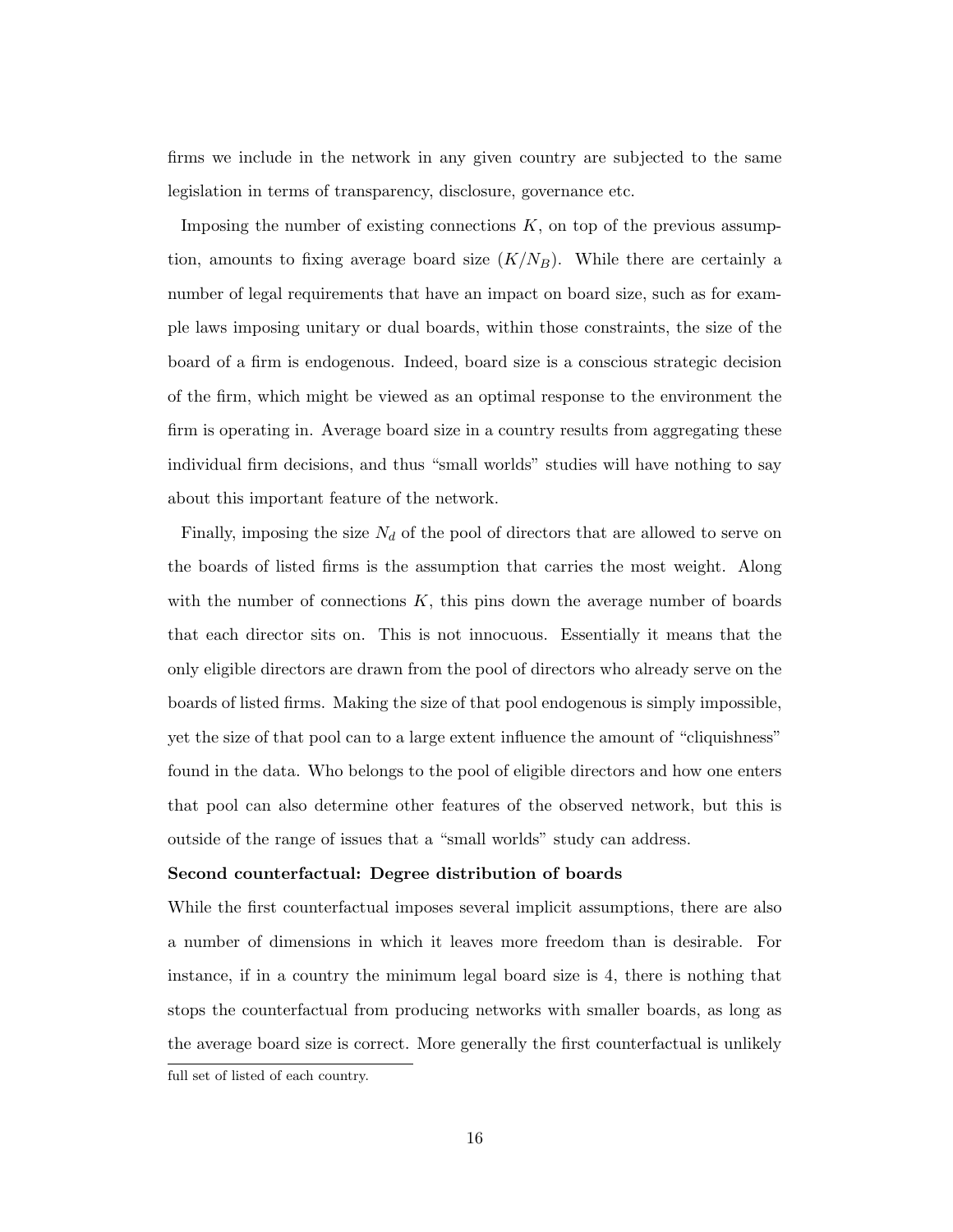firms we include in the network in any given country are subjected to the same legislation in terms of transparency, disclosure, governance etc.

Imposing the number of existing connections $K$, on top of the previous assumption, amounts to fixing average board size ($K/N_B$). While there are certainly a number of legal requirements that have an impact on board size, such as for example laws imposing unitary or dual boards, within those constraints, the size of the board of a firm is endogenous. Indeed, board size is a conscious strategic decision of the firm, which might be viewed as an optimal response to the environment the firm is operating in. Average board size in a country results from aggregating these individual firm decisions, and thus "small worlds" studies will have nothing to say about this important feature of the network.

Finally, imposing the size $N_d$ of the pool of directors that are allowed to serve on the boards of listed firms is the assumption that carries the most weight. Along with the number of connections $K$, this pins down the average number of boards that each director sits on. This is not innocuous. Essentially it means that the only eligible directors are drawn from the pool of directors who already serve on the boards of listed firms. Making the size of that pool endogenous is simply impossible, yet the size of that pool can to a large extent influence the amount of "cliquishness" found in the data. Who belongs to the pool of eligible directors and how one enters that pool can also determine other features of the observed network, but this is outside of the range of issues that a "small worlds" study can address.

**Second counterfactual: Degree distribution of boards**

While the first counterfactual imposes several implicit assumptions, there are also a number of dimensions in which it leaves more freedom than is desirable. For instance, if in a country the minimum legal board size is 4, there is nothing that stops the counterfactual from producing networks with smaller boards, as long as the average board size is correct. More generally the first counterfactual is unlikely

full set of listed of each country.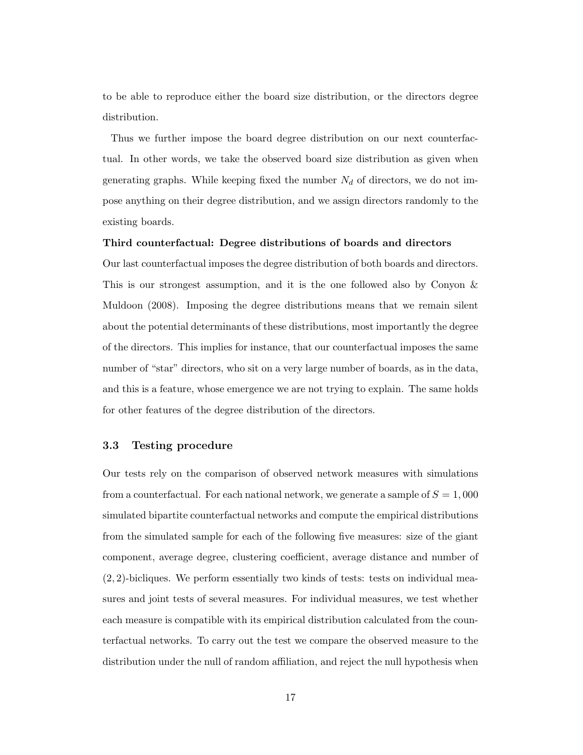to be able to reproduce either the board size distribution, or the directors degree distribution.

Thus we further impose the board degree distribution on our next counterfactual. In other words, we take the observed board size distribution as given when generating graphs. While keeping fixed the number $N_d$ of directors, we do not impose anything on their degree distribution, and we assign directors randomly to the existing boards.

**Third counterfactual: Degree distributions of boards and directors**

Our last counterfactual imposes the degree distribution of both boards and directors. This is our strongest assumption, and it is the one followed also by Conyon & Muldoon (2008). Imposing the degree distributions means that we remain silent about the potential determinants of these distributions, most importantly the degree of the directors. This implies for instance, that our counterfactual imposes the same number of "star" directors, who sit on a very large number of boards, as in the data, and this is a feature, whose emergence we are not trying to explain. The same holds for other features of the degree distribution of the directors.

### 3.3 Testing procedure

Our tests rely on the comparison of observed network measures with simulations from a counterfactual. For each national network, we generate a sample of $S = 1,000$ simulated bipartite counterfactual networks and compute the empirical distributions from the simulated sample for each of the following five measures: size of the giant component, average degree, clustering coefficient, average distance and number of $(2, 2)$-bicliques. We perform essentially two kinds of tests: tests on individual measures and joint tests of several measures. For individual measures, we test whether each measure is compatible with its empirical distribution calculated from the counterfactual networks. To carry out the test we compare the observed measure to the distribution under the null of random affiliation, and reject the null hypothesis when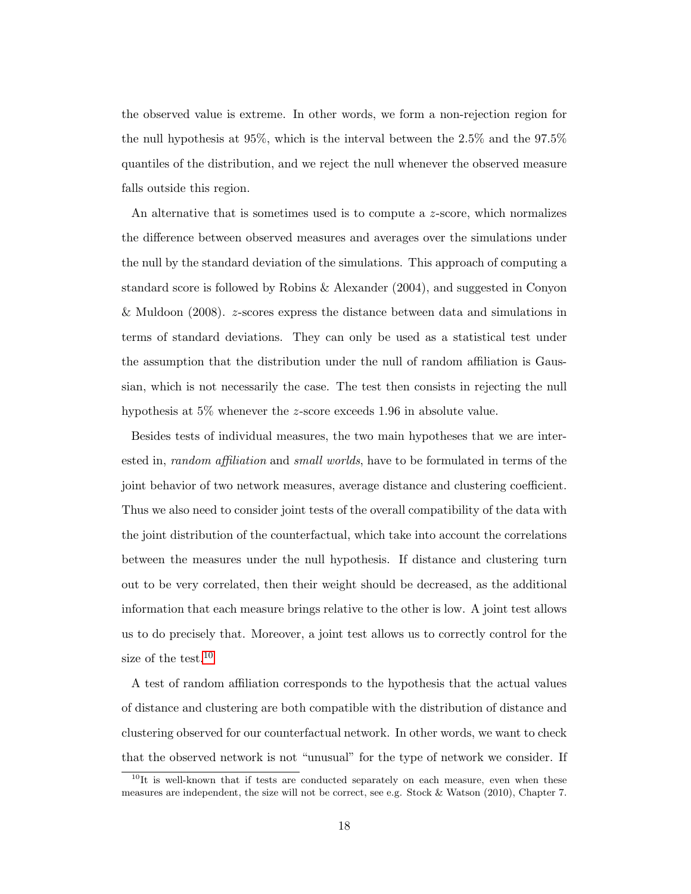the observed value is extreme. In other words, we form a non-rejection region for the null hypothesis at 95%, which is the interval between the 2.5% and the 97.5% quantiles of the distribution, and we reject the null whenever the observed measure falls outside this region.

An alternative that is sometimes used is to compute a $z$-score, which normalizes the difference between observed measures and averages over the simulations under the null by the standard deviation of the simulations. This approach of computing a standard score is followed by Robins & Alexander (2004), and suggested in Conyon & Muldoon (2008). $z$-scores express the distance between data and simulations in terms of standard deviations. They can only be used as a statistical test under the assumption that the distribution under the null of random affiliation is Gaussian, which is not necessarily the case. The test then consists in rejecting the null hypothesis at 5% whenever the $z$-score exceeds 1.96 in absolute value.

Besides tests of individual measures, the two main hypotheses that we are interested in, *random affiliation* and *small worlds*, have to be formulated in terms of the joint behavior of two network measures, average distance and clustering coefficient. Thus we also need to consider joint tests of the overall compatibility of the data with the joint distribution of the counterfactual, which take into account the correlations between the measures under the null hypothesis. If distance and clustering turn out to be very correlated, then their weight should be decreased, as the additional information that each measure brings relative to the other is low. A joint test allows us to do precisely that. Moreover, a joint test allows us to correctly control for the size of the test.[10]

A test of random affiliation corresponds to the hypothesis that the actual values of distance and clustering are both compatible with the distribution of distance and clustering observed for our counterfactual network. In other words, we want to check that the observed network is not "unusual" for the type of network we consider. If

[10] It is well-known that if tests are conducted separately on each measure, even when these measures are independent, the size will not be correct, see e.g. Stock & Watson (2010), Chapter 7.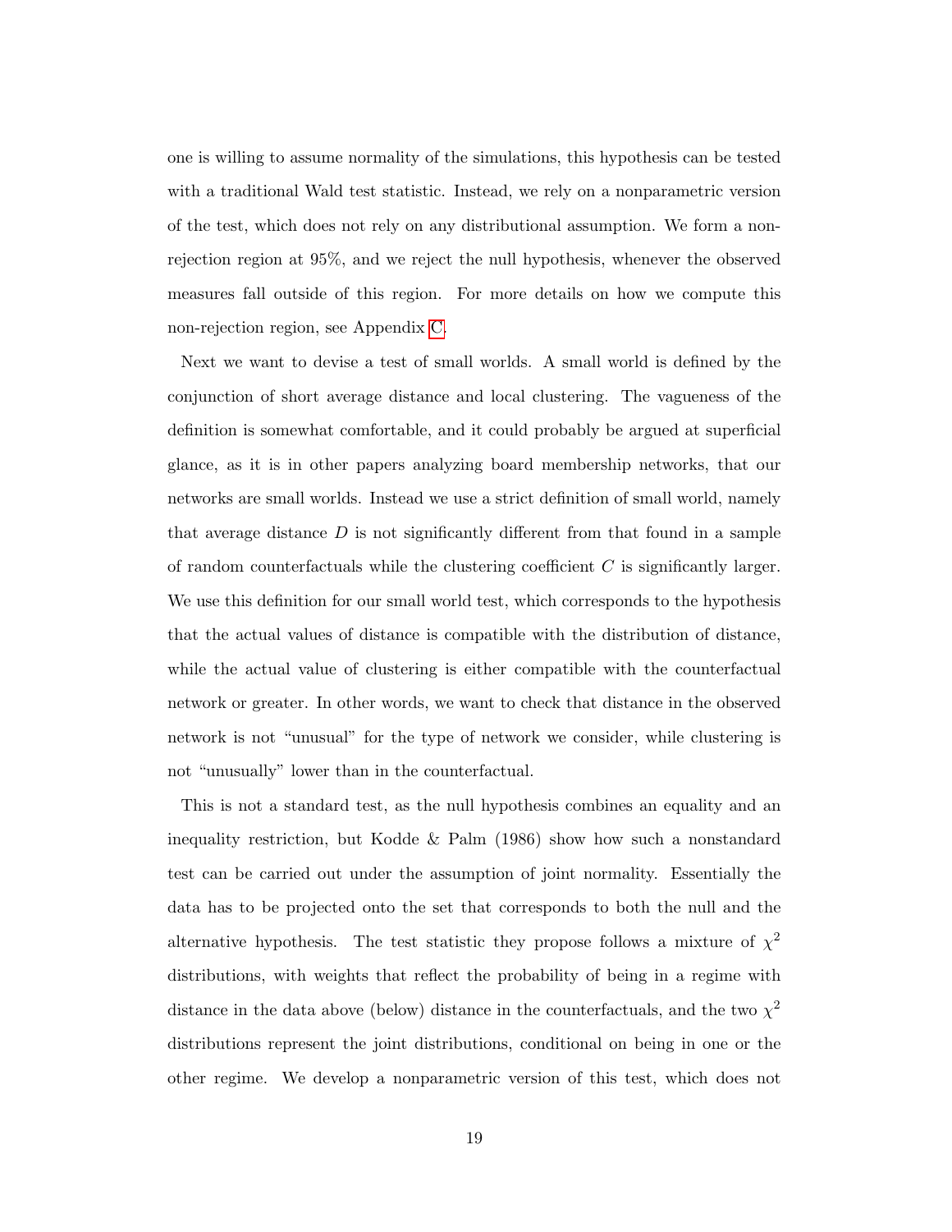one is willing to assume normality of the simulations, this hypothesis can be tested with a traditional Wald test statistic. Instead, we rely on a nonparametric version of the test, which does not rely on any distributional assumption. We form a non-rejection region at 95%, and we reject the null hypothesis, whenever the observed measures fall outside of this region. For more details on how we compute this non-rejection region, see Appendix C.

Next we want to devise a test of small worlds. A small world is defined by the conjunction of short average distance and local clustering. The vagueness of the definition is somewhat comfortable, and it could probably be argued at superficial glance, as it is in other papers analyzing board membership networks, that our networks are small worlds. Instead we use a strict definition of small world, namely that average distance $D$ is not significantly different from that found in a sample of random counterfactuals while the clustering coefficient $C$ is significantly larger. We use this definition for our small world test, which corresponds to the hypothesis that the actual values of distance is compatible with the distribution of distance, while the actual value of clustering is either compatible with the counterfactual network or greater. In other words, we want to check that distance in the observed network is not "unusual" for the type of network we consider, while clustering is not "unusually" lower than in the counterfactual.

This is not a standard test, as the null hypothesis combines an equality and an inequality restriction, but Kodde & Palm (1986) show how such a nonstandard test can be carried out under the assumption of joint normality. Essentially the data has to be projected onto the set that corresponds to both the null and the alternative hypothesis. The test statistic they propose follows a mixture of $\chi^2$ distributions, with weights that reflect the probability of being in a regime with distance in the data above (below) distance in the counterfactuals, and the two $\chi^2$ distributions represent the joint distributions, conditional on being in one or the other regime. We develop a nonparametric version of this test, which does not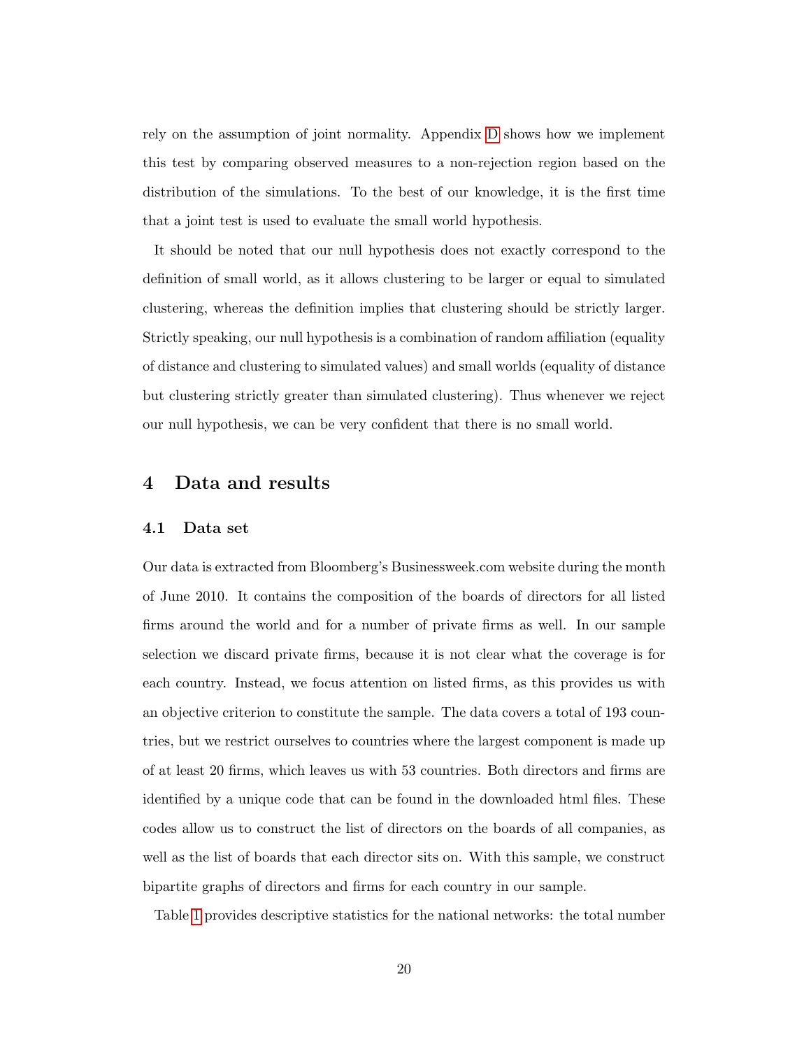rely on the assumption of joint normality. Appendix D shows how we implement this test by comparing observed measures to a non-rejection region based on the distribution of the simulations. To the best of our knowledge, it is the first time that a joint test is used to evaluate the small world hypothesis.

It should be noted that our null hypothesis does not exactly correspond to the definition of small world, as it allows clustering to be larger or equal to simulated clustering, whereas the definition implies that clustering should be strictly larger. Strictly speaking, our null hypothesis is a combination of random affiliation (equality of distance and clustering to simulated values) and small worlds (equality of distance but clustering strictly greater than simulated clustering). Thus whenever we reject our null hypothesis, we can be very confident that there is no small world.

## 4 Data and results

### 4.1 Data set

Our data is extracted from Bloomberg's Businessweek.com website during the month of June 2010. It contains the composition of the boards of directors for all listed firms around the world and for a number of private firms as well. In our sample selection we discard private firms, because it is not clear what the coverage is for each country. Instead, we focus attention on listed firms, as this provides us with an objective criterion to constitute the sample. The data covers a total of 193 countries, but we restrict ourselves to countries where the largest component is made up of at least 20 firms, which leaves us with 53 countries. Both directors and firms are identified by a unique code that can be found in the downloaded html files. These codes allow us to construct the list of directors on the boards of all companies, as well as the list of boards that each director sits on. With this sample, we construct bipartite graphs of directors and firms for each country in our sample.

Table 1 provides descriptive statistics for the national networks: the total number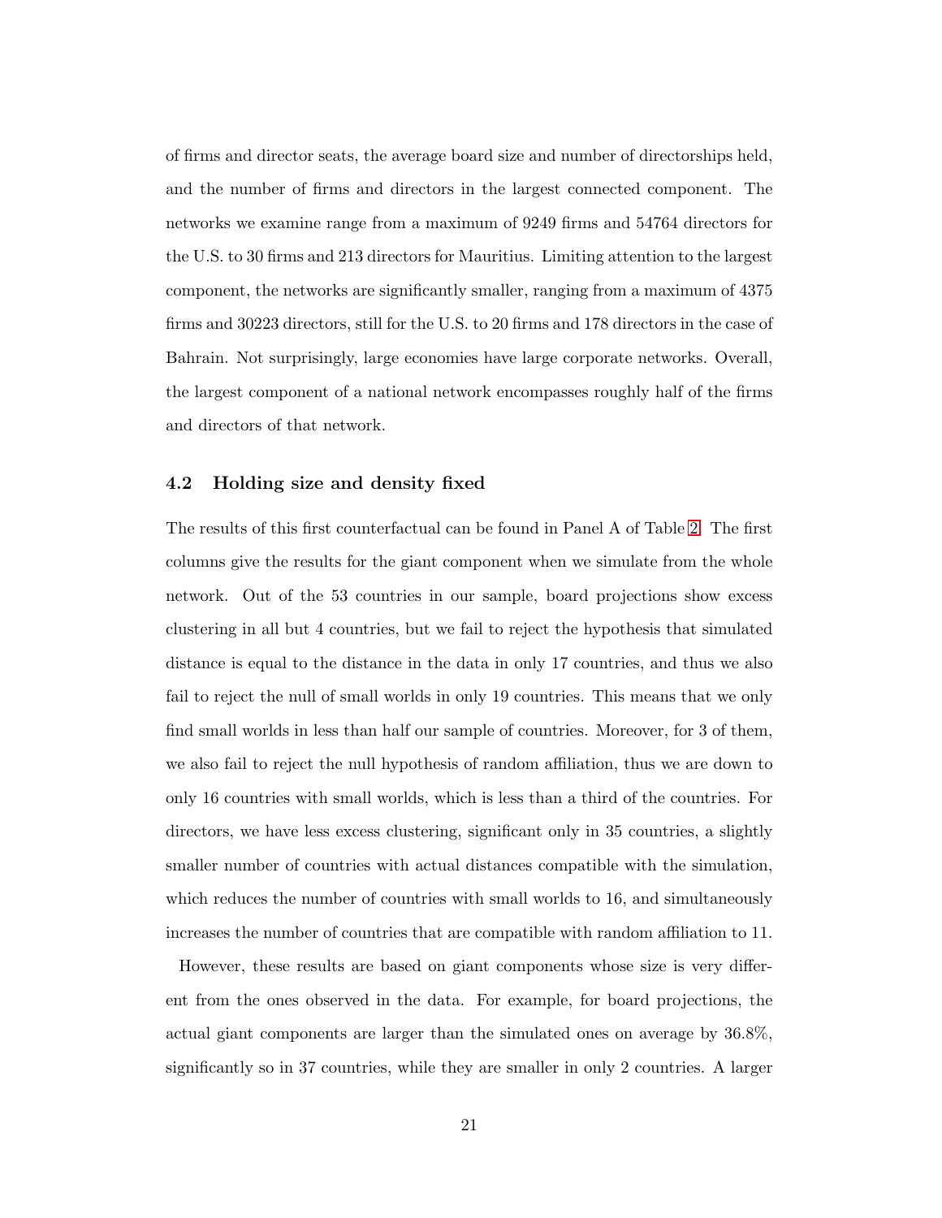of firms and director seats, the average board size and number of directorships held, and the number of firms and directors in the largest connected component. The networks we examine range from a maximum of 9249 firms and 54764 directors for the U.S. to 30 firms and 213 directors for Mauritius. Limiting attention to the largest component, the networks are significantly smaller, ranging from a maximum of 4375 firms and 30223 directors, still for the U.S. to 20 firms and 178 directors in the case of Bahrain. Not surprisingly, large economies have large corporate networks. Overall, the largest component of a national network encompasses roughly half of the firms and directors of that network.

### 4.2 Holding size and density fixed

The results of this first counterfactual can be found in Panel A of Table 2. The first columns give the results for the giant component when we simulate from the whole network. Out of the 53 countries in our sample, board projections show excess clustering in all but 4 countries, but we fail to reject the hypothesis that simulated distance is equal to the distance in the data in only 17 countries, and thus we also fail to reject the null of small worlds in only 19 countries. This means that we only find small worlds in less than half our sample of countries. Moreover, for 3 of them, we also fail to reject the null hypothesis of random affiliation, thus we are down to only 16 countries with small worlds, which is less than a third of the countries. For directors, we have less excess clustering, significant only in 35 countries, a slightly smaller number of countries with actual distances compatible with the simulation, which reduces the number of countries with small worlds to 16, and simultaneously increases the number of countries that are compatible with random affiliation to 11.

However, these results are based on giant components whose size is very different from the ones observed in the data. For example, for board projections, the actual giant components are larger than the simulated ones on average by 36.8%, significantly so in 37 countries, while they are smaller in only 2 countries. A larger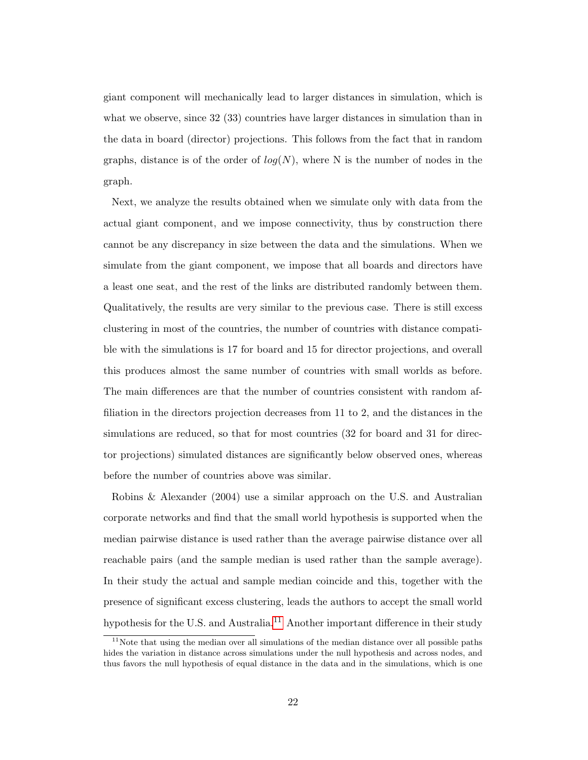giant component will mechanically lead to larger distances in simulation, which is what we observe, since 32 (33) countries have larger distances in simulation than in the data in board (director) projections. This follows from the fact that in random graphs, distance is of the order of $log(N)$, where N is the number of nodes in the graph.

Next, we analyze the results obtained when we simulate only with data from the actual giant component, and we impose connectivity, thus by construction there cannot be any discrepancy in size between the data and the simulations. When we simulate from the giant component, we impose that all boards and directors have a least one seat, and the rest of the links are distributed randomly between them. Qualitatively, the results are very similar to the previous case. There is still excess clustering in most of the countries, the number of countries with distance compatible with the simulations is 17 for board and 15 for director projections, and overall this produces almost the same number of countries with small worlds as before. The main differences are that the number of countries consistent with random affiliation in the directors projection decreases from 11 to 2, and the distances in the simulations are reduced, so that for most countries (32 for board and 31 for director projections) simulated distances are significantly below observed ones, whereas before the number of countries above was similar.

Robins & Alexander (2004) use a similar approach on the U.S. and Australian corporate networks and find that the small world hypothesis is supported when the median pairwise distance is used rather than the average pairwise distance over all reachable pairs (and the sample median is used rather than the sample average). In their study the actual and sample median coincide and this, together with the presence of significant excess clustering, leads the authors to accept the small world hypothesis for the U.S. and Australia.[11] Another important difference in their study

[11] Note that using the median over all simulations of the median distance over all possible paths hides the variation in distance across simulations under the null hypothesis and across nodes, and thus favors the null hypothesis of equal distance in the data and in the simulations, which is one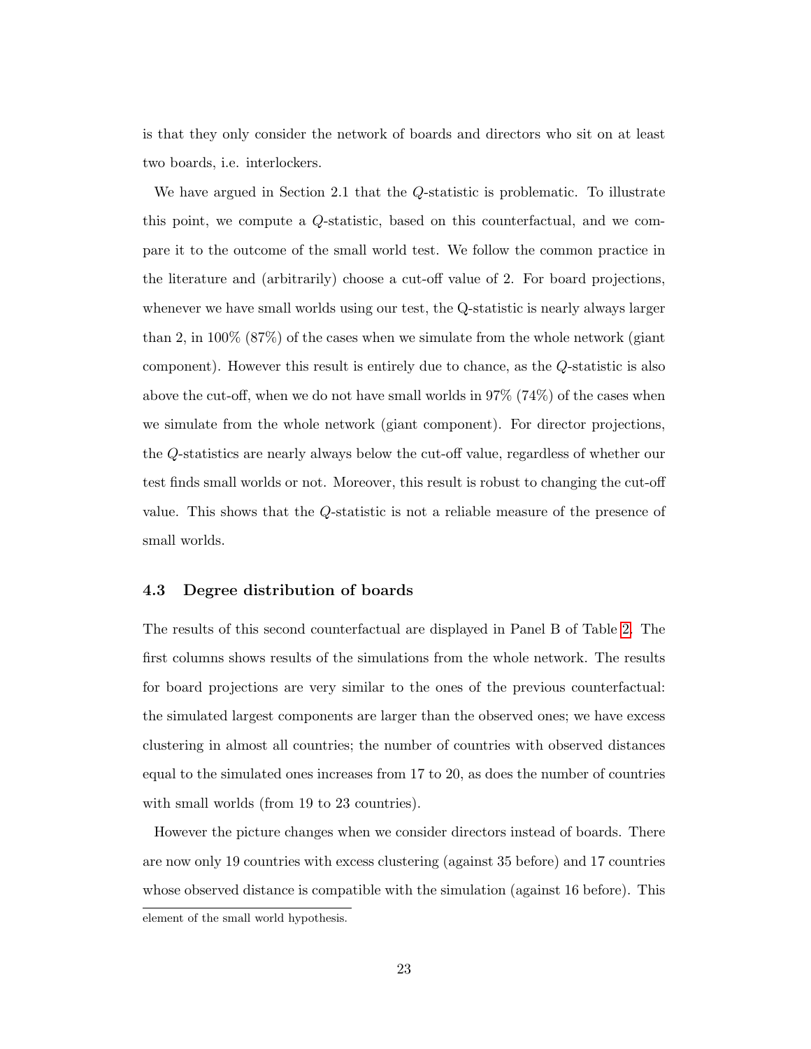is that they only consider the network of boards and directors who sit on at least two boards, i.e. interlockers.

We have argued in Section 2.1 that the $Q$-statistic is problematic. To illustrate this point, we compute a $Q$-statistic, based on this counterfactual, and we compare it to the outcome of the small world test. We follow the common practice in the literature and (arbitrarily) choose a cut-off value of 2. For board projections, whenever we have small worlds using our test, the Q-statistic is nearly always larger than 2, in 100% (87%) of the cases when we simulate from the whole network (giant component). However this result is entirely due to chance, as the $Q$-statistic is also above the cut-off, when we do not have small worlds in 97% (74%) of the cases when we simulate from the whole network (giant component). For director projections, the $Q$-statistics are nearly always below the cut-off value, regardless of whether our test finds small worlds or not. Moreover, this result is robust to changing the cut-off value. This shows that the $Q$-statistic is not a reliable measure of the presence of small worlds.

### 4.3 Degree distribution of boards

The results of this second counterfactual are displayed in Panel B of Table 2. The first columns shows results of the simulations from the whole network. The results for board projections are very similar to the ones of the previous counterfactual: the simulated largest components are larger than the observed ones; we have excess clustering in almost all countries; the number of countries with observed distances equal to the simulated ones increases from 17 to 20, as does the number of countries with small worlds (from 19 to 23 countries).

However the picture changes when we consider directors instead of boards. There are now only 19 countries with excess clustering (against 35 before) and 17 countries whose observed distance is compatible with the simulation (against 16 before). This

element of the small world hypothesis.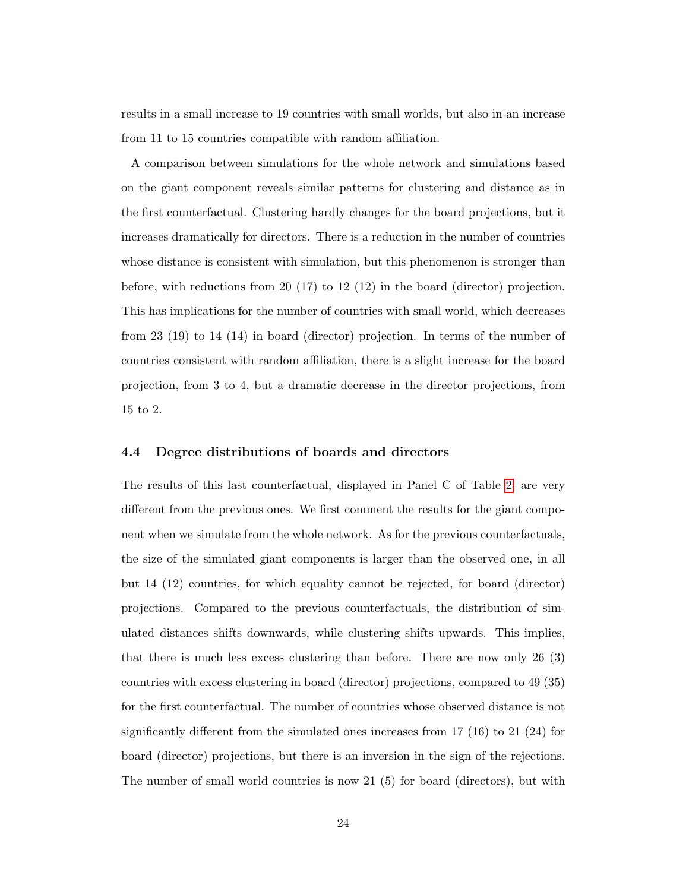results in a small increase to 19 countries with small worlds, but also in an increase from 11 to 15 countries compatible with random affiliation.

A comparison between simulations for the whole network and simulations based on the giant component reveals similar patterns for clustering and distance as in the first counterfactual. Clustering hardly changes for the board projections, but it increases dramatically for directors. There is a reduction in the number of countries whose distance is consistent with simulation, but this phenomenon is stronger than before, with reductions from 20 (17) to 12 (12) in the board (director) projection. This has implications for the number of countries with small world, which decreases from 23 (19) to 14 (14) in board (director) projection. In terms of the number of countries consistent with random affiliation, there is a slight increase for the board projection, from 3 to 4, but a dramatic decrease in the director projections, from 15 to 2.

### 4.4 Degree distributions of boards and directors

The results of this last counterfactual, displayed in Panel C of Table 2, are very different from the previous ones. We first comment the results for the giant component when we simulate from the whole network. As for the previous counterfactuals, the size of the simulated giant components is larger than the observed one, in all but 14 (12) countries, for which equality cannot be rejected, for board (director) projections. Compared to the previous counterfactuals, the distribution of simulated distances shifts downwards, while clustering shifts upwards. This implies, that there is much less excess clustering than before. There are now only 26 (3) countries with excess clustering in board (director) projections, compared to 49 (35) for the first counterfactual. The number of countries whose observed distance is not significantly different from the simulated ones increases from 17 (16) to 21 (24) for board (director) projections, but there is an inversion in the sign of the rejections. The number of small world countries is now 21 (5) for board (directors), but with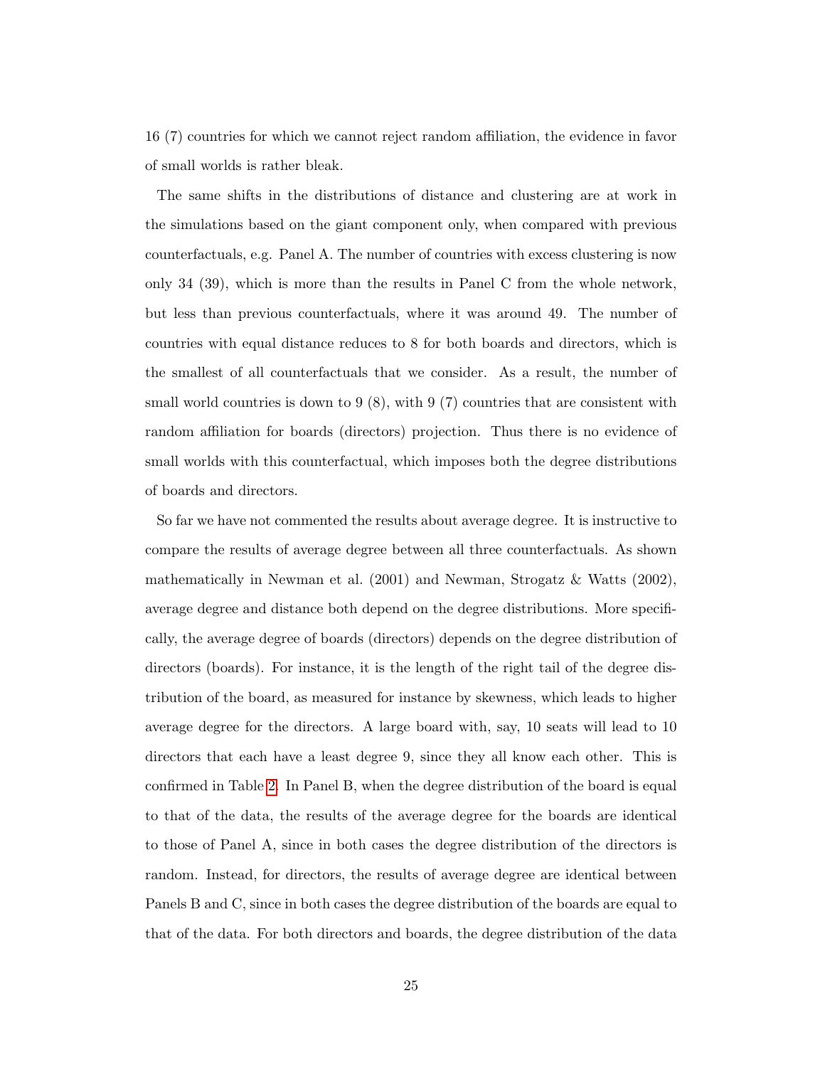16 (7) countries for which we cannot reject random affiliation, the evidence in favor of small worlds is rather bleak.

The same shifts in the distributions of distance and clustering are at work in the simulations based on the giant component only, when compared with previous counterfactuals, e.g. Panel A. The number of countries with excess clustering is now only 34 (39), which is more than the results in Panel C from the whole network, but less than previous counterfactuals, where it was around 49. The number of countries with equal distance reduces to 8 for both boards and directors, which is the smallest of all counterfactuals that we consider. As a result, the number of small world countries is down to 9 (8), with 9 (7) countries that are consistent with random affiliation for boards (directors) projection. Thus there is no evidence of small worlds with this counterfactual, which imposes both the degree distributions of boards and directors.

So far we have not commented the results about average degree. It is instructive to compare the results of average degree between all three counterfactuals. As shown mathematically in Newman et al. (2001) and Newman, Strogatz & Watts (2002), average degree and distance both depend on the degree distributions. More specifically, the average degree of boards (directors) depends on the degree distribution of directors (boards). For instance, it is the length of the right tail of the degree distribution of the board, as measured for instance by skewness, which leads to higher average degree for the directors. A large board with, say, 10 seats will lead to 10 directors that each have a least degree 9, since they all know each other. This is confirmed in Table 2. In Panel B, when the degree distribution of the board is equal to that of the data, the results of the average degree for the boards are identical to those of Panel A, since in both cases the degree distribution of the directors is random. Instead, for directors, the results of average degree are identical between Panels B and C, since in both cases the degree distribution of the boards are equal to that of the data. For both directors and boards, the degree distribution of the data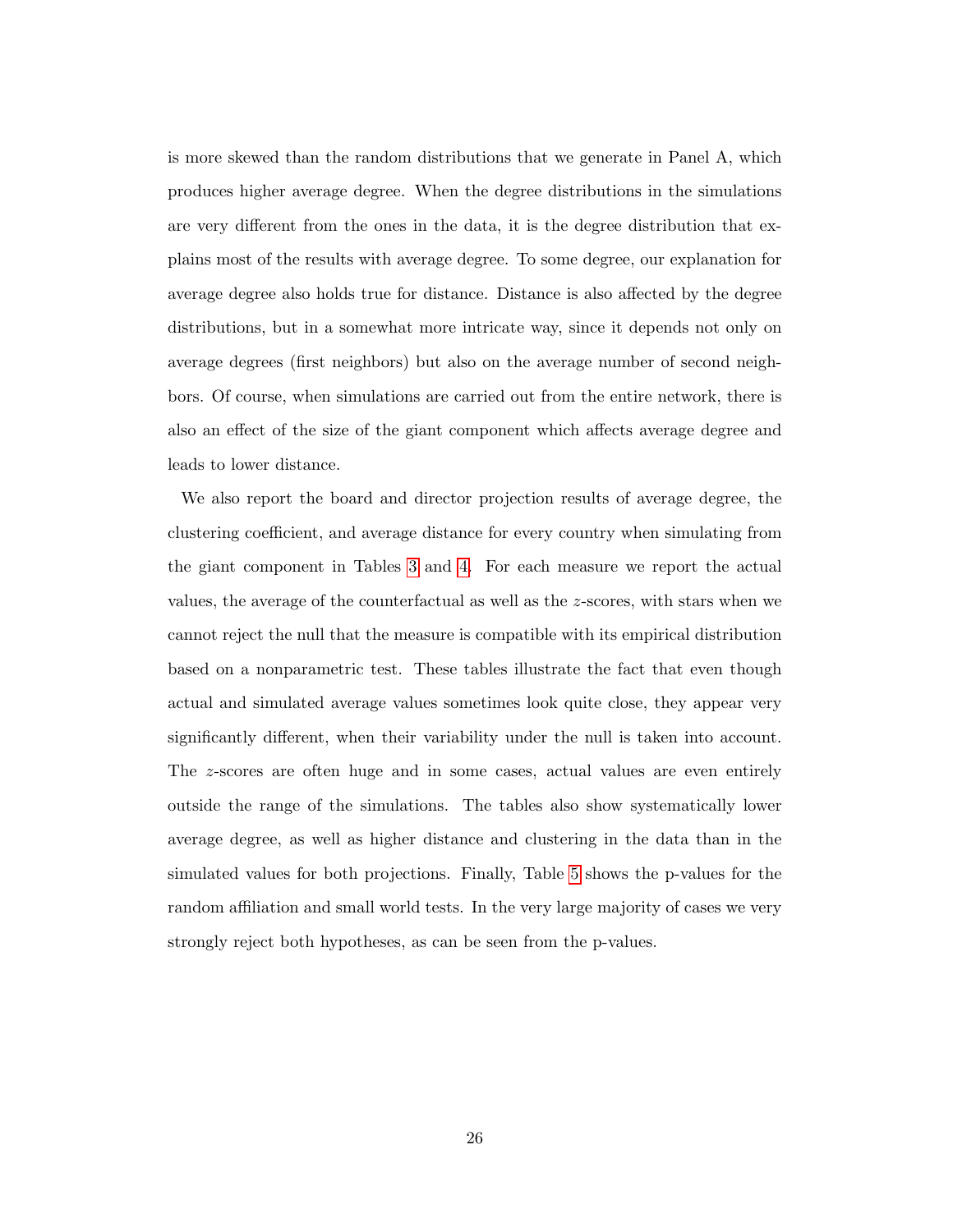is more skewed than the random distributions that we generate in Panel A, which produces higher average degree. When the degree distributions in the simulations are very different from the ones in the data, it is the degree distribution that explains most of the results with average degree. To some degree, our explanation for average degree also holds true for distance. Distance is also affected by the degree distributions, but in a somewhat more intricate way, since it depends not only on average degrees (first neighbors) but also on the average number of second neighbors. Of course, when simulations are carried out from the entire network, there is also an effect of the size of the giant component which affects average degree and leads to lower distance.

We also report the board and director projection results of average degree, the clustering coefficient, and average distance for every country when simulating from the giant component in Tables 3 and 4. For each measure we report the actual values, the average of the counterfactual as well as the $z$-scores, with stars when we cannot reject the null that the measure is compatible with its empirical distribution based on a nonparametric test. These tables illustrate the fact that even though actual and simulated average values sometimes look quite close, they appear very significantly different, when their variability under the null is taken into account. The $z$-scores are often huge and in some cases, actual values are even entirely outside the range of the simulations. The tables also show systematically lower average degree, as well as higher distance and clustering in the data than in the simulated values for both projections. Finally, Table 5 shows the p-values for the random affiliation and small world tests. In the very large majority of cases we very strongly reject both hypotheses, as can be seen from the p-values.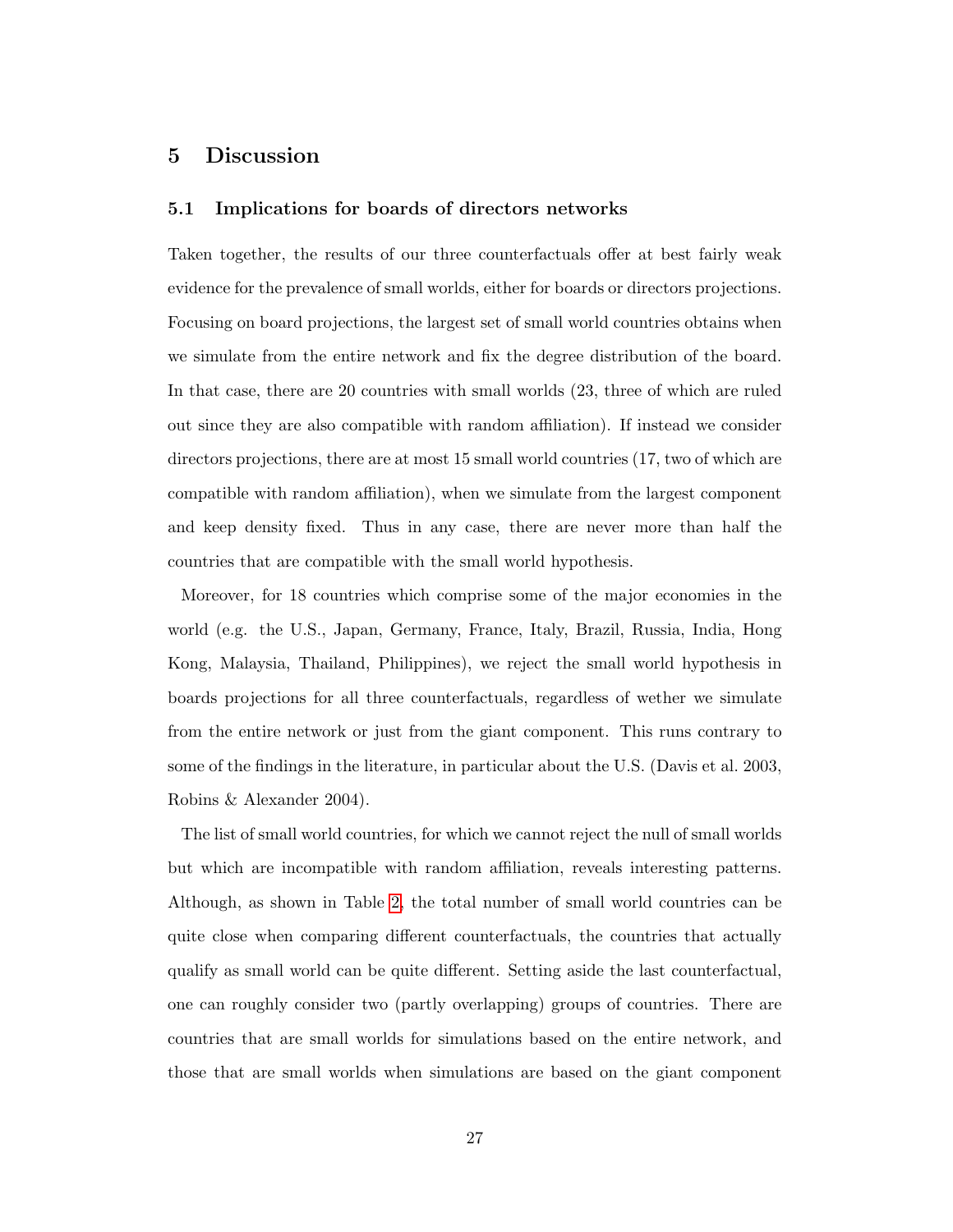## 5 Discussion

### 5.1 Implications for boards of directors networks

Taken together, the results of our three counterfactuals offer at best fairly weak evidence for the prevalence of small worlds, either for boards or directors projections. Focusing on board projections, the largest set of small world countries obtains when we simulate from the entire network and fix the degree distribution of the board. In that case, there are 20 countries with small worlds (23, three of which are ruled out since they are also compatible with random affiliation). If instead we consider directors projections, there are at most 15 small world countries (17, two of which are compatible with random affiliation), when we simulate from the largest component and keep density fixed. Thus in any case, there are never more than half the countries that are compatible with the small world hypothesis.

Moreover, for 18 countries which comprise some of the major economies in the world (e.g. the U.S., Japan, Germany, France, Italy, Brazil, Russia, India, Hong Kong, Malaysia, Thailand, Philippines), we reject the small world hypothesis in boards projections for all three counterfactuals, regardless of wether we simulate from the entire network or just from the giant component. This runs contrary to some of the findings in the literature, in particular about the U.S. (Davis et al. 2003, Robins & Alexander 2004).

The list of small world countries, for which we cannot reject the null of small worlds but which are incompatible with random affiliation, reveals interesting patterns. Although, as shown in Table 2, the total number of small world countries can be quite close when comparing different counterfactuals, the countries that actually qualify as small world can be quite different. Setting aside the last counterfactual, one can roughly consider two (partly overlapping) groups of countries. There are countries that are small worlds for simulations based on the entire network, and those that are small worlds when simulations are based on the giant component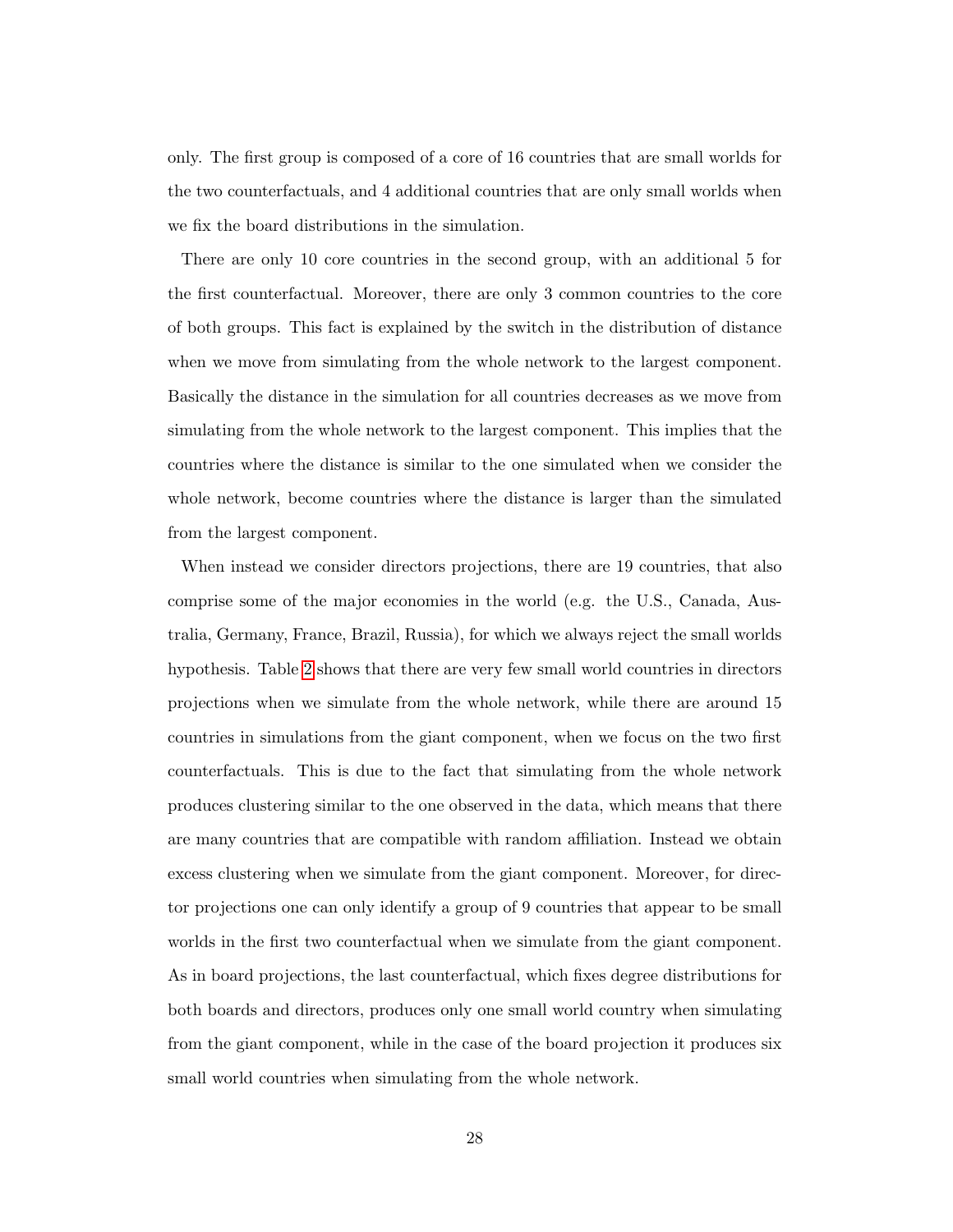only. The first group is composed of a core of 16 countries that are small worlds for the two counterfactuals, and 4 additional countries that are only small worlds when we fix the board distributions in the simulation.

There are only 10 core countries in the second group, with an additional 5 for the first counterfactual. Moreover, there are only 3 common countries to the core of both groups. This fact is explained by the switch in the distribution of distance when we move from simulating from the whole network to the largest component. Basically the distance in the simulation for all countries decreases as we move from simulating from the whole network to the largest component. This implies that the countries where the distance is similar to the one simulated when we consider the whole network, become countries where the distance is larger than the simulated from the largest component.

When instead we consider directors projections, there are 19 countries, that also comprise some of the major economies in the world (e.g. the U.S., Canada, Australia, Germany, France, Brazil, Russia), for which we always reject the small worlds hypothesis. Table 2 shows that there are very few small world countries in directors projections when we simulate from the whole network, while there are around 15 countries in simulations from the giant component, when we focus on the two first counterfactuals. This is due to the fact that simulating from the whole network produces clustering similar to the one observed in the data, which means that there are many countries that are compatible with random affiliation. Instead we obtain excess clustering when we simulate from the giant component. Moreover, for director projections one can only identify a group of 9 countries that appear to be small worlds in the first two counterfactual when we simulate from the giant component. As in board projections, the last counterfactual, which fixes degree distributions for both boards and directors, produces only one small world country when simulating from the giant component, while in the case of the board projection it produces six small world countries when simulating from the whole network.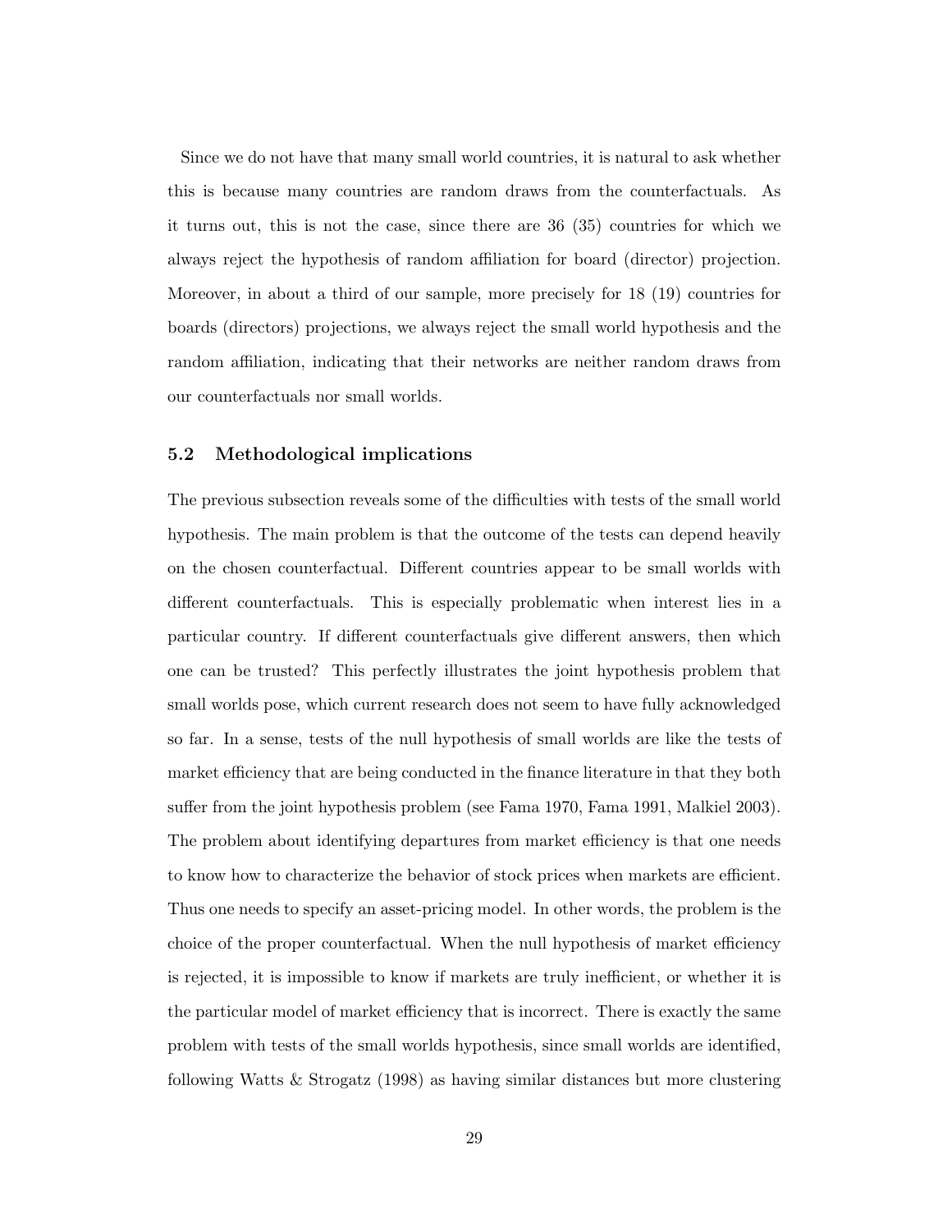Since we do not have that many small world countries, it is natural to ask whether this is because many countries are random draws from the counterfactuals. As it turns out, this is not the case, since there are 36 (35) countries for which we always reject the hypothesis of random affiliation for board (director) projection. Moreover, in about a third of our sample, more precisely for 18 (19) countries for boards (directors) projections, we always reject the small world hypothesis and the random affiliation, indicating that their networks are neither random draws from our counterfactuals nor small worlds.

### 5.2 Methodological implications

The previous subsection reveals some of the difficulties with tests of the small world hypothesis. The main problem is that the outcome of the tests can depend heavily on the chosen counterfactual. Different countries appear to be small worlds with different counterfactuals. This is especially problematic when interest lies in a particular country. If different counterfactuals give different answers, then which one can be trusted? This perfectly illustrates the joint hypothesis problem that small worlds pose, which current research does not seem to have fully acknowledged so far. In a sense, tests of the null hypothesis of small worlds are like the tests of market efficiency that are being conducted in the finance literature in that they both suffer from the joint hypothesis problem (see Fama 1970, Fama 1991, Malkiel 2003). The problem about identifying departures from market efficiency is that one needs to know how to characterize the behavior of stock prices when markets are efficient. Thus one needs to specify an asset-pricing model. In other words, the problem is the choice of the proper counterfactual. When the null hypothesis of market efficiency is rejected, it is impossible to know if markets are truly inefficient, or whether it is the particular model of market efficiency that is incorrect. There is exactly the same problem with tests of the small worlds hypothesis, since small worlds are identified, following Watts & Strogatz (1998) as having similar distances but more clustering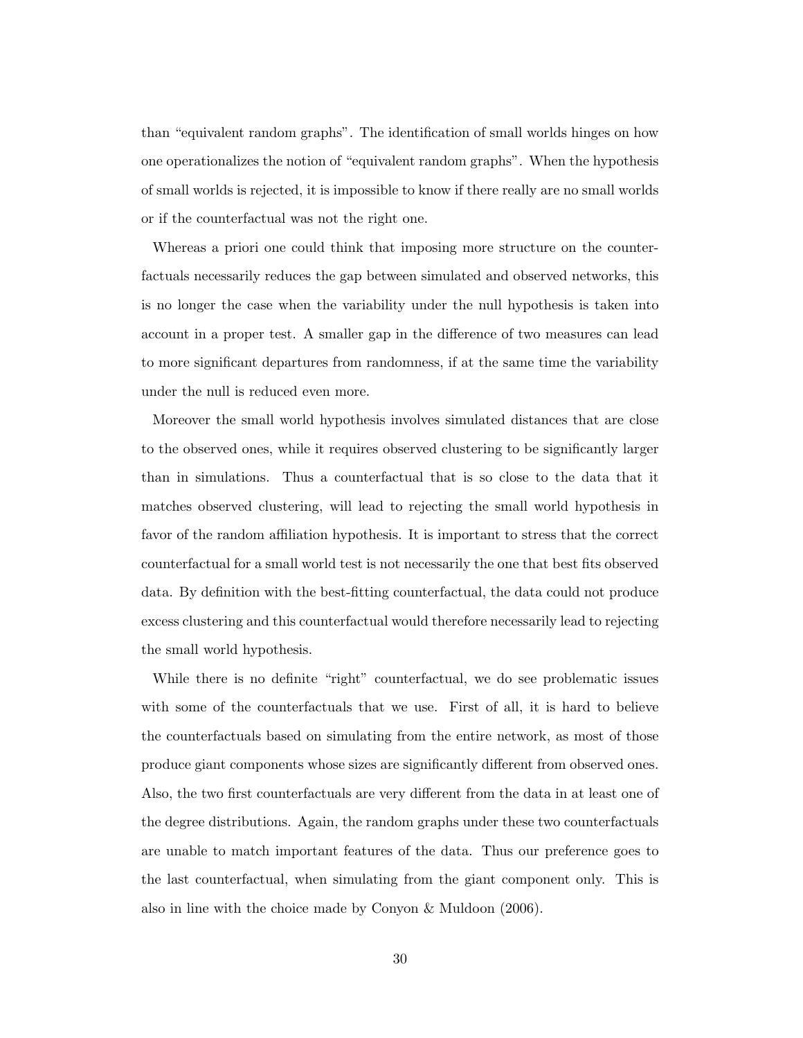than "equivalent random graphs". The identification of small worlds hinges on how one operationalizes the notion of "equivalent random graphs". When the hypothesis of small worlds is rejected, it is impossible to know if there really are no small worlds or if the counterfactual was not the right one.

Whereas a priori one could think that imposing more structure on the counterfactuals necessarily reduces the gap between simulated and observed networks, this is no longer the case when the variability under the null hypothesis is taken into account in a proper test. A smaller gap in the difference of two measures can lead to more significant departures from randomness, if at the same time the variability under the null is reduced even more.

Moreover the small world hypothesis involves simulated distances that are close to the observed ones, while it requires observed clustering to be significantly larger than in simulations. Thus a counterfactual that is so close to the data that it matches observed clustering, will lead to rejecting the small world hypothesis in favor of the random affiliation hypothesis. It is important to stress that the correct counterfactual for a small world test is not necessarily the one that best fits observed data. By definition with the best-fitting counterfactual, the data could not produce excess clustering and this counterfactual would therefore necessarily lead to rejecting the small world hypothesis.

While there is no definite "right" counterfactual, we do see problematic issues with some of the counterfactuals that we use. First of all, it is hard to believe the counterfactuals based on simulating from the entire network, as most of those produce giant components whose sizes are significantly different from observed ones. Also, the two first counterfactuals are very different from the data in at least one of the degree distributions. Again, the random graphs under these two counterfactuals are unable to match important features of the data. Thus our preference goes to the last counterfactual, when simulating from the giant component only. This is also in line with the choice made by Conyon & Muldoon (2006).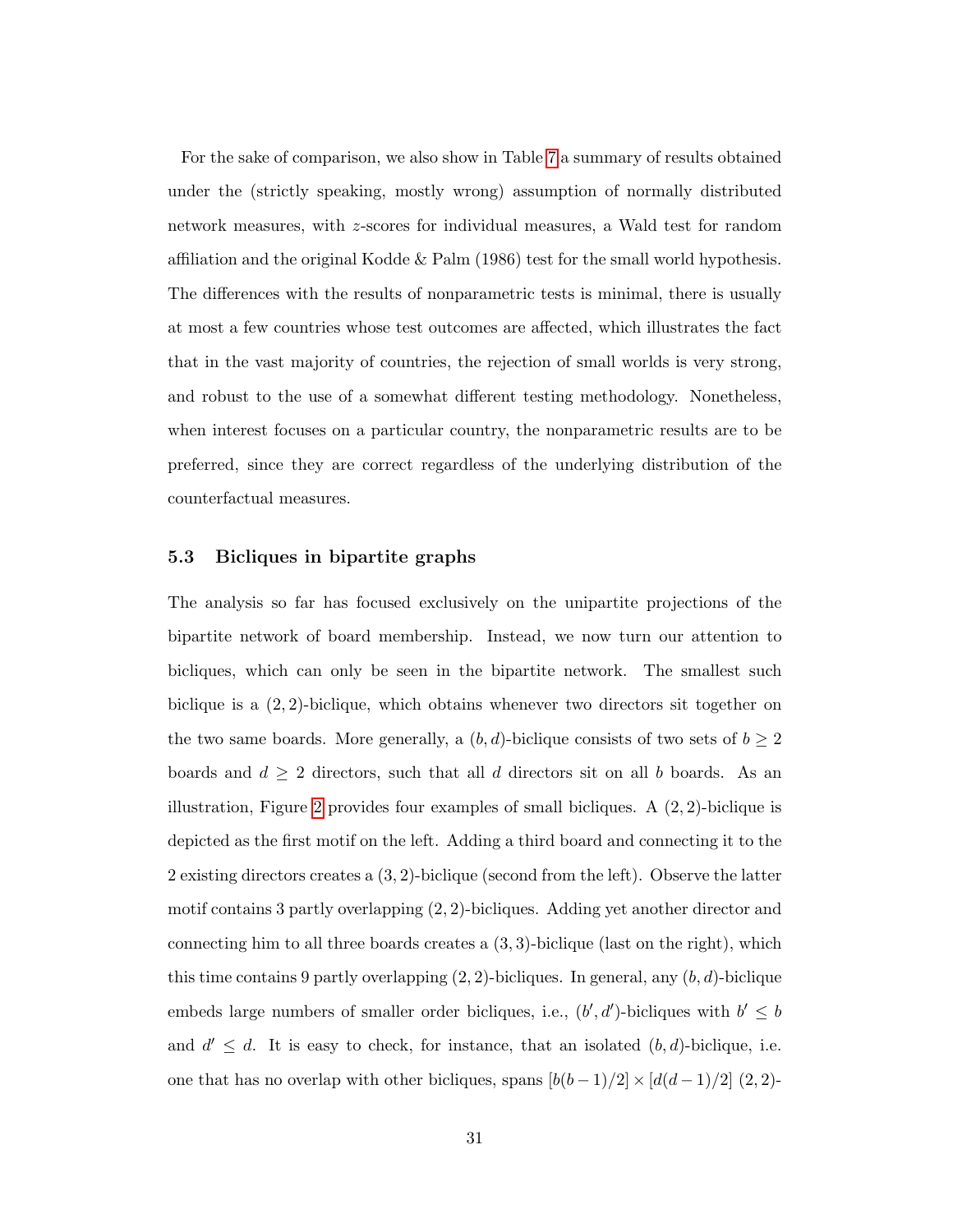For the sake of comparison, we also show in Table 7 a summary of results obtained under the (strictly speaking, mostly wrong) assumption of normally distributed network measures, with $z$-scores for individual measures, a Wald test for random affiliation and the original Kodde & Palm (1986) test for the small world hypothesis. The differences with the results of nonparametric tests is minimal, there is usually at most a few countries whose test outcomes are affected, which illustrates the fact that in the vast majority of countries, the rejection of small worlds is very strong, and robust to the use of a somewhat different testing methodology. Nonetheless, when interest focuses on a particular country, the nonparametric results are to be preferred, since they are correct regardless of the underlying distribution of the counterfactual measures.

### 5.3 Bicliques in bipartite graphs

The analysis so far has focused exclusively on the unipartite projections of the bipartite network of board membership. Instead, we now turn our attention to bicliques, which can only be seen in the bipartite network. The smallest such biclique is a $(2, 2)$-biclique, which obtains whenever two directors sit together on the two same boards. More generally, a $(b, d)$-biclique consists of two sets of $b \geq 2$ boards and $d \geq 2$ directors, such that all $d$ directors sit on all $b$ boards. As an illustration, Figure 2 provides four examples of small bicliques. A $(2, 2)$-biclique is depicted as the first motif on the left. Adding a third board and connecting it to the 2 existing directors creates a $(3, 2)$-biclique (second from the left). Observe the latter motif contains 3 partly overlapping $(2, 2)$-bicliques. Adding yet another director and connecting him to all three boards creates a $(3, 3)$-biclique (last on the right), which this time contains 9 partly overlapping $(2, 2)$-bicliques. In general, any $(b, d)$-biclique embeds large numbers of smaller order bicliques, i.e., $(b', d')$-bicliques with $b' \leq b$ and $d' \leq d$. It is easy to check, for instance, that an isolated $(b, d)$-biclique, i.e. one that has no overlap with other bicliques, spans $[b(b-1)/2] \times [d(d-1)/2]$ $(2, 2)$-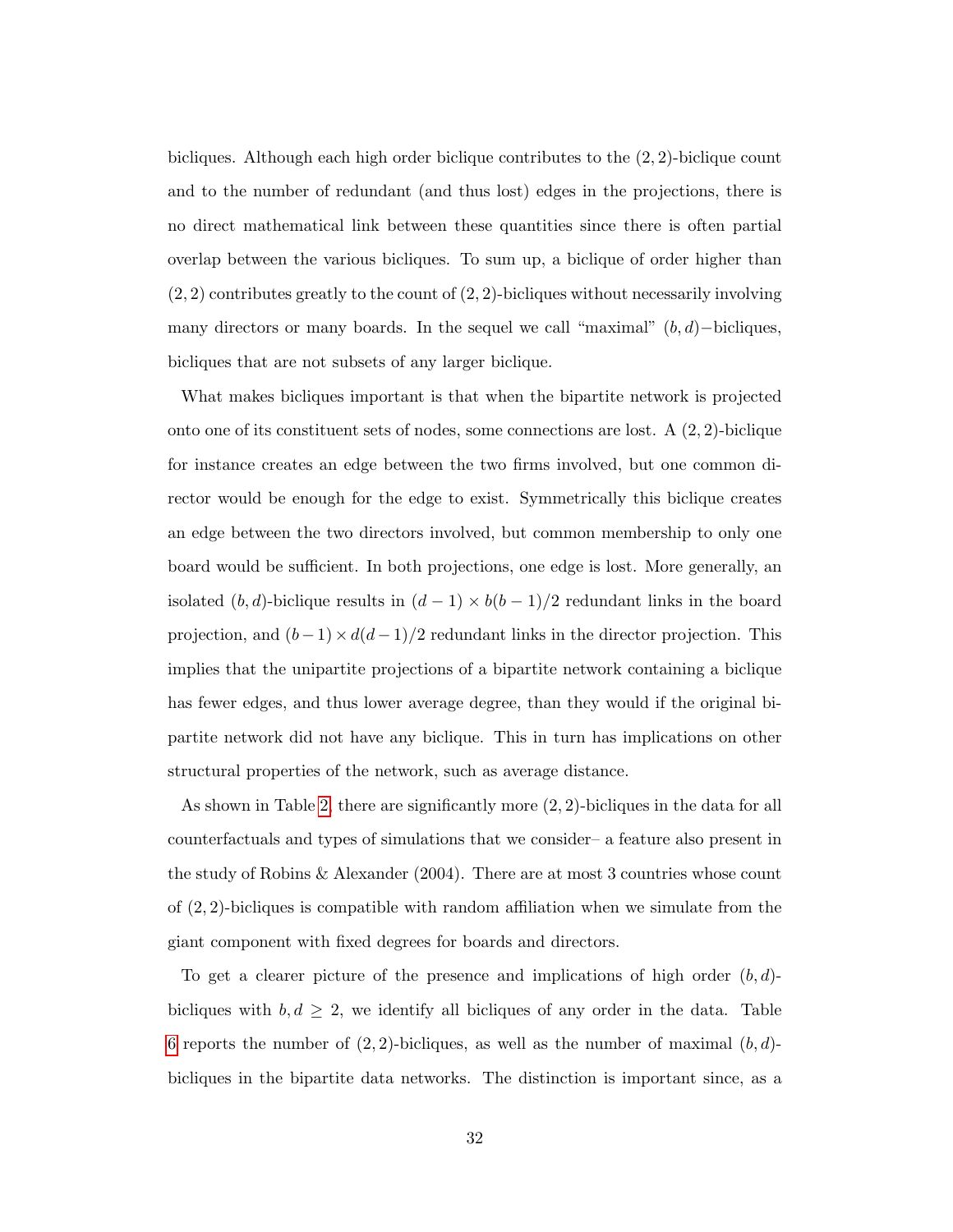bicliques. Although each high order biclique contributes to the $(2,2)$-biclique count and to the number of redundant (and thus lost) edges in the projections, there is no direct mathematical link between these quantities since there is often partial overlap between the various bicliques. To sum up, a biclique of order higher than $(2,2)$ contributes greatly to the count of $(2,2)$-bicliques without necessarily involving many directors or many boards. In the sequel we call "maximal" $(b,d)-$bicliques, bicliques that are not subsets of any larger biclique.

What makes bicliques important is that when the bipartite network is projected onto one of its constituent sets of nodes, some connections are lost. A $(2,2)$-biclique for instance creates an edge between the two firms involved, but one common director would be enough for the edge to exist. Symmetrically this biclique creates an edge between the two directors involved, but common membership to only one board would be sufficient. In both projections, one edge is lost. More generally, an isolated $(b,d)$-biclique results in $(d-1)\times b(b-1)/2$ redundant links in the board projection, and $(b-1)\times d(d-1)/2$ redundant links in the director projection. This implies that the unipartite projections of a bipartite network containing a biclique has fewer edges, and thus lower average degree, than they would if the original bipartite network did not have any biclique. This in turn has implications on other structural properties of the network, such as average distance.

As shown in Table 2, there are significantly more $(2,2)$-bicliques in the data for all counterfactuals and types of simulations that we consider– a feature also present in the study of Robins & Alexander (2004). There are at most 3 countries whose count of $(2,2)$-bicliques is compatible with random affiliation when we simulate from the giant component with fixed degrees for boards and directors.

To get a clearer picture of the presence and implications of high order $(b,d)$-bicliques with $b,d\geq 2$, we identify all bicliques of any order in the data. Table 6 reports the number of $(2,2)$-bicliques, as well as the number of maximal $(b,d)$-bicliques in the bipartite data networks. The distinction is important since, as a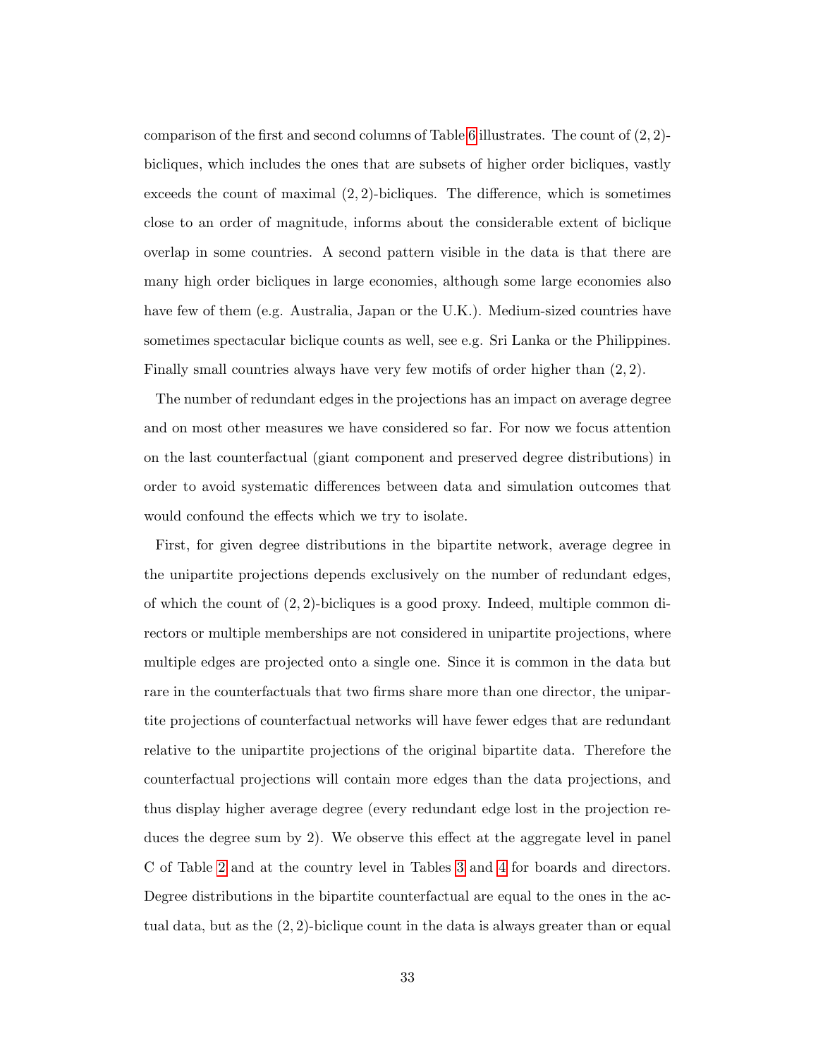comparison of the first and second columns of Table 6 illustrates. The count of $(2,2)$-bicliques, which includes the ones that are subsets of higher order bicliques, vastly exceeds the count of maximal $(2,2)$-bicliques. The difference, which is sometimes close to an order of magnitude, informs about the considerable extent of biclique overlap in some countries. A second pattern visible in the data is that there are many high order bicliques in large economies, although some large economies also have few of them (e.g. Australia, Japan or the U.K.). Medium-sized countries have sometimes spectacular biclique counts as well, see e.g. Sri Lanka or the Philippines. Finally small countries always have very few motifs of order higher than $(2,2)$.

The number of redundant edges in the projections has an impact on average degree and on most other measures we have considered so far. For now we focus attention on the last counterfactual (giant component and preserved degree distributions) in order to avoid systematic differences between data and simulation outcomes that would confound the effects which we try to isolate.

First, for given degree distributions in the bipartite network, average degree in the unipartite projections depends exclusively on the number of redundant edges, of which the count of $(2,2)$-bicliques is a good proxy. Indeed, multiple common directors or multiple memberships are not considered in unipartite projections, where multiple edges are projected onto a single one. Since it is common in the data but rare in the counterfactuals that two firms share more than one director, the unipartite projections of counterfactual networks will have fewer edges that are redundant relative to the unipartite projections of the original bipartite data. Therefore the counterfactual projections will contain more edges than the data projections, and thus display higher average degree (every redundant edge lost in the projection reduces the degree sum by 2). We observe this effect at the aggregate level in panel C of Table 2 and at the country level in Tables 3 and 4 for boards and directors. Degree distributions in the bipartite counterfactual are equal to the ones in the actual data, but as the $(2,2)$-biclique count in the data is always greater than or equal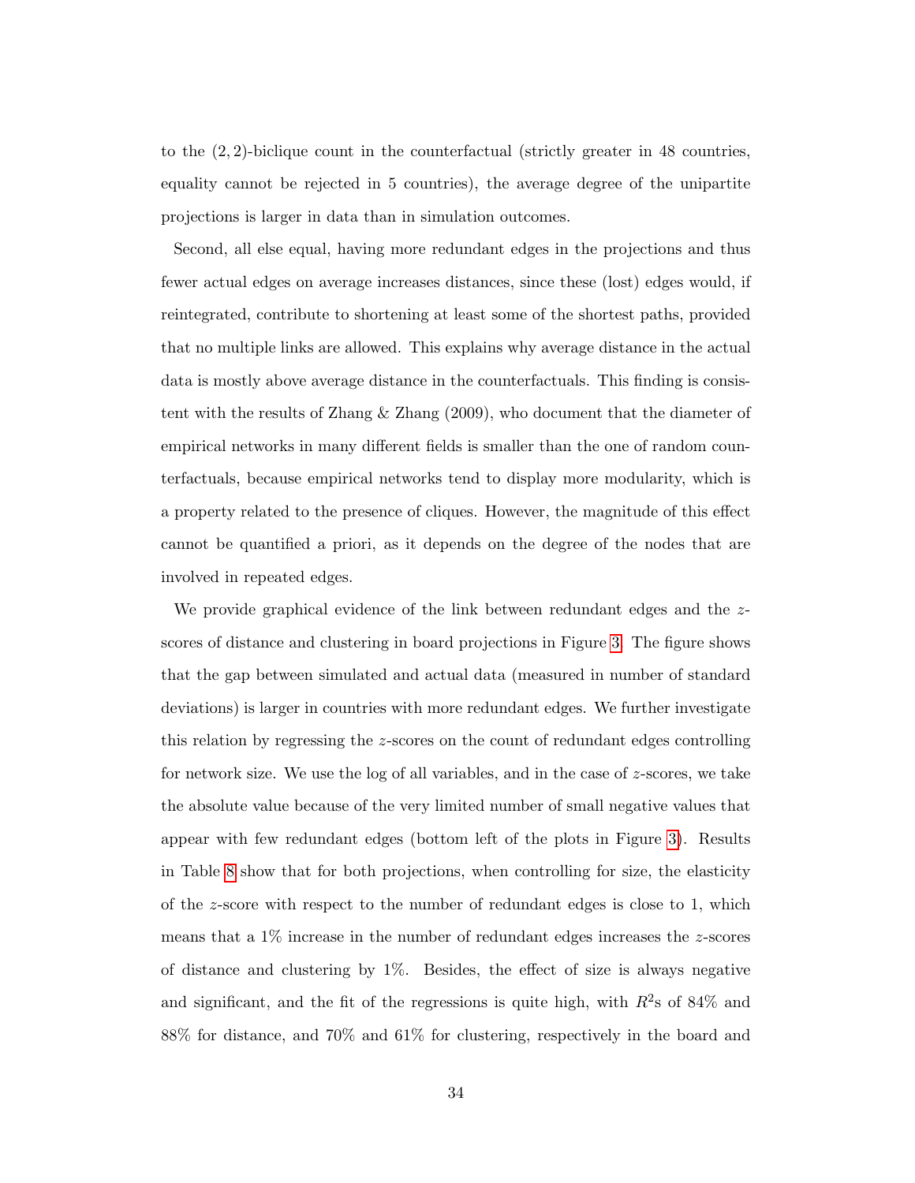to the $(2, 2)$-biclique count in the counterfactual (strictly greater in 48 countries, equality cannot be rejected in 5 countries), the average degree of the unipartite projections is larger in data than in simulation outcomes.

Second, all else equal, having more redundant edges in the projections and thus fewer actual edges on average increases distances, since these (lost) edges would, if reintegrated, contribute to shortening at least some of the shortest paths, provided that no multiple links are allowed. This explains why average distance in the actual data is mostly above average distance in the counterfactuals. This finding is consistent with the results of Zhang & Zhang (2009), who document that the diameter of empirical networks in many different fields is smaller than the one of random counterfactuals, because empirical networks tend to display more modularity, which is a property related to the presence of cliques. However, the magnitude of this effect cannot be quantified a priori, as it depends on the degree of the nodes that are involved in repeated edges.

We provide graphical evidence of the link between redundant edges and the $z$-scores of distance and clustering in board projections in Figure 3. The figure shows that the gap between simulated and actual data (measured in number of standard deviations) is larger in countries with more redundant edges. We further investigate this relation by regressing the $z$-scores on the count of redundant edges controlling for network size. We use the log of all variables, and in the case of $z$-scores, we take the absolute value because of the very limited number of small negative values that appear with few redundant edges (bottom left of the plots in Figure 3). Results in Table 8 show that for both projections, when controlling for size, the elasticity of the $z$-score with respect to the number of redundant edges is close to 1, which means that a 1% increase in the number of redundant edges increases the $z$-scores of distance and clustering by 1%. Besides, the effect of size is always negative and significant, and the fit of the regressions is quite high, with $R^2$s of 84% and 88% for distance, and 70% and 61% for clustering, respectively in the board and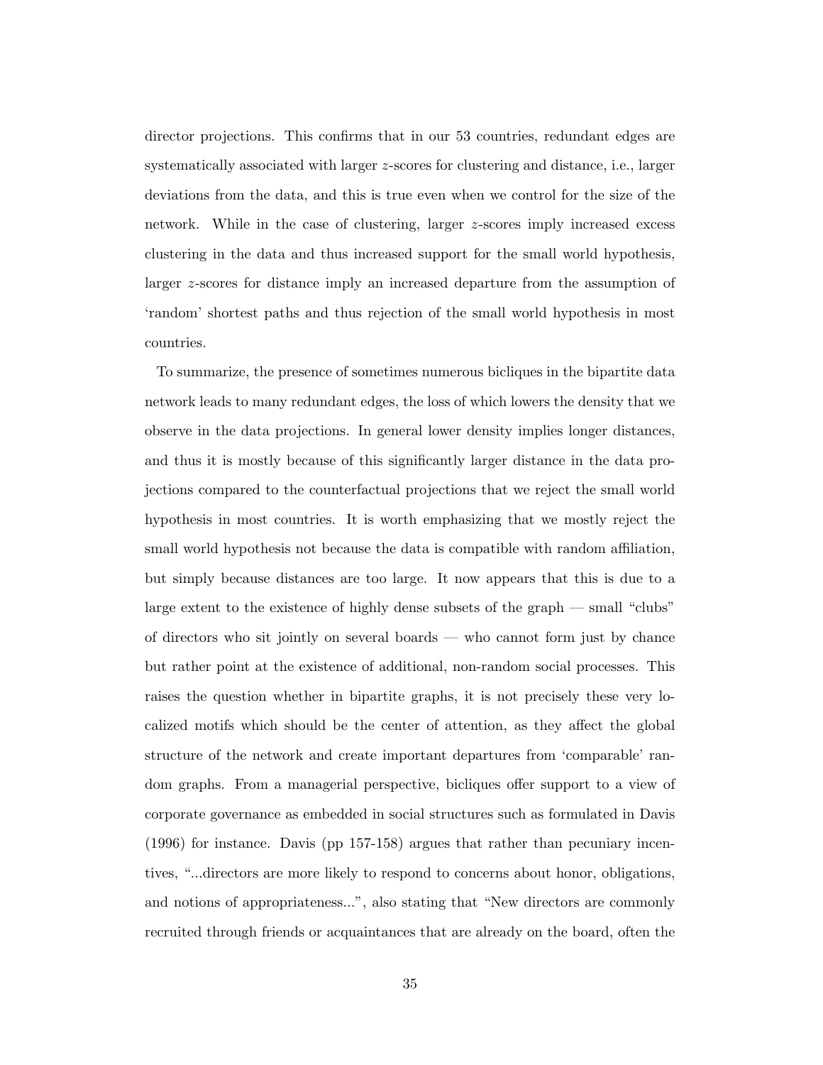director projections. This confirms that in our 53 countries, redundant edges are systematically associated with larger $z$-scores for clustering and distance, i.e., larger deviations from the data, and this is true even when we control for the size of the network. While in the case of clustering, larger $z$-scores imply increased excess clustering in the data and thus increased support for the small world hypothesis, larger $z$-scores for distance imply an increased departure from the assumption of 'random' shortest paths and thus rejection of the small world hypothesis in most countries.

To summarize, the presence of sometimes numerous bicliques in the bipartite data network leads to many redundant edges, the loss of which lowers the density that we observe in the data projections. In general lower density implies longer distances, and thus it is mostly because of this significantly larger distance in the data projections compared to the counterfactual projections that we reject the small world hypothesis in most countries. It is worth emphasizing that we mostly reject the small world hypothesis not because the data is compatible with random affiliation, but simply because distances are too large. It now appears that this is due to a large extent to the existence of highly dense subsets of the graph — small "clubs" of directors who sit jointly on several boards — who cannot form just by chance but rather point at the existence of additional, non-random social processes. This raises the question whether in bipartite graphs, it is not precisely these very localized motifs which should be the center of attention, as they affect the global structure of the network and create important departures from 'comparable' random graphs. From a managerial perspective, bicliques offer support to a view of corporate governance as embedded in social structures such as formulated in Davis (1996) for instance. Davis (pp 157-158) argues that rather than pecuniary incentives, "...directors are more likely to respond to concerns about honor, obligations, and notions of appropriateness...", also stating that "New directors are commonly recruited through friends or acquaintances that are already on the board, often the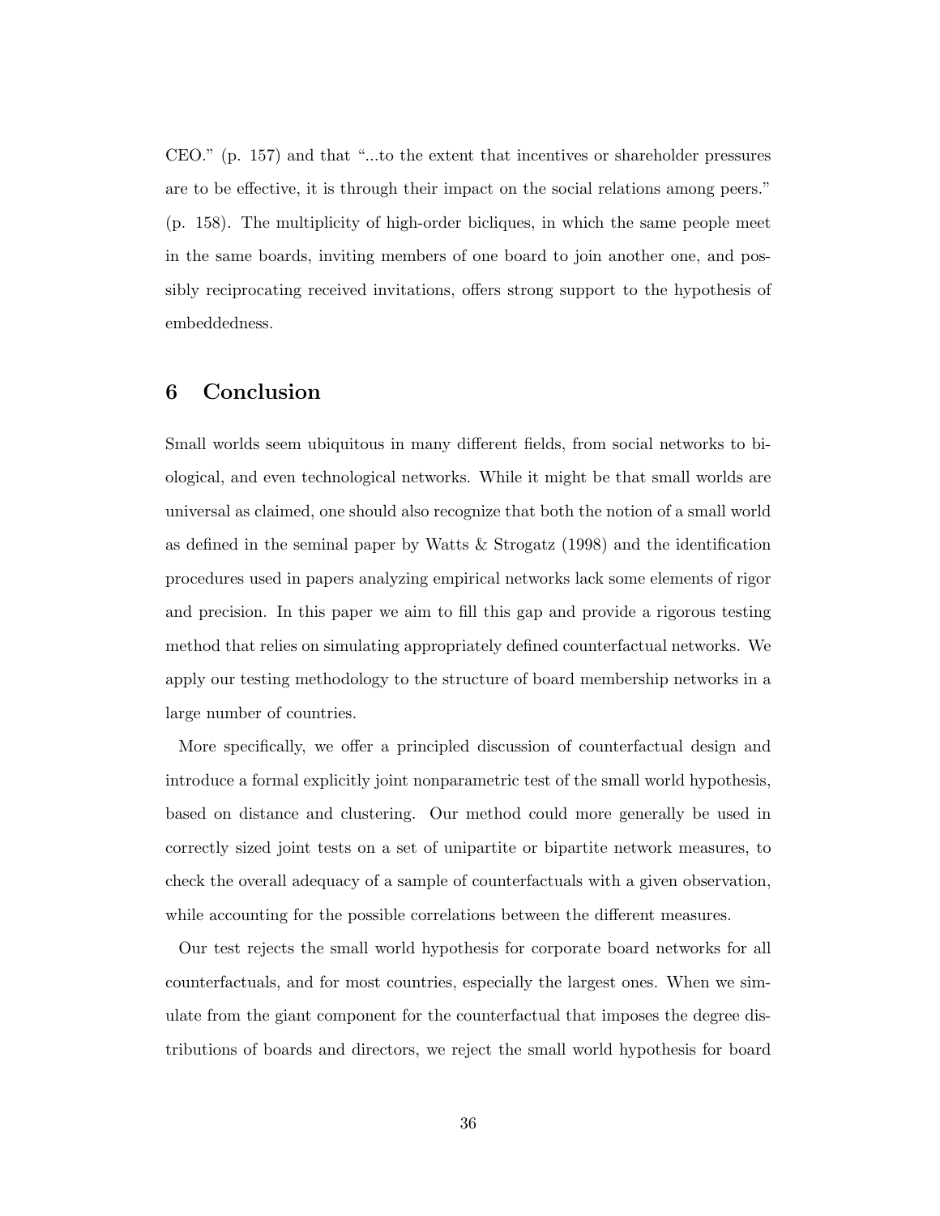CEO." (p. 157) and that "...to the extent that incentives or shareholder pressures are to be effective, it is through their impact on the social relations among peers." (p. 158). The multiplicity of high-order bicliques, in which the same people meet in the same boards, inviting members of one board to join another one, and possibly reciprocating received invitations, offers strong support to the hypothesis of embeddedness.

## 6 Conclusion

Small worlds seem ubiquitous in many different fields, from social networks to biological, and even technological networks. While it might be that small worlds are universal as claimed, one should also recognize that both the notion of a small world as defined in the seminal paper by Watts & Strogatz (1998) and the identification procedures used in papers analyzing empirical networks lack some elements of rigor and precision. In this paper we aim to fill this gap and provide a rigorous testing method that relies on simulating appropriately defined counterfactual networks. We apply our testing methodology to the structure of board membership networks in a large number of countries.

More specifically, we offer a principled discussion of counterfactual design and introduce a formal explicitly joint nonparametric test of the small world hypothesis, based on distance and clustering. Our method could more generally be used in correctly sized joint tests on a set of unipartite or bipartite network measures, to check the overall adequacy of a sample of counterfactuals with a given observation, while accounting for the possible correlations between the different measures.

Our test rejects the small world hypothesis for corporate board networks for all counterfactuals, and for most countries, especially the largest ones. When we simulate from the giant component for the counterfactual that imposes the degree distributions of boards and directors, we reject the small world hypothesis for board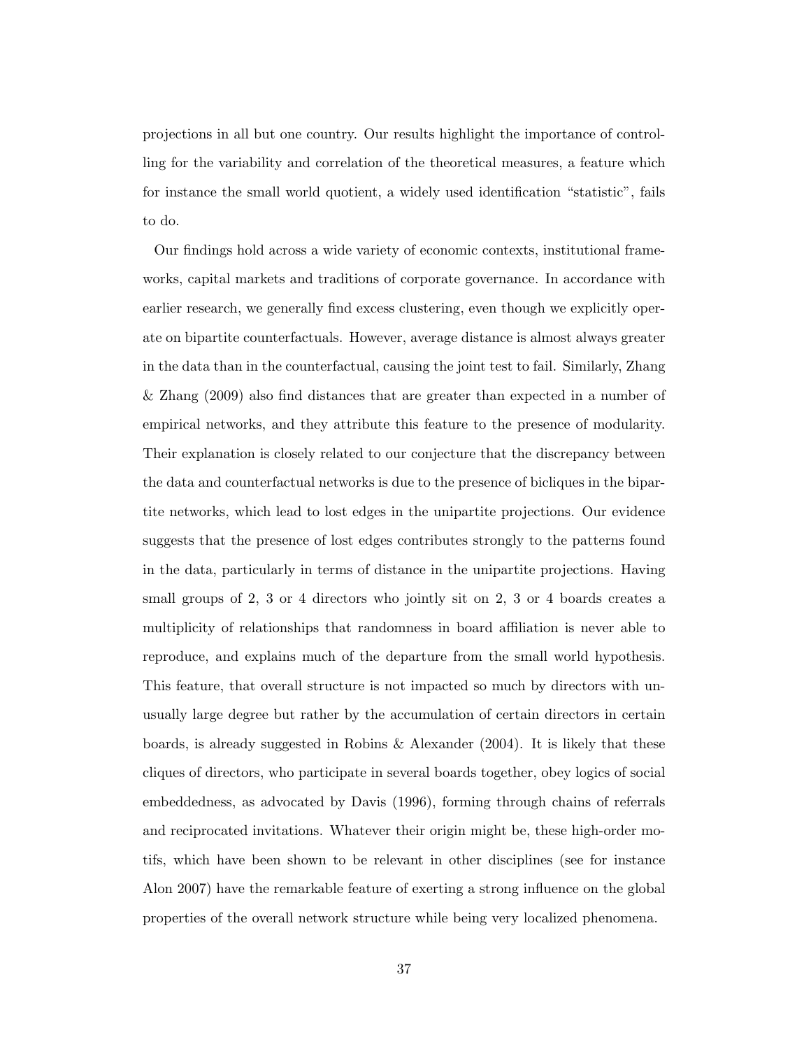projections in all but one country. Our results highlight the importance of controlling for the variability and correlation of the theoretical measures, a feature which for instance the small world quotient, a widely used identification "statistic", fails to do.

Our findings hold across a wide variety of economic contexts, institutional frameworks, capital markets and traditions of corporate governance. In accordance with earlier research, we generally find excess clustering, even though we explicitly operate on bipartite counterfactuals. However, average distance is almost always greater in the data than in the counterfactual, causing the joint test to fail. Similarly, Zhang & Zhang (2009) also find distances that are greater than expected in a number of empirical networks, and they attribute this feature to the presence of modularity. Their explanation is closely related to our conjecture that the discrepancy between the data and counterfactual networks is due to the presence of bicliques in the bipartite networks, which lead to lost edges in the unipartite projections. Our evidence suggests that the presence of lost edges contributes strongly to the patterns found in the data, particularly in terms of distance in the unipartite projections. Having small groups of 2, 3 or 4 directors who jointly sit on 2, 3 or 4 boards creates a multiplicity of relationships that randomness in board affiliation is never able to reproduce, and explains much of the departure from the small world hypothesis. This feature, that overall structure is not impacted so much by directors with unusually large degree but rather by the accumulation of certain directors in certain boards, is already suggested in Robins & Alexander (2004). It is likely that these cliques of directors, who participate in several boards together, obey logics of social embeddedness, as advocated by Davis (1996), forming through chains of referrals and reciprocated invitations. Whatever their origin might be, these high-order motifs, which have been shown to be relevant in other disciplines (see for instance Alon 2007) have the remarkable feature of exerting a strong influence on the global properties of the overall network structure while being very localized phenomena.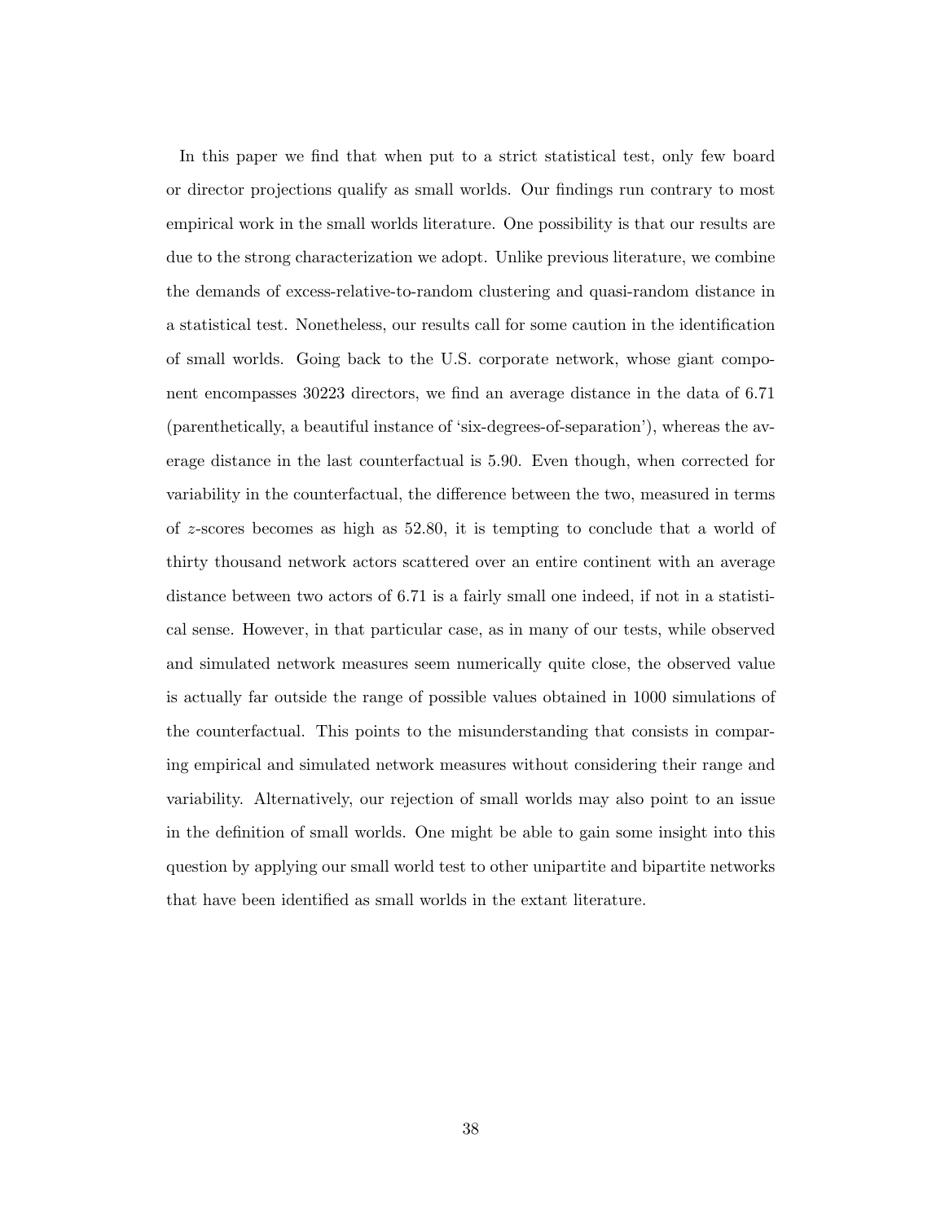In this paper we find that when put to a strict statistical test, only few board or director projections qualify as small worlds. Our findings run contrary to most empirical work in the small worlds literature. One possibility is that our results are due to the strong characterization we adopt. Unlike previous literature, we combine the demands of excess-relative-to-random clustering and quasi-random distance in a statistical test. Nonetheless, our results call for some caution in the identification of small worlds. Going back to the U.S. corporate network, whose giant component encompasses 30223 directors, we find an average distance in the data of 6.71 (parenthetically, a beautiful instance of 'six-degrees-of-separation'), whereas the average distance in the last counterfactual is 5.90. Even though, when corrected for variability in the counterfactual, the difference between the two, measured in terms of $z$-scores becomes as high as 52.80, it is tempting to conclude that a world of thirty thousand network actors scattered over an entire continent with an average distance between two actors of 6.71 is a fairly small one indeed, if not in a statistical sense. However, in that particular case, as in many of our tests, while observed and simulated network measures seem numerically quite close, the observed value is actually far outside the range of possible values obtained in 1000 simulations of the counterfactual. This points to the misunderstanding that consists in comparing empirical and simulated network measures without considering their range and variability. Alternatively, our rejection of small worlds may also point to an issue in the definition of small worlds. One might be able to gain some insight into this question by applying our small world test to other unipartite and bipartite networks that have been identified as small worlds in the extant literature.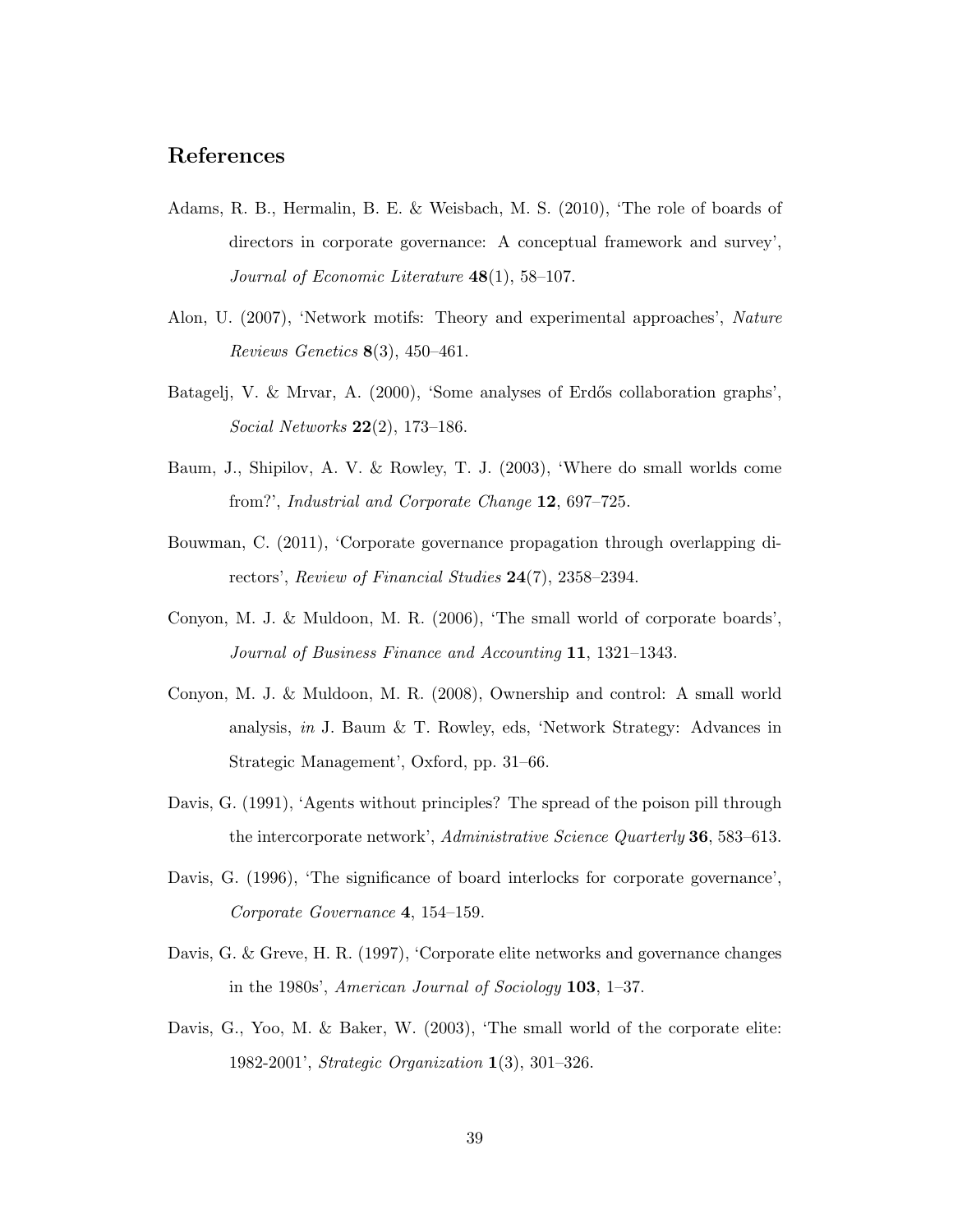## References

Adams, R. B., Hermalin, B. E. & Weisbach, M. S. (2010), 'The role of boards of directors in corporate governance: A conceptual framework and survey', *Journal of Economic Literature* **48**(1), 58–107.

Alon, U. (2007), 'Network motifs: Theory and experimental approaches', *Nature Reviews Genetics* **8**(3), 450–461.

Batagelj, V. & Mrvar, A. (2000), 'Some analyses of Erdős collaboration graphs', *Social Networks* **22**(2), 173–186.

Baum, J., Shipilov, A. V. & Rowley, T. J. (2003), 'Where do small worlds come from?', *Industrial and Corporate Change* **12**, 697–725.

Bouwman, C. (2011), 'Corporate governance propagation through overlapping directors', *Review of Financial Studies* **24**(7), 2358–2394.

Conyon, M. J. & Muldoon, M. R. (2006), 'The small world of corporate boards', *Journal of Business Finance and Accounting* **11**, 1321–1343.

Conyon, M. J. & Muldoon, M. R. (2008), Ownership and control: A small world analysis, *in* J. Baum & T. Rowley, eds, 'Network Strategy: Advances in Strategic Management', Oxford, pp. 31–66.

Davis, G. (1991), 'Agents without principles? The spread of the poison pill through the intercorporate network', *Administrative Science Quarterly* **36**, 583–613.

Davis, G. (1996), 'The significance of board interlocks for corporate governance', *Corporate Governance* **4**, 154–159.

Davis, G. & Greve, H. R. (1997), 'Corporate elite networks and governance changes in the 1980s', *American Journal of Sociology* **103**, 1–37.

Davis, G., Yoo, M. & Baker, W. (2003), 'The small world of the corporate elite: 1982-2001', *Strategic Organization* **1**(3), 301–326.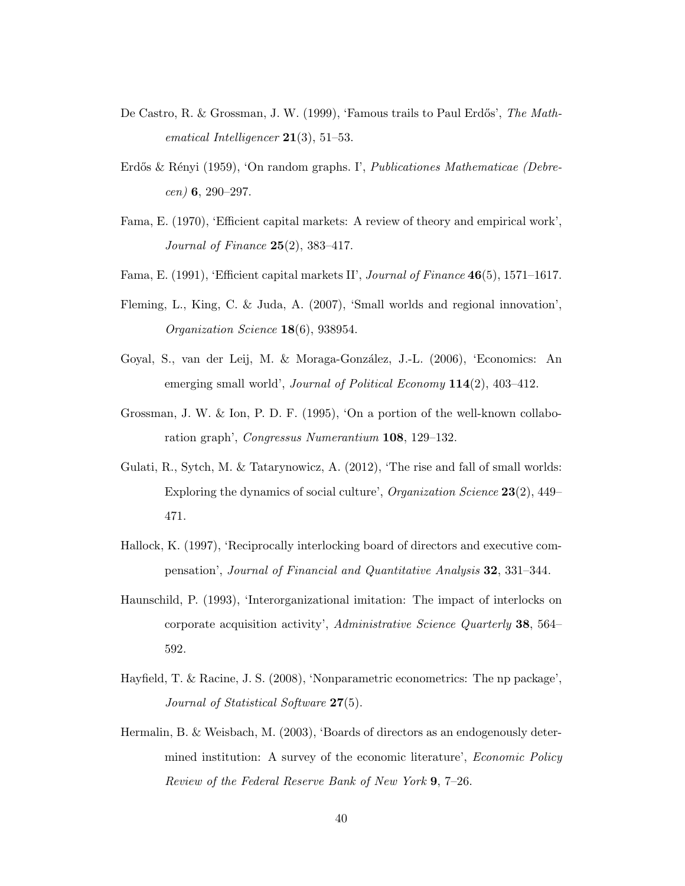De Castro, R. & Grossman, J. W. (1999), 'Famous trails to Paul Erdős', *The Mathematical Intelligencer* **21**(3), 51–53.

Erdős & Rényi (1959), 'On random graphs. I', *Publicationes Mathematicae (Debrecen)* **6**, 290–297.

Fama, E. (1970), 'Efficient capital markets: A review of theory and empirical work', *Journal of Finance* **25**(2), 383–417.

Fama, E. (1991), 'Efficient capital markets II', *Journal of Finance* **46**(5), 1571–1617.

Fleming, L., King, C. & Juda, A. (2007), 'Small worlds and regional innovation', *Organization Science* **18**(6), 938954.

Goyal, S., van der Leij, M. & Moraga-González, J.-L. (2006), 'Economics: An emerging small world', *Journal of Political Economy* **114**(2), 403–412.

Grossman, J. W. & Ion, P. D. F. (1995), 'On a portion of the well-known collaboration graph', *Congressus Numerantium* **108**, 129–132.

Gulati, R., Sytch, M. & Tatarynowicz, A. (2012), 'The rise and fall of small worlds: Exploring the dynamics of social culture', *Organization Science* **23**(2), 449–471.

Hallock, K. (1997), 'Reciprocally interlocking board of directors and executive compensation', *Journal of Financial and Quantitative Analysis* **32**, 331–344.

Haunschild, P. (1993), 'Interorganizational imitation: The impact of interlocks on corporate acquisition activity', *Administrative Science Quarterly* **38**, 564–592.

Hayfield, T. & Racine, J. S. (2008), 'Nonparametric econometrics: The np package', *Journal of Statistical Software* **27**(5).

Hermalin, B. & Weisbach, M. (2003), 'Boards of directors as an endogenously determined institution: A survey of the economic literature', *Economic Policy Review of the Federal Reserve Bank of New York* **9**, 7–26.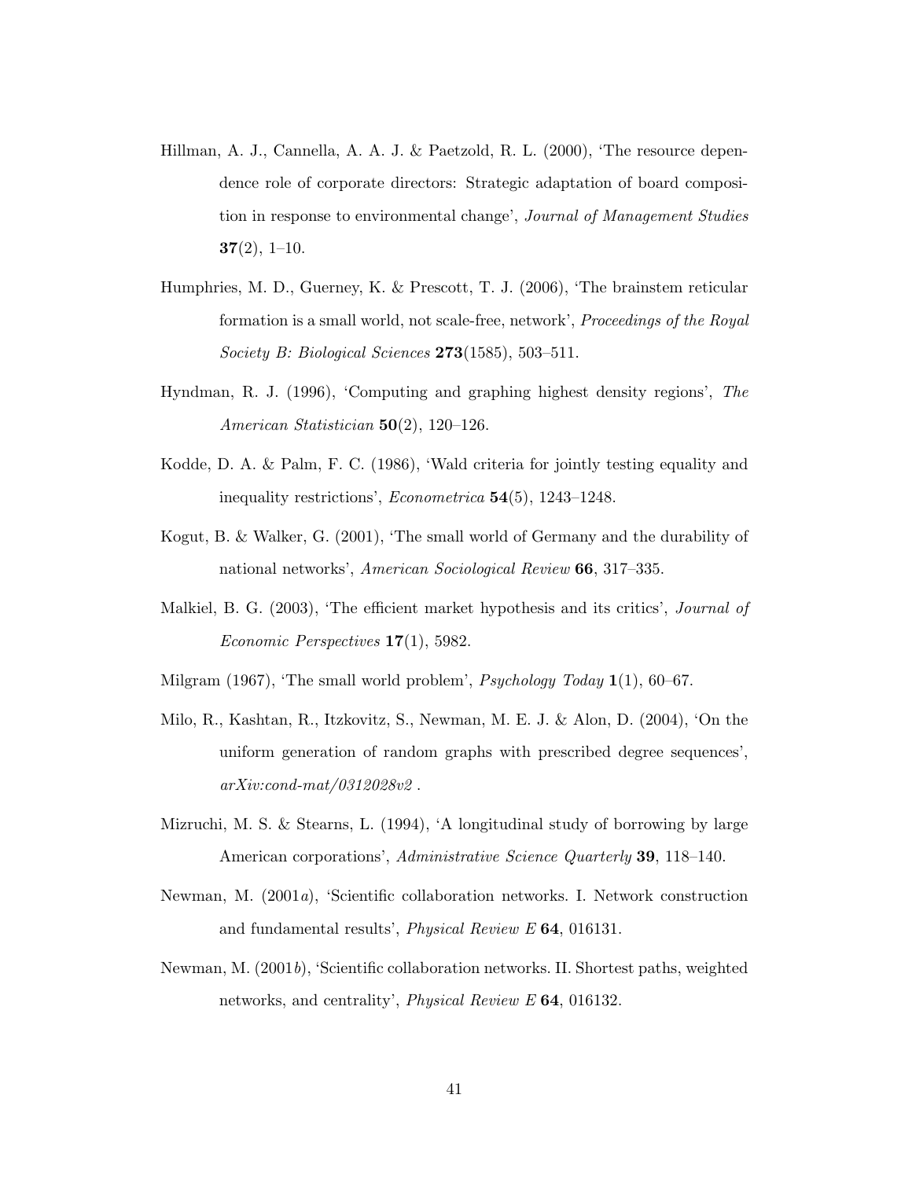Hillman, A. J., Cannella, A. A. J. & Paetzold, R. L. (2000), 'The resource dependence role of corporate directors: Strategic adaptation of board composition in response to environmental change', *Journal of Management Studies* **37**(2), 1–10.

Humphries, M. D., Guerney, K. & Prescott, T. J. (2006), 'The brainstem reticular formation is a small world, not scale-free, network', *Proceedings of the Royal Society B: Biological Sciences* **273**(1585), 503–511.

Hyndman, R. J. (1996), 'Computing and graphing highest density regions', *The American Statistician* **50**(2), 120–126.

Kodde, D. A. & Palm, F. C. (1986), 'Wald criteria for jointly testing equality and inequality restrictions', *Econometrica* **54**(5), 1243–1248.

Kogut, B. & Walker, G. (2001), 'The small world of Germany and the durability of national networks', *American Sociological Review* **66**, 317–335.

Malkiel, B. G. (2003), 'The efficient market hypothesis and its critics', *Journal of Economic Perspectives* **17**(1), 5982.

Milgram (1967), 'The small world problem', *Psychology Today* **1**(1), 60–67.

Milo, R., Kashtan, R., Itzkovitz, S., Newman, M. E. J. & Alon, D. (2004), 'On the uniform generation of random graphs with prescribed degree sequences', *arXiv:cond-mat/0312028v2* .

Mizruchi, M. S. & Stearns, L. (1994), 'A longitudinal study of borrowing by large American corporations', *Administrative Science Quarterly* **39**, 118–140.

Newman, M. (2001*a*), 'Scientific collaboration networks. I. Network construction and fundamental results', *Physical Review E* **64**, 016131.

Newman, M. (2001*b*), 'Scientific collaboration networks. II. Shortest paths, weighted networks, and centrality', *Physical Review E* **64**, 016132.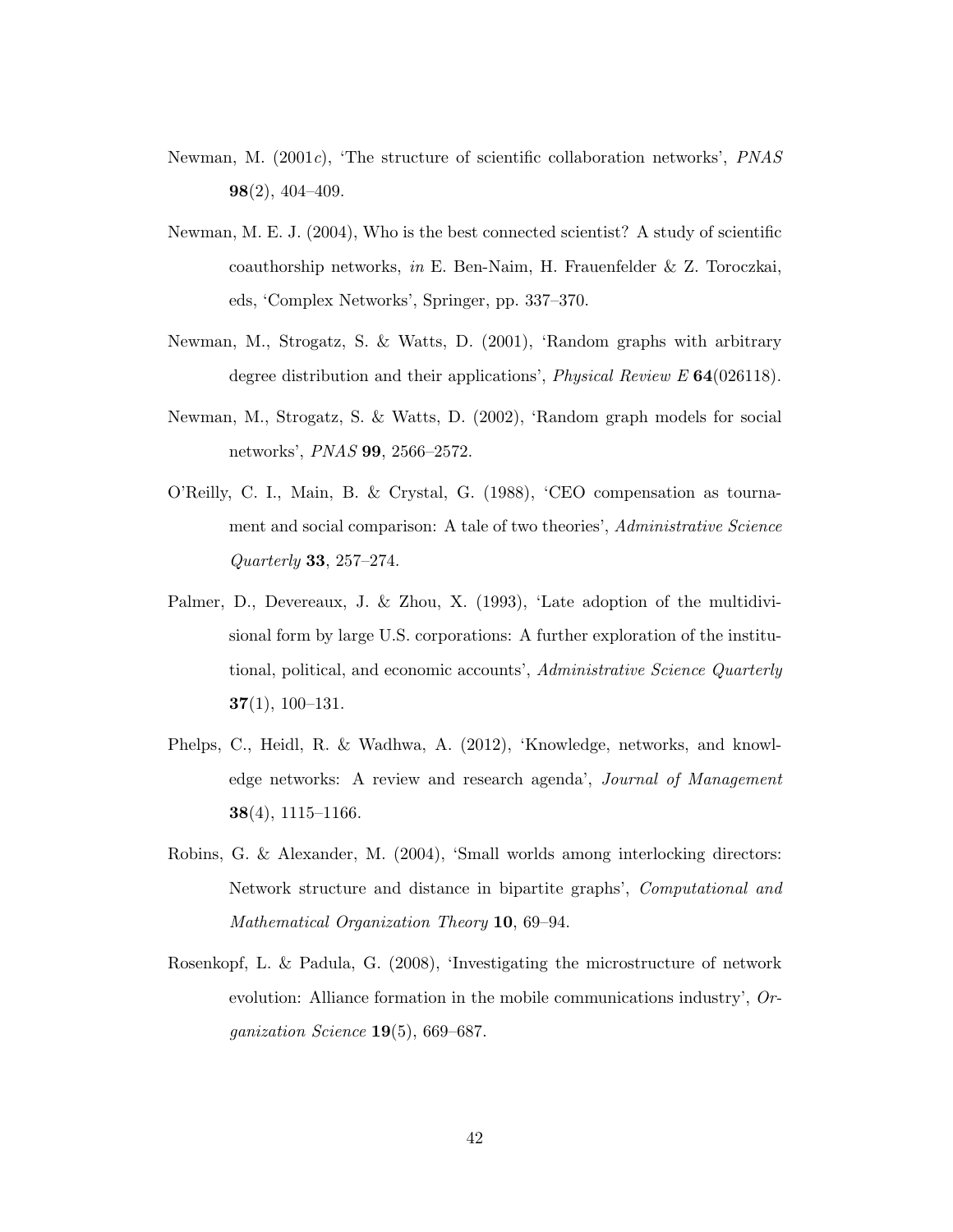Newman, M. (2001*c*), 'The structure of scientific collaboration networks', *PNAS* **98**(2), 404–409.

Newman, M. E. J. (2004), Who is the best connected scientist? A study of scientific coauthorship networks, *in* E. Ben-Naim, H. Frauenfelder & Z. Toroczkai, eds, 'Complex Networks', Springer, pp. 337–370.

Newman, M., Strogatz, S. & Watts, D. (2001), 'Random graphs with arbitrary degree distribution and their applications', *Physical Review E* **64**(026118).

Newman, M., Strogatz, S. & Watts, D. (2002), 'Random graph models for social networks', *PNAS* **99**, 2566–2572.

O'Reilly, C. I., Main, B. & Crystal, G. (1988), 'CEO compensation as tournament and social comparison: A tale of two theories', *Administrative Science Quarterly* **33**, 257–274.

Palmer, D., Devereaux, J. & Zhou, X. (1993), 'Late adoption of the multidivisional form by large U.S. corporations: A further exploration of the institutional, political, and economic accounts', *Administrative Science Quarterly* **37**(1), 100–131.

Phelps, C., Heidl, R. & Wadhwa, A. (2012), 'Knowledge, networks, and knowledge networks: A review and research agenda', *Journal of Management* **38**(4), 1115–1166.

Robins, G. & Alexander, M. (2004), 'Small worlds among interlocking directors: Network structure and distance in bipartite graphs', *Computational and Mathematical Organization Theory* **10**, 69–94.

Rosenkopf, L. & Padula, G. (2008), 'Investigating the microstructure of network evolution: Alliance formation in the mobile communications industry', *Organization Science* **19**(5), 669–687.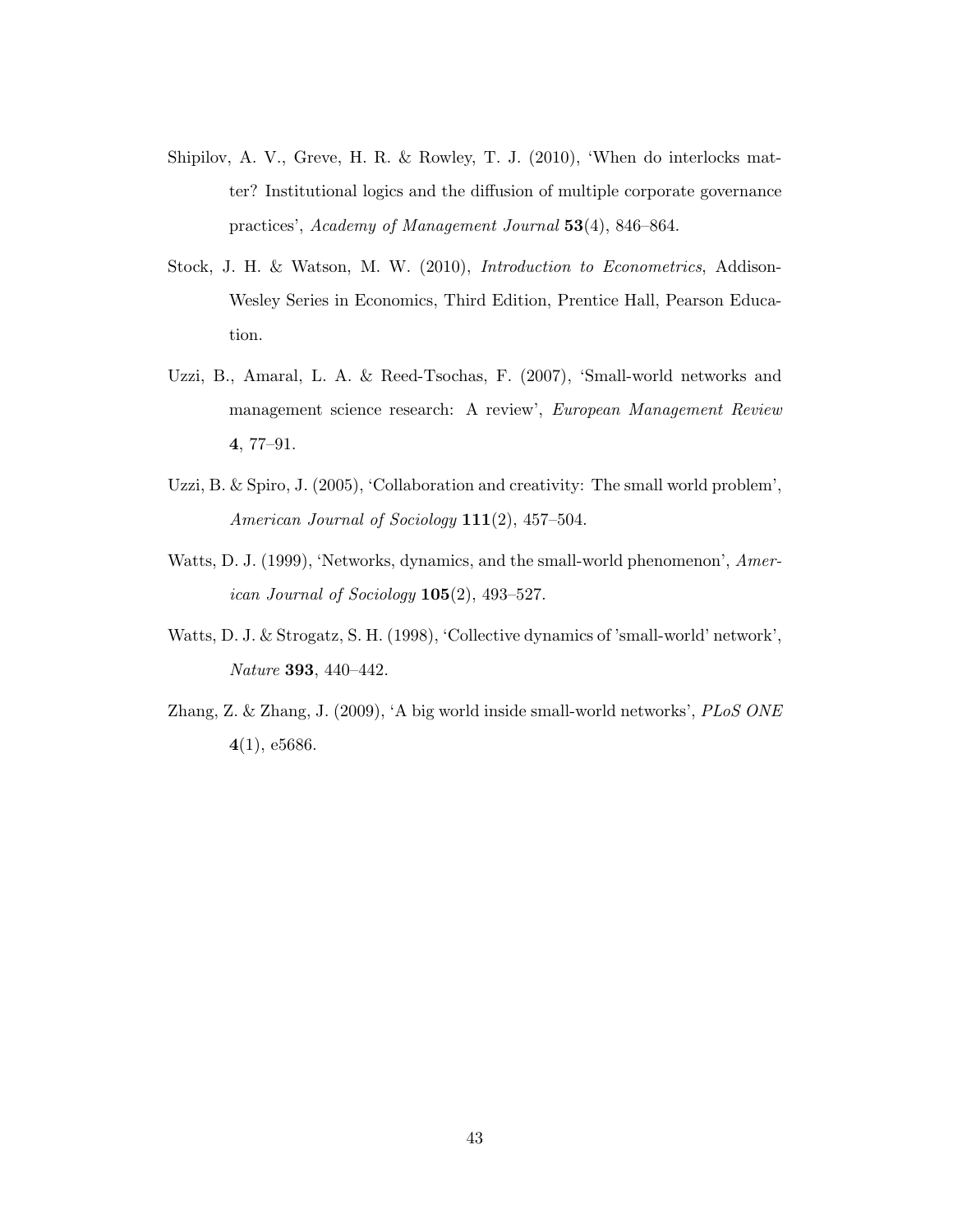Shipilov, A. V., Greve, H. R. & Rowley, T. J. (2010), 'When do interlocks matter? Institutional logics and the diffusion of multiple corporate governance practices', *Academy of Management Journal* **53**(4), 846–864.

Stock, J. H. & Watson, M. W. (2010), *Introduction to Econometrics*, Addison-Wesley Series in Economics, Third Edition, Prentice Hall, Pearson Education.

Uzzi, B., Amaral, L. A. & Reed-Tsochas, F. (2007), 'Small-world networks and management science research: A review', *European Management Review* **4**, 77–91.

Uzzi, B. & Spiro, J. (2005), 'Collaboration and creativity: The small world problem', *American Journal of Sociology* **111**(2), 457–504.

Watts, D. J. (1999), 'Networks, dynamics, and the small-world phenomenon', *American Journal of Sociology* **105**(2), 493–527.

Watts, D. J. & Strogatz, S. H. (1998), 'Collective dynamics of 'small-world' network', *Nature* **393**, 440–442.

Zhang, Z. & Zhang, J. (2009), 'A big world inside small-world networks', *PLoS ONE* **4**(1), e5686.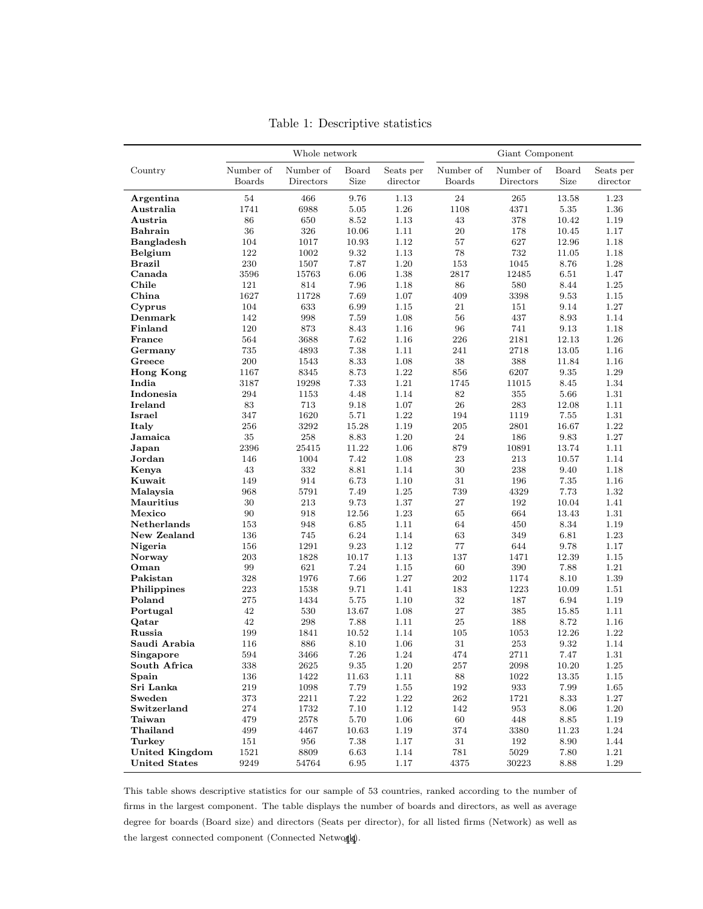Table 1: Descriptive statistics

| Country | Whole network | | | | Giant Component | | | |
|---|---|---|---|---|---|---|---|---|
| | Number of Boards | Number of Directors | Board Size | Seats per director | Number of Boards | Number of Directors | Board Size | Seats per director |
| **Argentina** | 54 | 466 | 9.76 | 1.13 | 24 | 265 | 13.58 | 1.23 |
| **Australia** | 1741 | 6988 | 5.05 | 1.26 | 1108 | 4371 | 5.35 | 1.36 |
| **Austria** | 86 | 650 | 8.52 | 1.13 | 43 | 378 | 10.42 | 1.19 |
| **Bahrain** | 36 | 326 | 10.06 | 1.11 | 20 | 178 | 10.45 | 1.17 |
| **Bangladesh** | 104 | 1017 | 10.93 | 1.12 | 57 | 627 | 12.96 | 1.18 |
| **Belgium** | 122 | 1002 | 9.32 | 1.13 | 78 | 732 | 11.05 | 1.18 |
| **Brazil** | 230 | 1507 | 7.87 | 1.20 | 153 | 1045 | 8.76 | 1.28 |
| **Canada** | 3596 | 15763 | 6.06 | 1.38 | 2817 | 12485 | 6.51 | 1.47 |
| **Chile** | 121 | 814 | 7.96 | 1.18 | 86 | 580 | 8.44 | 1.25 |
| **China** | 1627 | 11728 | 7.69 | 1.07 | 409 | 3398 | 9.53 | 1.15 |
| **Cyprus** | 104 | 633 | 6.99 | 1.15 | 21 | 151 | 9.14 | 1.27 |
| **Denmark** | 142 | 998 | 7.59 | 1.08 | 56 | 437 | 8.93 | 1.14 |
| **Finland** | 120 | 873 | 8.43 | 1.16 | 96 | 741 | 9.13 | 1.18 |
| **France** | 564 | 3688 | 7.62 | 1.16 | 226 | 2181 | 12.13 | 1.26 |
| **Germany** | 735 | 4893 | 7.38 | 1.11 | 241 | 2718 | 13.05 | 1.16 |
| **Greece** | 200 | 1543 | 8.33 | 1.08 | 38 | 388 | 11.84 | 1.16 |
| **Hong Kong** | 1167 | 8345 | 8.73 | 1.22 | 856 | 6207 | 9.35 | 1.29 |
| **India** | 3187 | 19298 | 7.33 | 1.21 | 1745 | 11015 | 8.45 | 1.34 |
| **Indonesia** | 294 | 1153 | 4.48 | 1.14 | 82 | 355 | 5.66 | 1.31 |
| **Ireland** | 83 | 713 | 9.18 | 1.07 | 26 | 283 | 12.08 | 1.11 |
| **Israel** | 347 | 1620 | 5.71 | 1.22 | 194 | 1119 | 7.55 | 1.31 |
| **Italy** | 256 | 3292 | 15.28 | 1.19 | 205 | 2801 | 16.67 | 1.22 |
| **Jamaica** | 35 | 258 | 8.83 | 1.20 | 24 | 186 | 9.83 | 1.27 |
| **Japan** | 2396 | 25415 | 11.22 | 1.06 | 879 | 10891 | 13.74 | 1.11 |
| **Jordan** | 146 | 1004 | 7.42 | 1.08 | 23 | 213 | 10.57 | 1.14 |
| **Kenya** | 43 | 332 | 8.81 | 1.14 | 30 | 238 | 9.40 | 1.18 |
| **Kuwait** | 149 | 914 | 6.73 | 1.10 | 31 | 196 | 7.35 | 1.16 |
| **Malaysia** | 968 | 5791 | 7.49 | 1.25 | 739 | 4329 | 7.73 | 1.32 |
| **Mauritius** | 30 | 213 | 9.73 | 1.37 | 27 | 192 | 10.04 | 1.41 |
| **Mexico** | 90 | 918 | 12.56 | 1.23 | 65 | 664 | 13.43 | 1.31 |
| **Netherlands** | 153 | 948 | 6.85 | 1.11 | 64 | 450 | 8.34 | 1.19 |
| **New Zealand** | 136 | 745 | 6.24 | 1.14 | 63 | 349 | 6.81 | 1.23 |
| **Nigeria** | 156 | 1291 | 9.23 | 1.12 | 77 | 644 | 9.78 | 1.17 |
| **Norway** | 203 | 1828 | 10.17 | 1.13 | 137 | 1471 | 12.39 | 1.15 |
| **Oman** | 99 | 621 | 7.24 | 1.15 | 60 | 390 | 7.88 | 1.21 |
| **Pakistan** | 328 | 1976 | 7.66 | 1.27 | 202 | 1174 | 8.10 | 1.39 |
| **Philippines** | 223 | 1538 | 9.71 | 1.41 | 183 | 1223 | 10.09 | 1.51 |
| **Poland** | 275 | 1434 | 5.75 | 1.10 | 32 | 187 | 6.94 | 1.19 |
| **Portugal** | 42 | 530 | 13.67 | 1.08 | 27 | 385 | 15.85 | 1.11 |
| **Qatar** | 42 | 298 | 7.88 | 1.11 | 25 | 188 | 8.72 | 1.16 |
| **Russia** | 199 | 1841 | 10.52 | 1.14 | 105 | 1053 | 12.26 | 1.22 |
| **Saudi Arabia** | 116 | 886 | 8.10 | 1.06 | 31 | 253 | 9.32 | 1.14 |
| **Singapore** | 594 | 3466 | 7.26 | 1.24 | 474 | 2711 | 7.47 | 1.31 |
| **South Africa** | 338 | 2625 | 9.35 | 1.20 | 257 | 2098 | 10.20 | 1.25 |
| **Spain** | 136 | 1422 | 11.63 | 1.11 | 88 | 1022 | 13.35 | 1.15 |
| **Sri Lanka** | 219 | 1098 | 7.79 | 1.55 | 192 | 933 | 7.99 | 1.65 |
| **Sweden** | 373 | 2211 | 7.22 | 1.22 | 262 | 1721 | 8.33 | 1.27 |
| **Switzerland** | 274 | 1732 | 7.10 | 1.12 | 142 | 953 | 8.06 | 1.20 |
| **Taiwan** | 479 | 2578 | 5.70 | 1.06 | 60 | 448 | 8.85 | 1.19 |
| **Thailand** | 499 | 4467 | 10.63 | 1.19 | 374 | 3380 | 11.23 | 1.24 |
| **Turkey** | 151 | 956 | 7.38 | 1.17 | 31 | 192 | 8.90 | 1.44 |
| **United Kingdom** | 1521 | 8809 | 6.63 | 1.14 | 781 | 5029 | 7.80 | 1.21 |
| **United States** | 9249 | 54764 | 6.95 | 1.17 | 4375 | 30223 | 8.88 | 1.29 |

This table shows descriptive statistics for our sample of 53 countries, ranked according to the number of firms in the largest component. The table displays the number of boards and directors, as well as average degree for boards (Board size) and directors (Seats per director), for all listed firms (Network) as well as the largest connected component (Connected Network).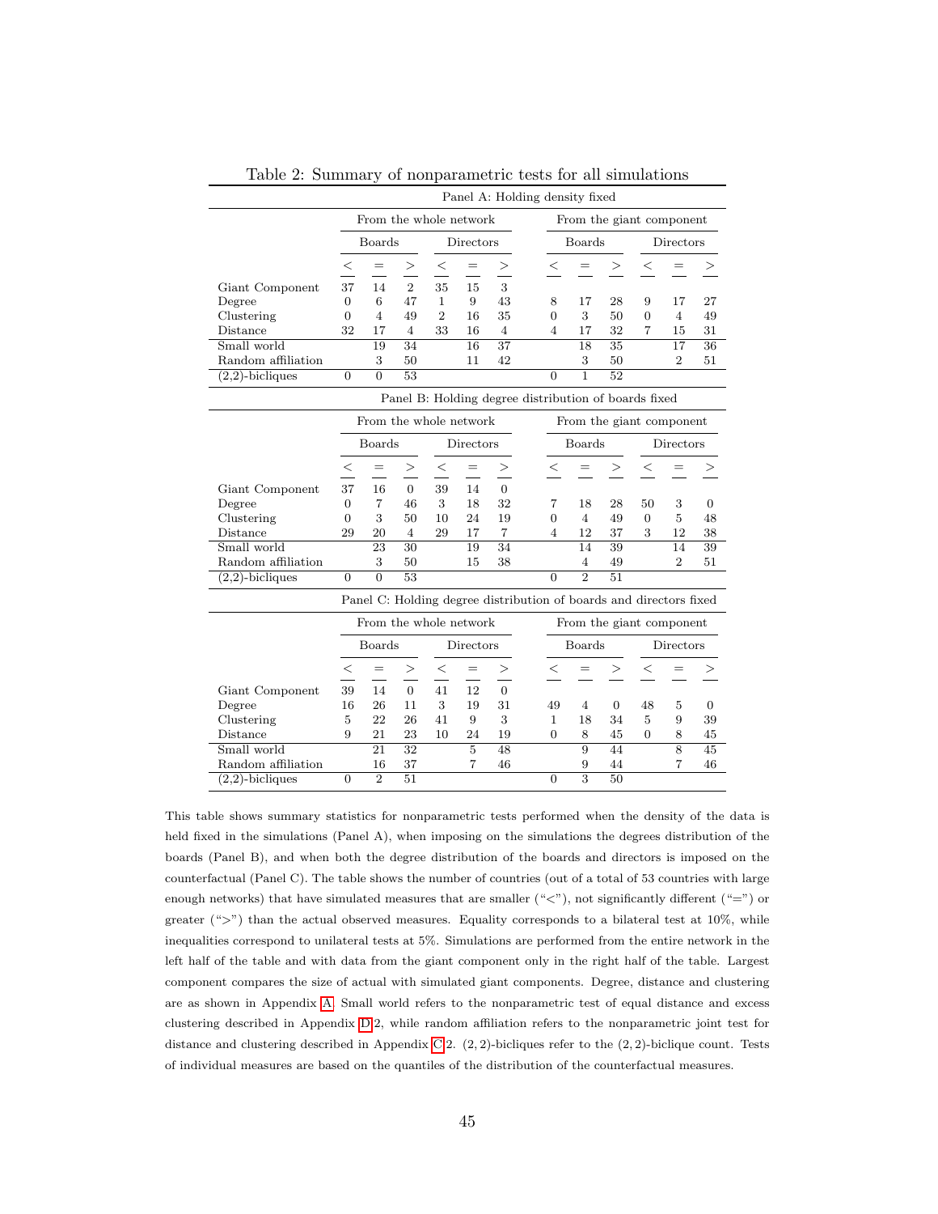Table 2: Summary of nonparametric tests for all simulations

Panel A: Holding density fixed

| | From the whole network | | | | | | From the giant component | | | | | |
|---|---|---|---|---|---|---|---|---|---|---|---|---|
| | Boards | | | Directors | | | Boards | | | Directors | | |
| | < | = | > | < | = | > | < | = | > | < | = | > |
| Giant Component | 37 | 14 | 2 | 35 | 15 | 3 | | | | | | |
| Degree | 0 | 6 | 47 | 1 | 9 | 43 | 8 | 17 | 28 | 9 | 17 | 27 |
| Clustering | 0 | 4 | 49 | 2 | 16 | 35 | 0 | 3 | 50 | 0 | 4 | 49 |
| Distance | 32 | 17 | 4 | 33 | 16 | 4 | 4 | 17 | 32 | 7 | 15 | 31 |
| Small world | | 19 | 34 | | 16 | 37 | | 18 | 35 | | 17 | 36 |
| Random affiliation | | 3 | 50 | | 11 | 42 | | 3 | 50 | | 2 | 51 |
| (2,2)-bicliques | 0 | 0 | 53 | | | | 0 | 1 | 52 | | | |

Panel B: Holding degree distribution of boards fixed

| | From the whole network | | | | | | From the giant component | | | | | |
|---|---|---|---|---|---|---|---|---|---|---|---|---|
| | Boards | | | Directors | | | Boards | | | Directors | | |
| | < | = | > | < | = | > | < | = | > | < | = | > |
| Giant Component | 37 | 16 | 0 | 39 | 14 | 0 | | | | | | |
| Degree | 0 | 7 | 46 | 3 | 18 | 32 | 7 | 18 | 28 | 50 | 3 | 0 |
| Clustering | 0 | 3 | 50 | 10 | 24 | 19 | 0 | 4 | 49 | 0 | 5 | 48 |
| Distance | 29 | 20 | 4 | 29 | 17 | 7 | 4 | 12 | 37 | 3 | 12 | 38 |
| Small world | | 23 | 30 | | 19 | 34 | | 14 | 39 | | 14 | 39 |
| Random affiliation | | 3 | 50 | | 15 | 38 | | 4 | 49 | | 2 | 51 |
| (2,2)-bicliques | 0 | 0 | 53 | | | | 0 | 2 | 51 | | | |

Panel C: Holding degree distribution of boards and directors fixed

| | From the whole network | | | | | | From the giant component | | | | | |
|---|---|---|---|---|---|---|---|---|---|---|---|---|
| | Boards | | | Directors | | | Boards | | | Directors | | |
| | < | = | > | < | = | > | < | = | > | < | = | > |
| Giant Component | 39 | 14 | 0 | 41 | 12 | 0 | | | | | | |
| Degree | 16 | 26 | 11 | 3 | 19 | 31 | 49 | 4 | 0 | 48 | 5 | 0 |
| Clustering | 5 | 22 | 26 | 41 | 9 | 3 | 1 | 18 | 34 | 5 | 9 | 39 |
| Distance | 9 | 21 | 23 | 10 | 24 | 19 | 0 | 8 | 45 | 0 | 8 | 45 |
| Small world | | 21 | 32 | | 5 | 48 | | 9 | 44 | | 8 | 45 |
| Random affiliation | | 16 | 37 | | 7 | 46 | | 9 | 44 | | 7 | 46 |
| (2,2)-bicliques | 0 | 2 | 51 | | | | 0 | 3 | 50 | | | |

This table shows summary statistics for nonparametric tests performed when the density of the data is held fixed in the simulations (Panel A), when imposing on the simulations the degrees distribution of the boards (Panel B), and when both the degree distribution of the boards and directors is imposed on the counterfactual (Panel C). The table shows the number of countries (out of a total of 53 countries with large enough networks) that have simulated measures that are smaller ("<"), not significantly different ("=") or greater (">") than the actual observed measures. Equality corresponds to a bilateral test at 10%, while inequalities correspond to unilateral tests at 5%. Simulations are performed from the entire network in the left half of the table and with data from the giant component only in the right half of the table. Largest component compares the size of actual with simulated giant components. Degree, distance and clustering are as shown in Appendix A. Small world refers to the nonparametric test of equal distance and excess clustering described in Appendix D.2, while random affiliation refers to the nonparametric joint test for distance and clustering described in Appendix C.2. $(2, 2)$-bicliques refer to the $(2, 2)$-biclique count. Tests of individual measures are based on the quantiles of the distribution of the counterfactual measures.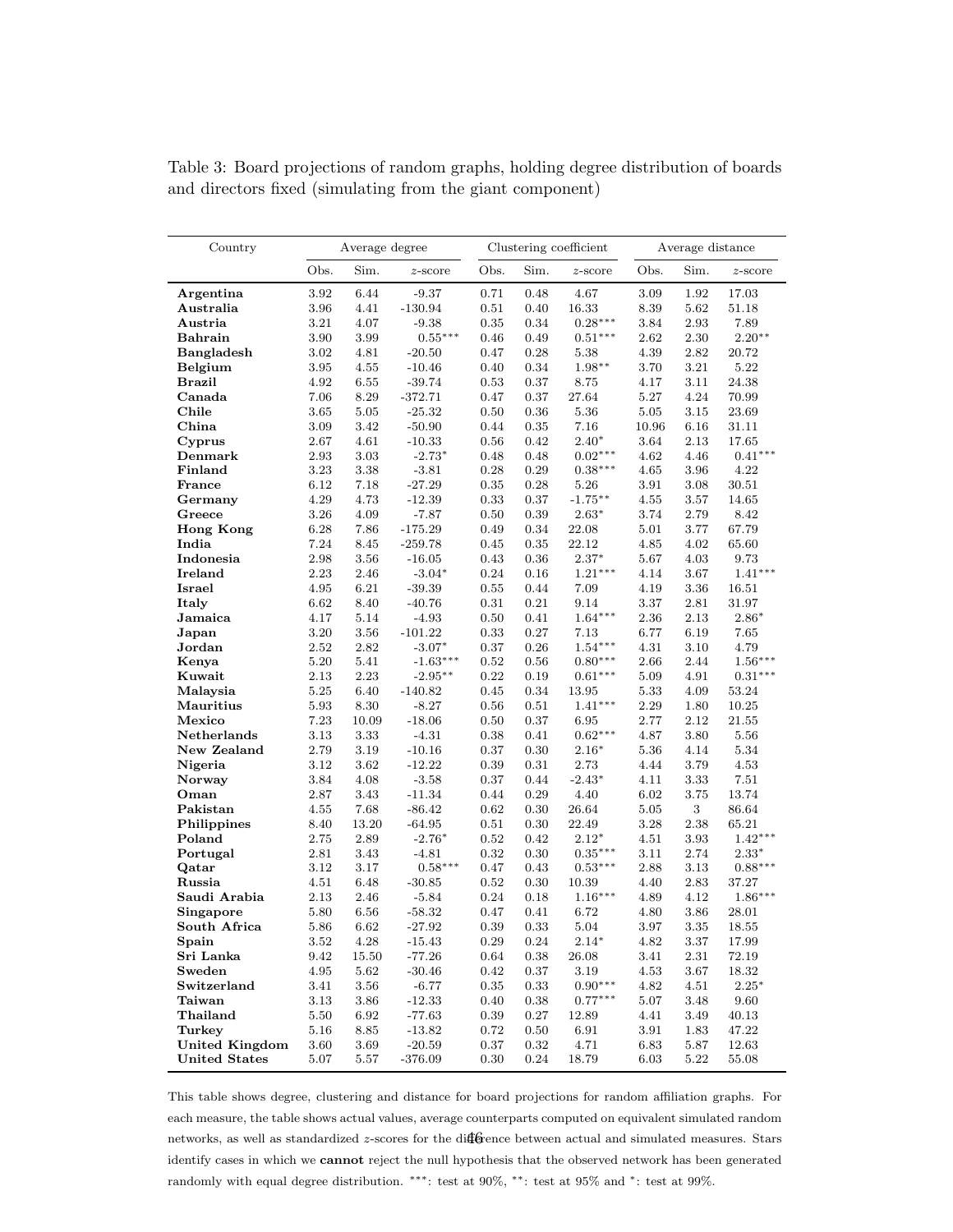Table 3: Board projections of random graphs, holding degree distribution of boards and directors fixed (simulating from the giant component)

| Country | Average degree | | | Clustering coefficient | | | Average distance | | |
|---|---|---|---|---|---|---|---|---|---|
| | Obs. | Sim. | $z$-score | Obs. | Sim. | $z$-score | Obs. | Sim. | $z$-score |
| **Argentina** | 3.92 | 6.44 | -9.37 | 0.71 | 0.48 | 4.67 | 3.09 | 1.92 | 17.03 |
| **Australia** | 3.96 | 4.41 | -130.94 | 0.51 | 0.40 | 16.33 | 8.39 | 5.62 | 51.18 |
| **Austria** | 3.21 | 4.07 | -9.38 | 0.35 | 0.34 | $0.28^{***}$ | 3.84 | 2.93 | 7.89 |
| **Bahrain** | 3.90 | 3.99 | $0.55^{***}$ | 0.46 | 0.49 | $0.51^{***}$ | 2.62 | 2.30 | $2.20^{**}$ |
| **Bangladesh** | 3.02 | 4.81 | -20.50 | 0.47 | 0.28 | 5.38 | 4.39 | 2.82 | 20.72 |
| **Belgium** | 3.95 | 4.55 | -10.46 | 0.40 | 0.34 | $1.98^{**}$ | 3.70 | 3.21 | 5.22 |
| **Brazil** | 4.92 | 6.55 | -39.74 | 0.53 | 0.37 | 8.75 | 4.17 | 3.11 | 24.38 |
| **Canada** | 7.06 | 8.29 | -372.71 | 0.47 | 0.37 | 27.64 | 5.27 | 4.24 | 70.99 |
| **Chile** | 3.65 | 5.05 | -25.32 | 0.50 | 0.36 | 5.36 | 5.05 | 3.15 | 23.69 |
| **China** | 3.09 | 3.42 | -50.90 | 0.44 | 0.35 | 7.16 | 10.96 | 6.16 | 31.11 |
| **Cyprus** | 2.67 | 4.61 | -10.33 | 0.56 | 0.42 | $2.40^{*}$ | 3.64 | 2.13 | 17.65 |
| **Denmark** | 2.93 | 3.03 | $-2.73^{*}$ | 0.48 | 0.48 | $0.02^{***}$ | 4.62 | 4.46 | $0.41^{***}$ |
| **Finland** | 3.23 | 3.38 | -3.81 | 0.28 | 0.29 | $0.38^{***}$ | 4.65 | 3.96 | 4.22 |
| **France** | 6.12 | 7.18 | -27.29 | 0.35 | 0.28 | 5.26 | 3.91 | 3.08 | 30.51 |
| **Germany** | 4.29 | 4.73 | -12.39 | 0.33 | 0.37 | $-1.75^{**}$ | 4.55 | 3.57 | 14.65 |
| **Greece** | 3.26 | 4.09 | -7.87 | 0.50 | 0.39 | $2.63^{*}$ | 3.74 | 2.79 | 8.42 |
| **Hong Kong** | 6.28 | 7.86 | -175.29 | 0.49 | 0.34 | 22.08 | 5.01 | 3.77 | 67.79 |
| **India** | 7.24 | 8.45 | -259.78 | 0.45 | 0.35 | 22.12 | 4.85 | 4.02 | 65.60 |
| **Indonesia** | 2.98 | 3.56 | -16.05 | 0.43 | 0.36 | $2.37^{*}$ | 5.67 | 4.03 | 9.73 |
| **Ireland** | 2.23 | 2.46 | $-3.04^{*}$ | 0.24 | 0.16 | $1.21^{***}$ | 4.14 | 3.67 | $1.41^{***}$ |
| **Israel** | 4.95 | 6.21 | -39.39 | 0.55 | 0.44 | 7.09 | 4.19 | 3.36 | 16.51 |
| **Italy** | 6.62 | 8.40 | -40.76 | 0.31 | 0.21 | 9.14 | 3.37 | 2.81 | 31.97 |
| **Jamaica** | 4.17 | 5.14 | -4.93 | 0.50 | 0.41 | $1.64^{***}$ | 2.36 | 2.13 | $2.86^{*}$ |
| **Japan** | 3.20 | 3.56 | -101.22 | 0.33 | 0.27 | 7.13 | 6.77 | 6.19 | 7.65 |
| **Jordan** | 2.52 | 2.82 | $-3.07^{*}$ | 0.37 | 0.26 | $1.54^{***}$ | 4.31 | 3.10 | 4.79 |
| **Kenya** | 5.20 | 5.41 | $-1.63^{***}$ | 0.52 | 0.56 | $0.80^{***}$ | 2.66 | 2.44 | $1.56^{***}$ |
| **Kuwait** | 2.13 | 2.23 | $-2.95^{**}$ | 0.22 | 0.19 | $0.61^{***}$ | 5.09 | 4.91 | $0.31^{***}$ |
| **Malaysia** | 5.25 | 6.40 | -140.82 | 0.45 | 0.34 | 13.95 | 5.33 | 4.09 | 53.24 |
| **Mauritius** | 5.93 | 8.30 | -8.27 | 0.56 | 0.51 | $1.41^{***}$ | 2.29 | 1.80 | 10.25 |
| **Mexico** | 7.23 | 10.09 | -18.06 | 0.50 | 0.37 | 6.95 | 2.77 | 2.12 | 21.55 |
| **Netherlands** | 3.13 | 3.33 | -4.31 | 0.38 | 0.41 | $0.62^{***}$ | 4.87 | 3.80 | 5.56 |
| **New Zealand** | 2.79 | 3.19 | -10.16 | 0.37 | 0.30 | $2.16^{*}$ | 5.36 | 4.14 | 5.34 |
| **Nigeria** | 3.12 | 3.62 | -12.22 | 0.39 | 0.31 | 2.73 | 4.44 | 3.79 | 4.53 |
| **Norway** | 3.84 | 4.08 | -3.58 | 0.37 | 0.44 | $-2.43^{*}$ | 4.11 | 3.33 | 7.51 |
| **Oman** | 2.87 | 3.43 | -11.34 | 0.44 | 0.29 | 4.40 | 6.02 | 3.75 | 13.74 |
| **Pakistan** | 4.55 | 7.68 | -86.42 | 0.62 | 0.30 | 26.64 | 5.05 | 3 | 86.64 |
| **Philippines** | 8.40 | 13.20 | -64.95 | 0.51 | 0.30 | 22.49 | 3.28 | 2.38 | 65.21 |
| **Poland** | 2.75 | 2.89 | $-2.76^{*}$ | 0.52 | 0.42 | $2.12^{*}$ | 4.51 | 3.93 | $1.42^{***}$ |
| **Portugal** | 2.81 | 3.43 | -4.81 | 0.32 | 0.30 | $0.35^{***}$ | 3.11 | 2.74 | $2.33^{*}$ |
| **Qatar** | 3.12 | 3.17 | $0.58^{***}$ | 0.47 | 0.43 | $0.53^{***}$ | 2.88 | 3.13 | $0.88^{***}$ |
| **Russia** | 4.51 | 6.48 | -30.85 | 0.52 | 0.30 | 10.39 | 4.40 | 2.83 | 37.27 |
| **Saudi Arabia** | 2.13 | 2.46 | -5.84 | 0.24 | 0.18 | $1.16^{***}$ | 4.89 | 4.12 | $1.86^{***}$ |
| **Singapore** | 5.80 | 6.56 | -58.32 | 0.47 | 0.41 | 6.72 | 4.80 | 3.86 | 28.01 |
| **South Africa** | 5.86 | 6.62 | -27.92 | 0.39 | 0.33 | 5.04 | 3.97 | 3.35 | 18.55 |
| **Spain** | 3.52 | 4.28 | -15.43 | 0.29 | 0.24 | $2.14^{*}$ | 4.82 | 3.37 | 17.99 |
| **Sri Lanka** | 9.42 | 15.50 | -77.26 | 0.64 | 0.38 | 26.08 | 3.41 | 2.31 | 72.19 |
| **Sweden** | 4.95 | 5.62 | -30.46 | 0.42 | 0.37 | 3.19 | 4.53 | 3.67 | 18.32 |
| **Switzerland** | 3.41 | 3.56 | -6.77 | 0.35 | 0.33 | $0.90^{***}$ | 4.82 | 4.51 | $2.25^{*}$ |
| **Taiwan** | 3.13 | 3.86 | -12.33 | 0.40 | 0.38 | $0.77^{***}$ | 5.07 | 3.48 | 9.60 |
| **Thailand** | 5.50 | 6.92 | -77.63 | 0.39 | 0.27 | 12.89 | 4.41 | 3.49 | 40.13 |
| **Turkey** | 5.16 | 8.85 | -13.82 | 0.72 | 0.50 | 6.91 | 3.91 | 1.83 | 47.22 |
| **United Kingdom** | 3.60 | 3.69 | -20.59 | 0.37 | 0.32 | 4.71 | 6.83 | 5.87 | 12.63 |
| **United States** | 5.07 | 5.57 | -376.09 | 0.30 | 0.24 | 18.79 | 6.03 | 5.22 | 55.08 |

This table shows degree, clustering and distance for board projections for random affiliation graphs. For each measure, the table shows actual values, average counterparts computed on equivalent simulated random networks, as well as standardized $z$-scores for the difference between actual and simulated measures. Stars identify cases in which we **cannot** reject the null hypothesis that the observed network has been generated randomly with equal degree distribution. $^{***}$: test at 90%, $^{**}$: test at 95% and $^{*}$: test at 99%.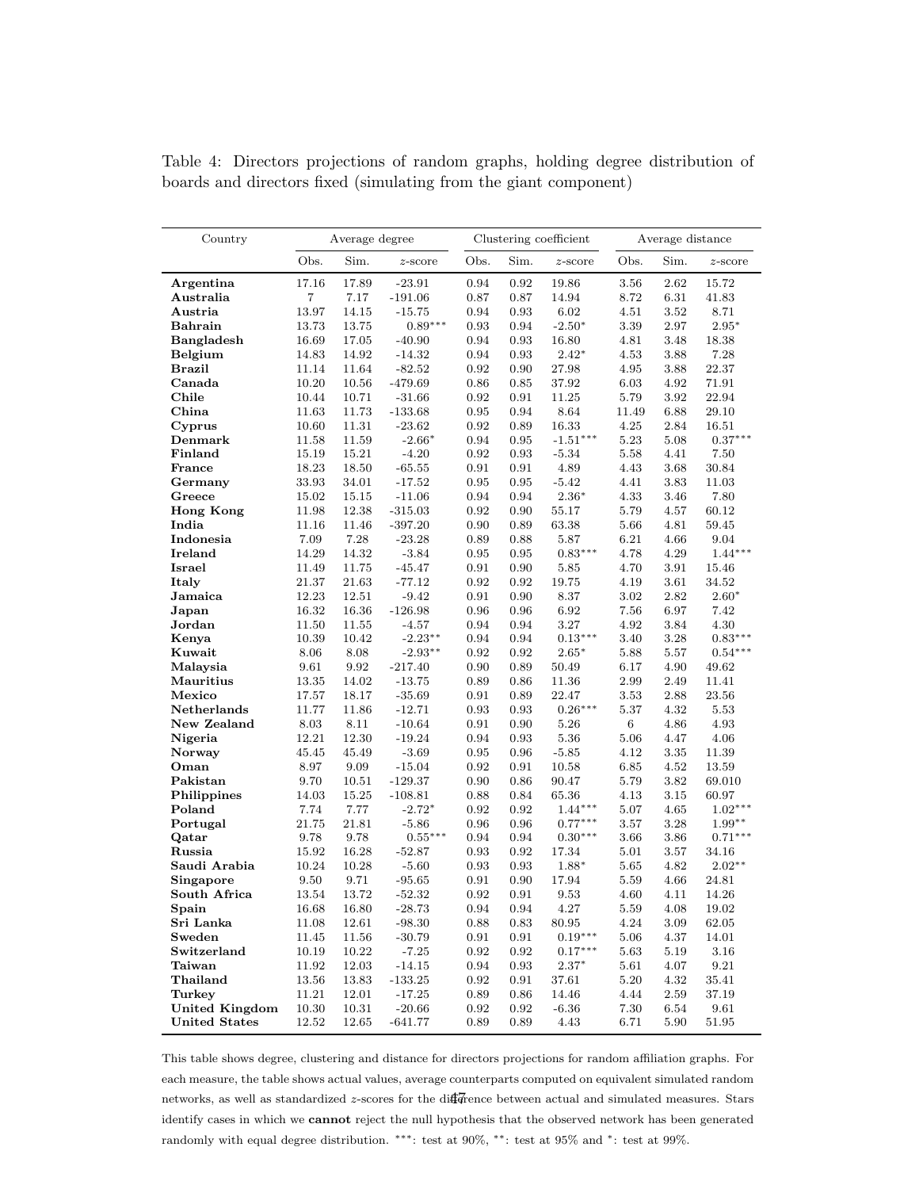Table 4: Directors projections of random graphs, holding degree distribution of boards and directors fixed (simulating from the giant component)

| Country | Average degree | | | Clustering coefficient | | | Average distance | | |
|---|---|---|---|---|---|---|---|---|---|
| | Obs. | Sim. | $z$-score | Obs. | Sim. | $z$-score | Obs. | Sim. | $z$-score |
| **Argentina** | 17.16 | 17.89 | -23.91 | 0.94 | 0.92 | 19.86 | 3.56 | 2.62 | 15.72 |
| **Australia** | 7 | 7.17 | -191.06 | 0.87 | 0.87 | 14.94 | 8.72 | 6.31 | 41.83 |
| **Austria** | 13.97 | 14.15 | -15.75 | 0.94 | 0.93 | 6.02 | 4.51 | 3.52 | 8.71 |
| **Bahrain** | 13.73 | 13.75 | $0.89^{***}$ | 0.93 | 0.94 | $-2.50^{*}$ | 3.39 | 2.97 | $2.95^{*}$ |
| **Bangladesh** | 16.69 | 17.05 | -40.90 | 0.94 | 0.93 | 16.80 | 4.81 | 3.48 | 18.38 |
| **Belgium** | 14.83 | 14.92 | -14.32 | 0.94 | 0.93 | $2.42^{*}$ | 4.53 | 3.88 | 7.28 |
| **Brazil** | 11.14 | 11.64 | -82.52 | 0.92 | 0.90 | 27.98 | 4.95 | 3.88 | 22.37 |
| **Canada** | 10.20 | 10.56 | -479.69 | 0.86 | 0.85 | 37.92 | 6.03 | 4.92 | 71.91 |
| **Chile** | 10.44 | 10.71 | -31.66 | 0.92 | 0.91 | 11.25 | 5.79 | 3.92 | 22.94 |
| **China** | 11.63 | 11.73 | -133.68 | 0.95 | 0.94 | 8.64 | 11.49 | 6.88 | 29.10 |
| **Cyprus** | 10.60 | 11.31 | -23.62 | 0.92 | 0.89 | 16.33 | 4.25 | 2.84 | 16.51 |
| **Denmark** | 11.58 | 11.59 | $-2.66^{*}$ | 0.94 | 0.95 | $-1.51^{***}$ | 5.23 | 5.08 | $0.37^{***}$ |
| **Finland** | 15.19 | 15.21 | -4.20 | 0.92 | 0.93 | -5.34 | 5.58 | 4.41 | 7.50 |
| **France** | 18.23 | 18.50 | -65.55 | 0.91 | 0.91 | 4.89 | 4.43 | 3.68 | 30.84 |
| **Germany** | 33.93 | 34.01 | -17.52 | 0.95 | 0.95 | -5.42 | 4.41 | 3.83 | 11.03 |
| **Greece** | 15.02 | 15.15 | -11.06 | 0.94 | 0.94 | $2.36^{*}$ | 4.33 | 3.46 | 7.80 |
| **Hong Kong** | 11.98 | 12.38 | -315.03 | 0.92 | 0.90 | 55.17 | 5.79 | 4.57 | 60.12 |
| **India** | 11.16 | 11.46 | -397.20 | 0.90 | 0.89 | 63.38 | 5.66 | 4.81 | 59.45 |
| **Indonesia** | 7.09 | 7.28 | -23.28 | 0.89 | 0.88 | 5.87 | 6.21 | 4.66 | 9.04 |
| **Ireland** | 14.29 | 14.32 | -3.84 | 0.95 | 0.95 | $0.83^{***}$ | 4.78 | 4.29 | $1.44^{***}$ |
| **Israel** | 11.49 | 11.75 | -45.47 | 0.91 | 0.90 | 5.85 | 4.70 | 3.91 | 15.46 |
| **Italy** | 21.37 | 21.63 | -77.12 | 0.92 | 0.92 | 19.75 | 4.19 | 3.61 | 34.52 |
| **Jamaica** | 12.23 | 12.51 | -9.42 | 0.91 | 0.90 | 8.37 | 3.02 | 2.82 | $2.60^{*}$ |
| **Japan** | 16.32 | 16.36 | -126.98 | 0.96 | 0.96 | 6.92 | 7.56 | 6.97 | 7.42 |
| **Jordan** | 11.50 | 11.55 | -4.57 | 0.94 | 0.94 | 3.27 | 4.92 | 3.84 | 4.30 |
| **Kenya** | 10.39 | 10.42 | $-2.23^{**}$ | 0.94 | 0.94 | $0.13^{***}$ | 3.40 | 3.28 | $0.83^{***}$ |
| **Kuwait** | 8.06 | 8.08 | $-2.93^{**}$ | 0.92 | 0.92 | $2.65^{*}$ | 5.88 | 5.57 | $0.54^{***}$ |
| **Malaysia** | 9.61 | 9.92 | -217.40 | 0.90 | 0.89 | 50.49 | 6.17 | 4.90 | 49.62 |
| **Mauritius** | 13.35 | 14.02 | -13.75 | 0.89 | 0.86 | 11.36 | 2.99 | 2.49 | 11.41 |
| **Mexico** | 17.57 | 18.17 | -35.69 | 0.91 | 0.89 | 22.47 | 3.53 | 2.88 | 23.56 |
| **Netherlands** | 11.77 | 11.86 | -12.71 | 0.93 | 0.93 | $0.26^{***}$ | 5.37 | 4.32 | 5.53 |
| **New Zealand** | 8.03 | 8.11 | -10.64 | 0.91 | 0.90 | 5.26 | 6 | 4.86 | 4.93 |
| **Nigeria** | 12.21 | 12.30 | -19.24 | 0.94 | 0.93 | 5.36 | 5.06 | 4.47 | 4.06 |
| **Norway** | 45.45 | 45.49 | -3.69 | 0.95 | 0.96 | -5.85 | 4.12 | 3.35 | 11.39 |
| **Oman** | 8.97 | 9.09 | -15.04 | 0.92 | 0.91 | 10.58 | 6.85 | 4.52 | 13.59 |
| **Pakistan** | 9.70 | 10.51 | -129.37 | 0.90 | 0.86 | 90.47 | 5.79 | 3.82 | 69.010 |
| **Philippines** | 14.03 | 15.25 | -108.81 | 0.88 | 0.84 | 65.36 | 4.13 | 3.15 | 60.97 |
| **Poland** | 7.74 | 7.77 | $-2.72^{*}$ | 0.92 | 0.92 | $1.44^{***}$ | 5.07 | 4.65 | $1.02^{***}$ |
| **Portugal** | 21.75 | 21.81 | -5.86 | 0.96 | 0.96 | $0.77^{***}$ | 3.57 | 3.28 | $1.99^{**}$ |
| **Qatar** | 9.78 | 9.78 | $0.55^{***}$ | 0.94 | 0.94 | $0.30^{***}$ | 3.66 | 3.86 | $0.71^{***}$ |
| **Russia** | 15.92 | 16.28 | -52.87 | 0.93 | 0.92 | 17.34 | 5.01 | 3.57 | 34.16 |
| **Saudi Arabia** | 10.24 | 10.28 | -5.60 | 0.93 | 0.93 | $1.88^{*}$ | 5.65 | 4.82 | $2.02^{**}$ |
| **Singapore** | 9.50 | 9.71 | -95.65 | 0.91 | 0.90 | 17.94 | 5.59 | 4.66 | 24.81 |
| **South Africa** | 13.54 | 13.72 | -52.32 | 0.92 | 0.91 | 9.53 | 4.60 | 4.11 | 14.26 |
| **Spain** | 16.68 | 16.80 | -28.73 | 0.94 | 0.94 | 4.27 | 5.59 | 4.08 | 19.02 |
| **Sri Lanka** | 11.08 | 12.61 | -98.30 | 0.88 | 0.83 | 80.95 | 4.24 | 3.09 | 62.05 |
| **Sweden** | 11.45 | 11.56 | -30.79 | 0.91 | 0.91 | $0.19^{***}$ | 5.06 | 4.37 | 14.01 |
| **Switzerland** | 10.19 | 10.22 | -7.25 | 0.92 | 0.92 | $0.17^{***}$ | 5.63 | 5.19 | 3.16 |
| **Taiwan** | 11.92 | 12.03 | -14.15 | 0.94 | 0.93 | $2.37^{*}$ | 5.61 | 4.07 | 9.21 |
| **Thailand** | 13.56 | 13.83 | -133.25 | 0.92 | 0.91 | 37.61 | 5.20 | 4.32 | 35.41 |
| **Turkey** | 11.21 | 12.01 | -17.25 | 0.89 | 0.86 | 14.46 | 4.44 | 2.59 | 37.19 |
| **United Kingdom** | 10.30 | 10.31 | -20.66 | 0.92 | 0.92 | -6.36 | 7.30 | 6.54 | 9.61 |
| **United States** | 12.52 | 12.65 | -641.77 | 0.89 | 0.89 | 4.43 | 6.71 | 5.90 | 51.95 |

This table shows degree, clustering and distance for directors projections for random affiliation graphs. For each measure, the table shows actual values, average counterparts computed on equivalent simulated random networks, as well as standardized $z$-scores for the difference between actual and simulated measures. Stars identify cases in which we **cannot** reject the null hypothesis that the observed network has been generated randomly with equal degree distribution. $^{***}$: test at 90%, $^{**}$: test at 95% and $^{*}$: test at 99%.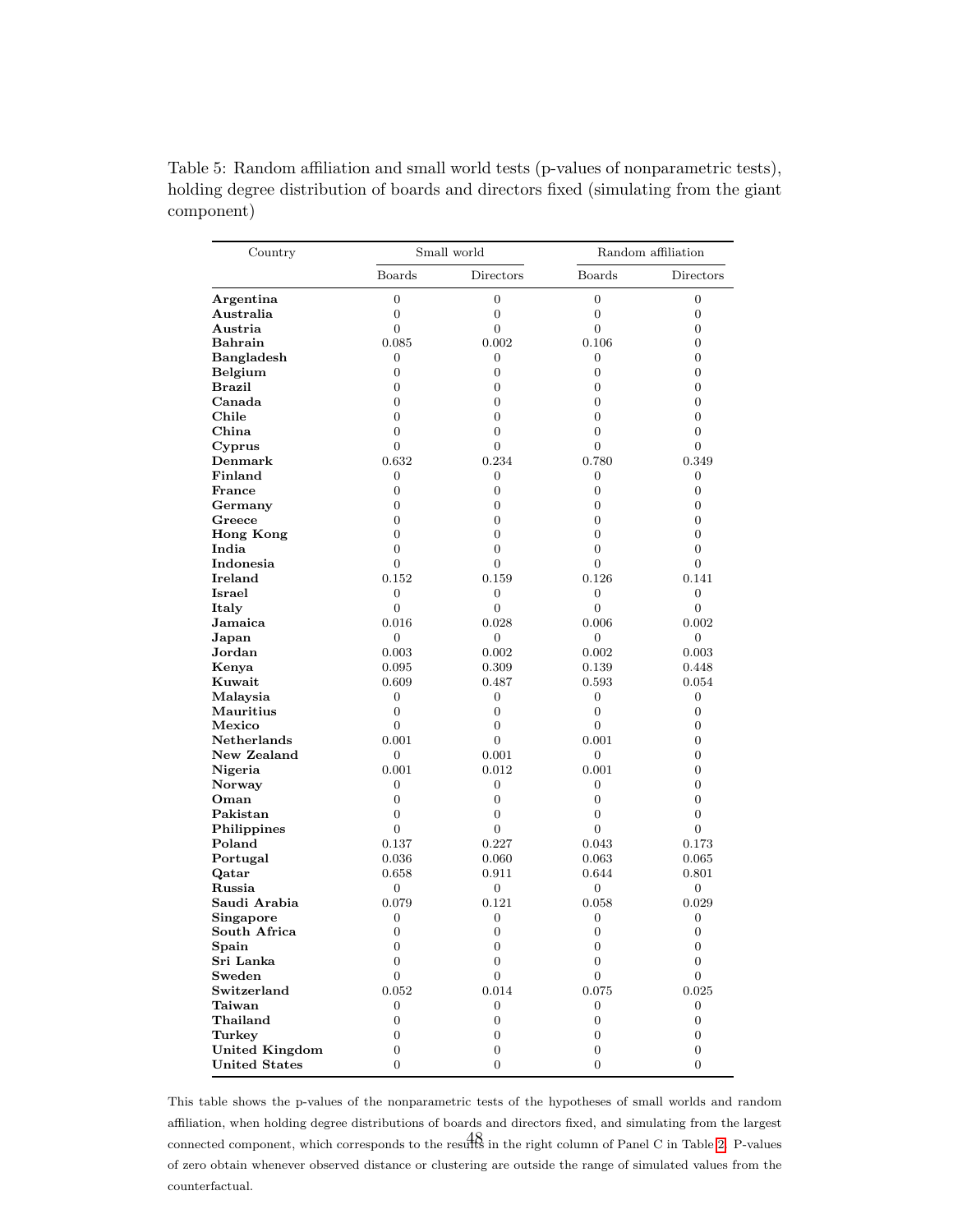Table 5: Random affiliation and small world tests (p-values of nonparametric tests), holding degree distribution of boards and directors fixed (simulating from the giant component)

| Country | Small world | | Random affiliation | |
|---|---|---|---|---|
| | Boards | Directors | Boards | Directors |
| **Argentina** | 0 | 0 | 0 | 0 |
| **Australia** | 0 | 0 | 0 | 0 |
| **Austria** | 0 | 0 | 0 | 0 |
| **Bahrain** | 0.085 | 0.002 | 0.106 | 0 |
| **Bangladesh** | 0 | 0 | 0 | 0 |
| **Belgium** | 0 | 0 | 0 | 0 |
| **Brazil** | 0 | 0 | 0 | 0 |
| **Canada** | 0 | 0 | 0 | 0 |
| **Chile** | 0 | 0 | 0 | 0 |
| **China** | 0 | 0 | 0 | 0 |
| **Cyprus** | 0 | 0 | 0 | 0 |
| **Denmark** | 0.632 | 0.234 | 0.780 | 0.349 |
| **Finland** | 0 | 0 | 0 | 0 |
| **France** | 0 | 0 | 0 | 0 |
| **Germany** | 0 | 0 | 0 | 0 |
| **Greece** | 0 | 0 | 0 | 0 |
| **Hong Kong** | 0 | 0 | 0 | 0 |
| **India** | 0 | 0 | 0 | 0 |
| **Indonesia** | 0 | 0 | 0 | 0 |
| **Ireland** | 0.152 | 0.159 | 0.126 | 0.141 |
| **Israel** | 0 | 0 | 0 | 0 |
| **Italy** | 0 | 0 | 0 | 0 |
| **Jamaica** | 0.016 | 0.028 | 0.006 | 0.002 |
| **Japan** | 0 | 0 | 0 | 0 |
| **Jordan** | 0.003 | 0.002 | 0.002 | 0.003 |
| **Kenya** | 0.095 | 0.309 | 0.139 | 0.448 |
| **Kuwait** | 0.609 | 0.487 | 0.593 | 0.054 |
| **Malaysia** | 0 | 0 | 0 | 0 |
| **Mauritius** | 0 | 0 | 0 | 0 |
| **Mexico** | 0 | 0 | 0 | 0 |
| **Netherlands** | 0.001 | 0 | 0.001 | 0 |
| **New Zealand** | 0 | 0.001 | 0 | 0 |
| **Nigeria** | 0.001 | 0.012 | 0.001 | 0 |
| **Norway** | 0 | 0 | 0 | 0 |
| **Oman** | 0 | 0 | 0 | 0 |
| **Pakistan** | 0 | 0 | 0 | 0 |
| **Philippines** | 0 | 0 | 0 | 0 |
| **Poland** | 0.137 | 0.227 | 0.043 | 0.173 |
| **Portugal** | 0.036 | 0.060 | 0.063 | 0.065 |
| **Qatar** | 0.658 | 0.911 | 0.644 | 0.801 |
| **Russia** | 0 | 0 | 0 | 0 |
| **Saudi Arabia** | 0.079 | 0.121 | 0.058 | 0.029 |
| **Singapore** | 0 | 0 | 0 | 0 |
| **South Africa** | 0 | 0 | 0 | 0 |
| **Spain** | 0 | 0 | 0 | 0 |
| **Sri Lanka** | 0 | 0 | 0 | 0 |
| **Sweden** | 0 | 0 | 0 | 0 |
| **Switzerland** | 0.052 | 0.014 | 0.075 | 0.025 |
| **Taiwan** | 0 | 0 | 0 | 0 |
| **Thailand** | 0 | 0 | 0 | 0 |
| **Turkey** | 0 | 0 | 0 | 0 |
| **United Kingdom** | 0 | 0 | 0 | 0 |
| **United States** | 0 | 0 | 0 | 0 |

This table shows the p-values of the nonparametric tests of the hypotheses of small worlds and random affiliation, when holding degree distributions of boards and directors fixed, and simulating from the largest connected component, which corresponds to the results in the right column of Panel C in Table 2. P-values of zero obtain whenever observed distance or clustering are outside the range of simulated values from the counterfactual.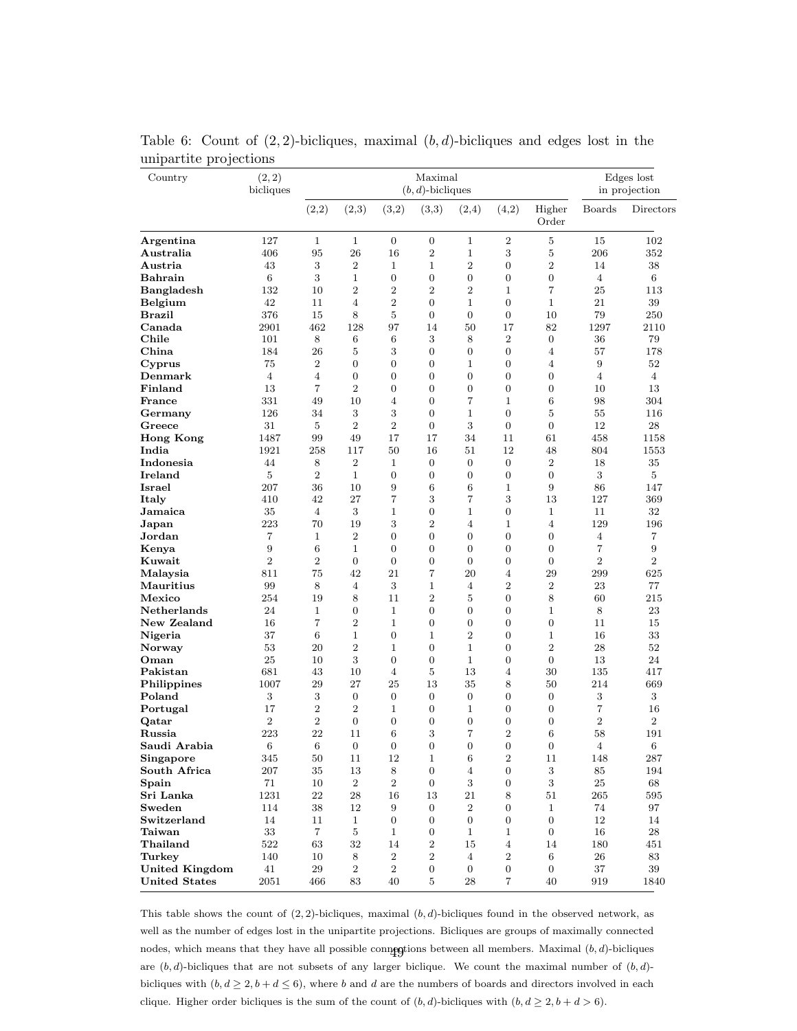Table 6: Count of (2, 2)-bicliques, maximal $(b, d)$-bicliques and edges lost in the unipartite projections

| Country | (2,2) bicliques | Maximal $(b,d)$-bicliques | | | | | | | Edges lost in projection | |
|---|---|---|---|---|---|---|---|---|---|---|
| | | (2,2) | (2,3) | (3,2) | (3,3) | (2,4) | (4,2) | Higher Order | Boards | Directors |
| **Argentina** | 127 | 1 | 1 | 0 | 0 | 1 | 2 | 5 | 15 | 102 |
| **Australia** | 406 | 95 | 26 | 16 | 2 | 1 | 3 | 5 | 206 | 352 |
| **Austria** | 43 | 3 | 2 | 1 | 1 | 2 | 0 | 2 | 14 | 38 |
| **Bahrain** | 6 | 3 | 1 | 0 | 0 | 0 | 0 | 0 | 4 | 6 |
| **Bangladesh** | 132 | 10 | 2 | 2 | 2 | 2 | 1 | 7 | 25 | 113 |
| **Belgium** | 42 | 11 | 4 | 2 | 0 | 1 | 0 | 1 | 21 | 39 |
| **Brazil** | 376 | 15 | 8 | 5 | 0 | 0 | 0 | 10 | 79 | 250 |
| **Canada** | 2901 | 462 | 128 | 97 | 14 | 50 | 17 | 82 | 1297 | 2110 |
| **Chile** | 101 | 8 | 6 | 6 | 3 | 8 | 2 | 0 | 36 | 79 |
| **China** | 184 | 26 | 5 | 3 | 0 | 0 | 0 | 4 | 57 | 178 |
| **Cyprus** | 75 | 2 | 0 | 0 | 0 | 1 | 0 | 4 | 9 | 52 |
| **Denmark** | 4 | 4 | 0 | 0 | 0 | 0 | 0 | 0 | 4 | 4 |
| **Finland** | 13 | 7 | 2 | 0 | 0 | 0 | 0 | 0 | 10 | 13 |
| **France** | 331 | 49 | 10 | 4 | 0 | 7 | 1 | 6 | 98 | 304 |
| **Germany** | 126 | 34 | 3 | 3 | 0 | 1 | 0 | 5 | 55 | 116 |
| **Greece** | 31 | 5 | 2 | 2 | 0 | 3 | 0 | 0 | 12 | 28 |
| **Hong Kong** | 1487 | 99 | 49 | 17 | 17 | 34 | 11 | 61 | 458 | 1158 |
| **India** | 1921 | 258 | 117 | 50 | 16 | 51 | 12 | 48 | 804 | 1553 |
| **Indonesia** | 44 | 8 | 2 | 1 | 0 | 0 | 0 | 2 | 18 | 35 |
| **Ireland** | 5 | 2 | 1 | 0 | 0 | 0 | 0 | 0 | 3 | 5 |
| **Israel** | 207 | 36 | 10 | 9 | 6 | 6 | 1 | 9 | 86 | 147 |
| **Italy** | 410 | 42 | 27 | 7 | 3 | 7 | 3 | 13 | 127 | 369 |
| **Jamaica** | 35 | 4 | 3 | 1 | 0 | 1 | 0 | 1 | 11 | 32 |
| **Japan** | 223 | 70 | 19 | 3 | 2 | 4 | 1 | 4 | 129 | 196 |
| **Jordan** | 7 | 1 | 2 | 0 | 0 | 0 | 0 | 0 | 4 | 7 |
| **Kenya** | 9 | 6 | 1 | 0 | 0 | 0 | 0 | 0 | 7 | 9 |
| **Kuwait** | 2 | 2 | 0 | 0 | 0 | 0 | 0 | 0 | 2 | 2 |
| **Malaysia** | 811 | 75 | 42 | 21 | 7 | 20 | 4 | 29 | 299 | 625 |
| **Mauritius** | 99 | 8 | 4 | 3 | 1 | 4 | 2 | 2 | 23 | 77 |
| **Mexico** | 254 | 19 | 8 | 11 | 2 | 5 | 0 | 8 | 60 | 215 |
| **Netherlands** | 24 | 1 | 0 | 1 | 0 | 0 | 0 | 1 | 8 | 23 |
| **New Zealand** | 16 | 7 | 2 | 1 | 0 | 0 | 0 | 0 | 11 | 15 |
| **Nigeria** | 37 | 6 | 1 | 0 | 1 | 2 | 0 | 1 | 16 | 33 |
| **Norway** | 53 | 20 | 2 | 1 | 0 | 1 | 0 | 2 | 28 | 52 |
| **Oman** | 25 | 10 | 3 | 0 | 0 | 1 | 0 | 0 | 13 | 24 |
| **Pakistan** | 681 | 43 | 10 | 4 | 5 | 13 | 4 | 30 | 135 | 417 |
| **Philippines** | 1007 | 29 | 27 | 25 | 13 | 35 | 8 | 50 | 214 | 669 |
| **Poland** | 3 | 3 | 0 | 0 | 0 | 0 | 0 | 0 | 3 | 3 |
| **Portugal** | 17 | 2 | 2 | 1 | 0 | 1 | 0 | 0 | 7 | 16 |
| **Qatar** | 2 | 2 | 0 | 0 | 0 | 0 | 0 | 0 | 2 | 2 |
| **Russia** | 223 | 22 | 11 | 6 | 3 | 7 | 2 | 6 | 58 | 191 |
| **Saudi Arabia** | 6 | 6 | 0 | 0 | 0 | 0 | 0 | 0 | 4 | 6 |
| **Singapore** | 345 | 50 | 11 | 12 | 1 | 6 | 2 | 11 | 148 | 287 |
| **South Africa** | 207 | 35 | 13 | 8 | 0 | 4 | 0 | 3 | 85 | 194 |
| **Spain** | 71 | 10 | 2 | 2 | 0 | 3 | 0 | 3 | 25 | 68 |
| **Sri Lanka** | 1231 | 22 | 28 | 16 | 13 | 21 | 8 | 51 | 265 | 595 |
| **Sweden** | 114 | 38 | 12 | 9 | 0 | 2 | 0 | 1 | 74 | 97 |
| **Switzerland** | 14 | 11 | 1 | 0 | 0 | 0 | 0 | 0 | 12 | 14 |
| **Taiwan** | 33 | 7 | 5 | 1 | 0 | 1 | 1 | 0 | 16 | 28 |
| **Thailand** | 522 | 63 | 32 | 14 | 2 | 15 | 4 | 14 | 180 | 451 |
| **Turkey** | 140 | 10 | 8 | 2 | 2 | 4 | 2 | 6 | 26 | 83 |
| **United Kingdom** | 41 | 29 | 2 | 2 | 0 | 0 | 0 | 0 | 37 | 39 |
| **United States** | 2051 | 466 | 83 | 40 | 5 | 28 | 7 | 40 | 919 | 1840 |

This table shows the count of $(2, 2)$-bicliques, maximal $(b, d)$-bicliques found in the observed network, as well as the number of edges lost in the unipartite projections. Bicliques are groups of maximally connected nodes, which means that they have all possible connections between all members. Maximal $(b, d)$-bicliques are $(b, d)$-bicliques that are not subsets of any larger biclique. We count the maximal number of $(b, d)$-bicliques with $(b, d \geq 2, b + d \leq 6)$, where $b$ and $d$ are the numbers of boards and directors involved in each clique. Higher order bicliques is the sum of the count of $(b, d)$-bicliques with $(b, d \geq 2, b + d > 6)$.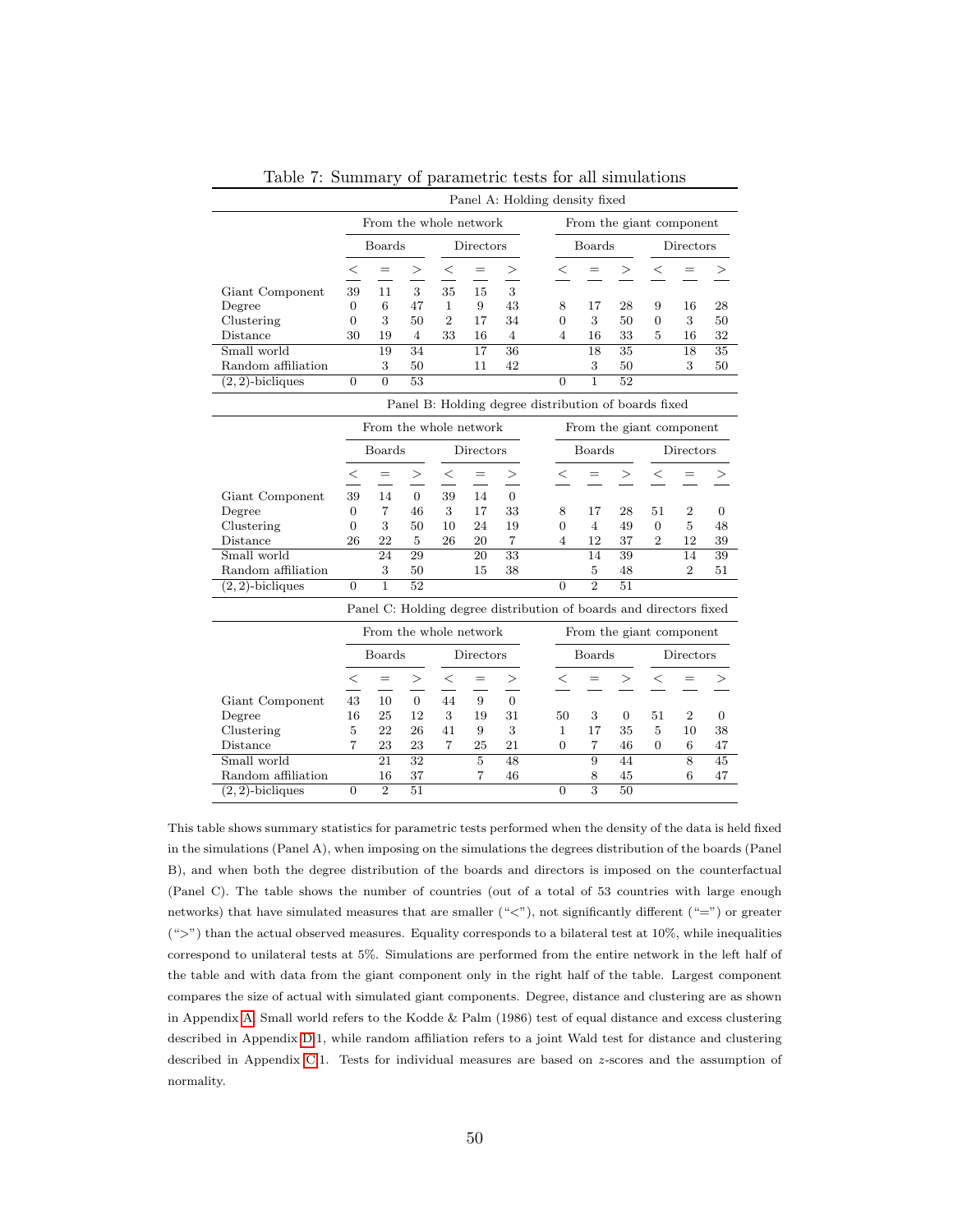Table 7: Summary of parametric tests for all simulations

| Panel A: Holding density fixed | | | | | | | | | | | | |
|---|---|---|---|---|---|---|---|---|---|---|---|---|
| | From the whole network | | | | | | From the giant component | | | | | |
| | Boards | | | Directors | | | Boards | | | Directors | | |
| | < | = | > | < | = | > | < | = | > | < | = | > |
| Giant Component | 39 | 11 | 3 | 35 | 15 | 3 | | | | | | |
| Degree | 0 | 6 | 47 | 1 | 9 | 43 | 8 | 17 | 28 | 9 | 16 | 28 |
| Clustering | 0 | 3 | 50 | 2 | 17 | 34 | 0 | 3 | 50 | 0 | 3 | 50 |
| Distance | 30 | 19 | 4 | 33 | 16 | 4 | 4 | 16 | 33 | 5 | 16 | 32 |
| Small world | | 19 | 34 | | 17 | 36 | | 18 | 35 | | 18 | 35 |
| Random affiliation | | 3 | 50 | | 11 | 42 | | 3 | 50 | | 3 | 50 |
| (2, 2)-bicliques | 0 | 0 | 53 | | | | 0 | 1 | 52 | | | |

| Panel B: Holding degree distribution of boards fixed | | | | | | | | | | | | |
|---|---|---|---|---|---|---|---|---|---|---|---|---|
| | From the whole network | | | | | | From the giant component | | | | | |
| | Boards | | | Directors | | | Boards | | | Directors | | |
| | < | = | > | < | = | > | < | = | > | < | = | > |
| Giant Component | 39 | 14 | 0 | 39 | 14 | 0 | | | | | | |
| Degree | 0 | 7 | 46 | 3 | 17 | 33 | 8 | 17 | 28 | 51 | 2 | 0 |
| Clustering | 0 | 3 | 50 | 10 | 24 | 19 | 0 | 4 | 49 | 0 | 5 | 48 |
| Distance | 26 | 22 | 5 | 26 | 20 | 7 | 4 | 12 | 37 | 2 | 12 | 39 |
| Small world | | 24 | 29 | | 20 | 33 | | 14 | 39 | | 14 | 39 |
| Random affiliation | | 3 | 50 | | 15 | 38 | | 5 | 48 | | 2 | 51 |
| (2, 2)-bicliques | 0 | 1 | 52 | | | | 0 | 2 | 51 | | | |

| Panel C: Holding degree distribution of boards and directors fixed | | | | | | | | | | | | |
|---|---|---|---|---|---|---|---|---|---|---|---|---|
| | From the whole network | | | | | | From the giant component | | | | | |
| | Boards | | | Directors | | | Boards | | | Directors | | |
| | < | = | > | < | = | > | < | = | > | < | = | > |
| Giant Component | 43 | 10 | 0 | 44 | 9 | 0 | | | | | | |
| Degree | 16 | 25 | 12 | 3 | 19 | 31 | 50 | 3 | 0 | 51 | 2 | 0 |
| Clustering | 5 | 22 | 26 | 41 | 9 | 3 | 1 | 17 | 35 | 5 | 10 | 38 |
| Distance | 7 | 23 | 23 | 7 | 25 | 21 | 0 | 7 | 46 | 0 | 6 | 47 |
| Small world | | 21 | 32 | | 5 | 48 | | 9 | 44 | | 8 | 45 |
| Random affiliation | | 16 | 37 | | 7 | 46 | | 8 | 45 | | 6 | 47 |
| (2, 2)-bicliques | 0 | 2 | 51 | | | | 0 | 3 | 50 | | | |

This table shows summary statistics for parametric tests performed when the density of the data is held fixed in the simulations (Panel A), when imposing on the simulations the degrees distribution of the boards (Panel B), and when both the degree distribution of the boards and directors is imposed on the counterfactual (Panel C). The table shows the number of countries (out of a total of 53 countries with large enough networks) that have simulated measures that are smaller ("<"), not significantly different ("=") or greater (">") than the actual observed measures. Equality corresponds to a bilateral test at 10%, while inequalities correspond to unilateral tests at 5%. Simulations are performed from the entire network in the left half of the table and with data from the giant component only in the right half of the table. Largest component compares the size of actual with simulated giant components. Degree, distance and clustering are as shown in Appendix A. Small world refers to the Kodde & Palm (1986) test of equal distance and excess clustering described in Appendix D.1, while random affiliation refers to a joint Wald test for distance and clustering described in Appendix C.1. Tests for individual measures are based on $z$-scores and the assumption of normality.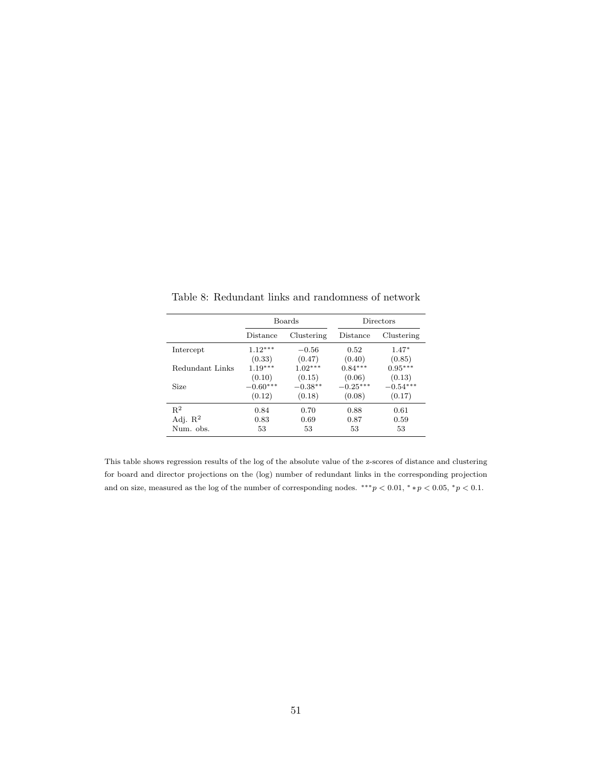Table 8: Redundant links and randomness of network

| | Boards | | Directors | |
|---|---|---|---|---|
| | Distance | Clustering | Distance | Clustering |
| Intercept | $1.12^{***}$ | $-0.56$ | $0.52$ | $1.47^{*}$ |
| | (0.33) | (0.47) | (0.40) | (0.85) |
| Redundant Links | $1.19^{***}$ | $1.02^{***}$ | $0.84^{***}$ | $0.95^{***}$ |
| | (0.10) | (0.15) | (0.06) | (0.13) |
| Size | $-0.60^{***}$ | $-0.38^{**}$ | $-0.25^{***}$ | $-0.54^{***}$ |
| | (0.12) | (0.18) | (0.08) | (0.17) |
| $R^2$ | 0.84 | 0.70 | 0.88 | 0.61 |
| Adj. $R^2$ | 0.83 | 0.69 | 0.87 | 0.59 |
| Num. obs. | 53 | 53 | 53 | 53 |

This table shows regression results of the log of the absolute value of the z-scores of distance and clustering for board and director projections on the (log) number of redundant links in the corresponding projection and on size, measured as the log of the number of corresponding nodes. $^{***}p < 0.01$, $^{*}*p < 0.05$, $^{*}p < 0.1$.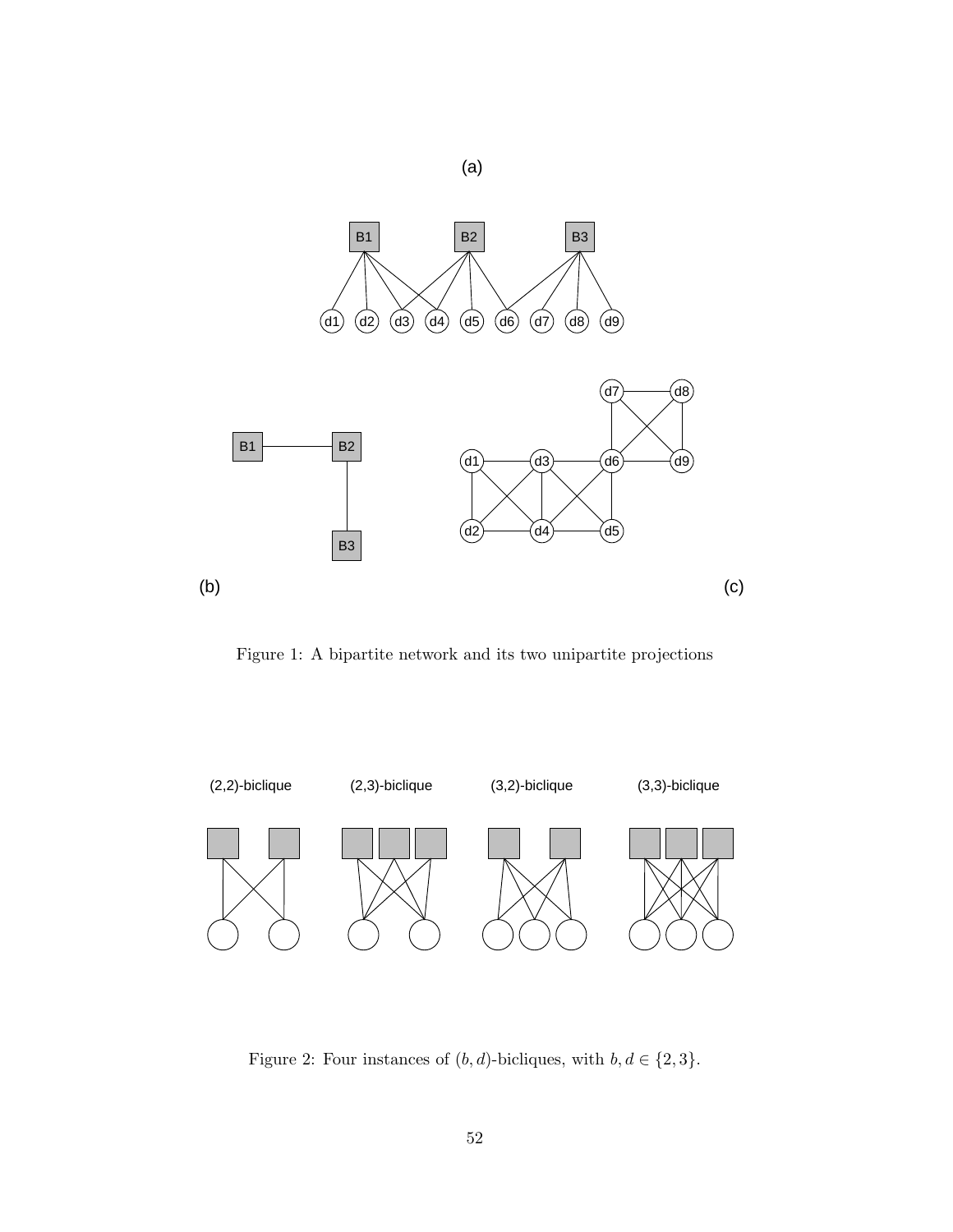Figure 1: A bipartite network and its two unipartite projections

Figure 2: Four instances of $(b, d)$-bicliques, with $b, d \in \{2, 3\}$.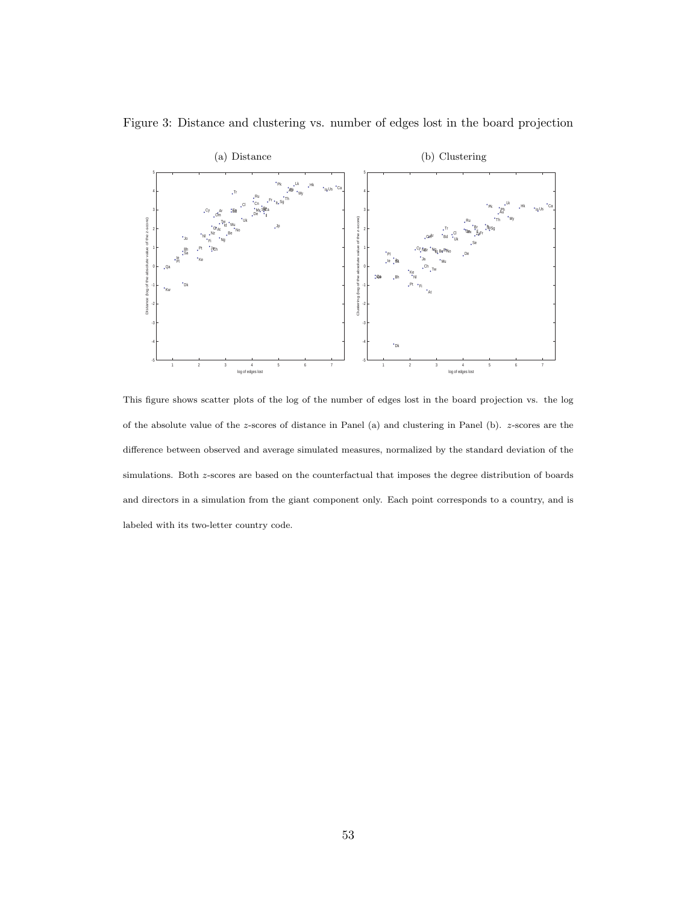Figure 3: Distance and clustering vs. number of edges lost in the board projection

(a) Distance

(b) Clustering

This figure shows scatter plots of the log of the number of edges lost in the board projection vs. the log of the absolute value of the $z$-scores of distance in Panel (a) and clustering in Panel (b). $z$-scores are the difference between observed and average simulated measures, normalized by the standard deviation of the simulations. Both $z$-scores are based on the counterfactual that imposes the degree distribution of boards and directors in a simulation from the giant component only. Each point corresponds to a country, and is labeled with its two-letter country code.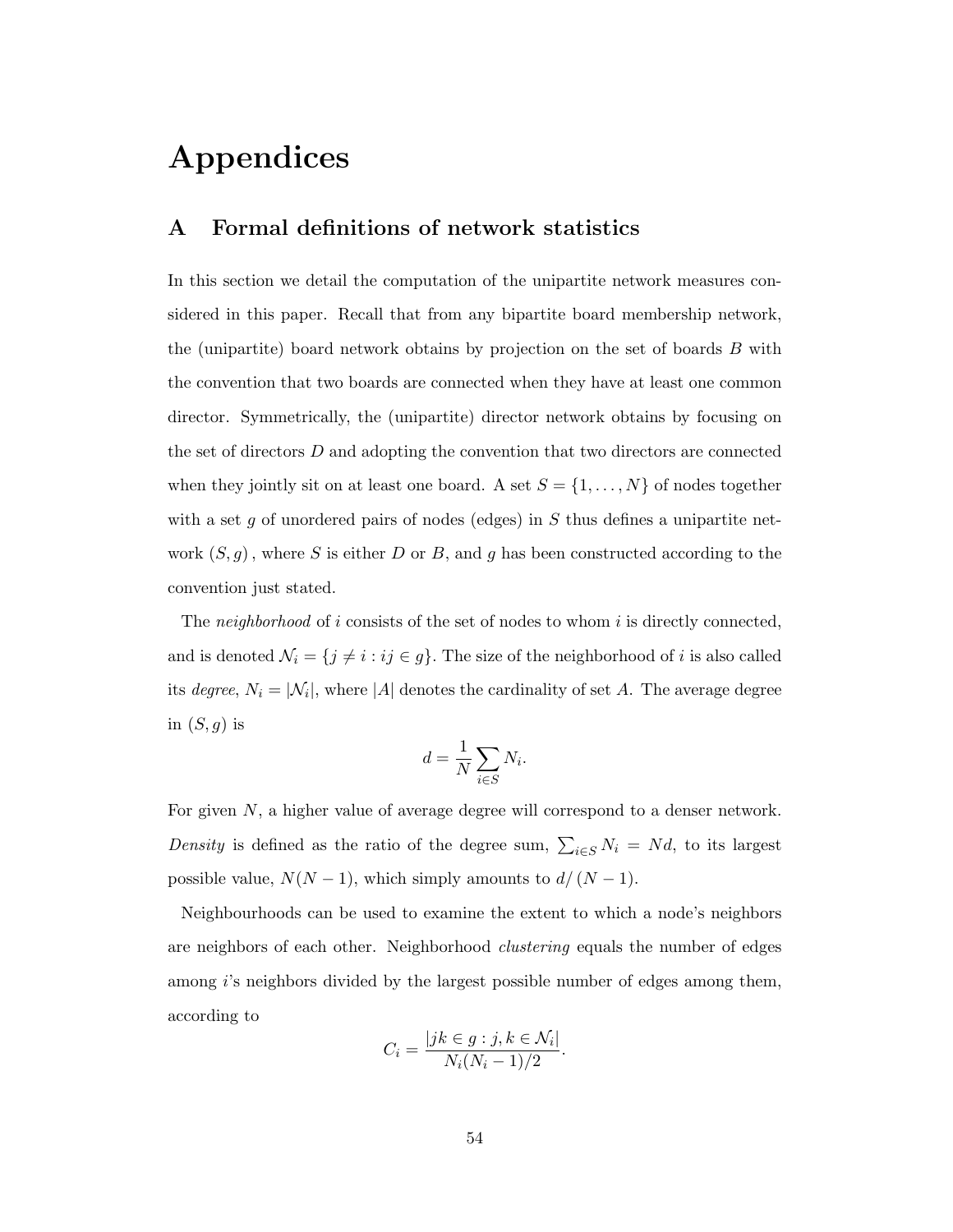# Appendices

## A Formal definitions of network statistics

In this section we detail the computation of the unipartite network measures considered in this paper. Recall that from any bipartite board membership network, the (unipartite) board network obtains by projection on the set of boards $B$ with the convention that two boards are connected when they have at least one common director. Symmetrically, the (unipartite) director network obtains by focusing on the set of directors $D$ and adopting the convention that two directors are connected when they jointly sit on at least one board. A set $S = \{1, \ldots, N\}$ of nodes together with a set $g$ of unordered pairs of nodes (edges) in $S$ thus defines a unipartite network $(S, g)$, where $S$ is either $D$ or $B$, and $g$ has been constructed according to the convention just stated.

The *neighborhood* of $i$ consists of the set of nodes to whom $i$ is directly connected, and is denoted $\mathcal{N}_i = \{j \neq i : ij \in g\}$. The size of the neighborhood of $i$ is also called its *degree*, $N_i = |\mathcal{N}_i|$, where $|A|$ denotes the cardinality of set $A$. The average degree in $(S, g)$ is

$$d = \frac{1}{N} \sum_{i \in S} N_i.$$

For given $N$, a higher value of average degree will correspond to a denser network. *Density* is defined as the ratio of the degree sum, $\sum_{i \in S} N_i = Nd$, to its largest possible value, $N(N-1)$, which simply amounts to $d/(N-1)$.

Neighbourhoods can be used to examine the extent to which a node's neighbors are neighbors of each other. Neighborhood *clustering* equals the number of edges among $i$'s neighbors divided by the largest possible number of edges among them, according to

$$C_i = \frac{|jk \in g : j, k \in \mathcal{N}_i|}{N_i(N_i - 1)/2}.$$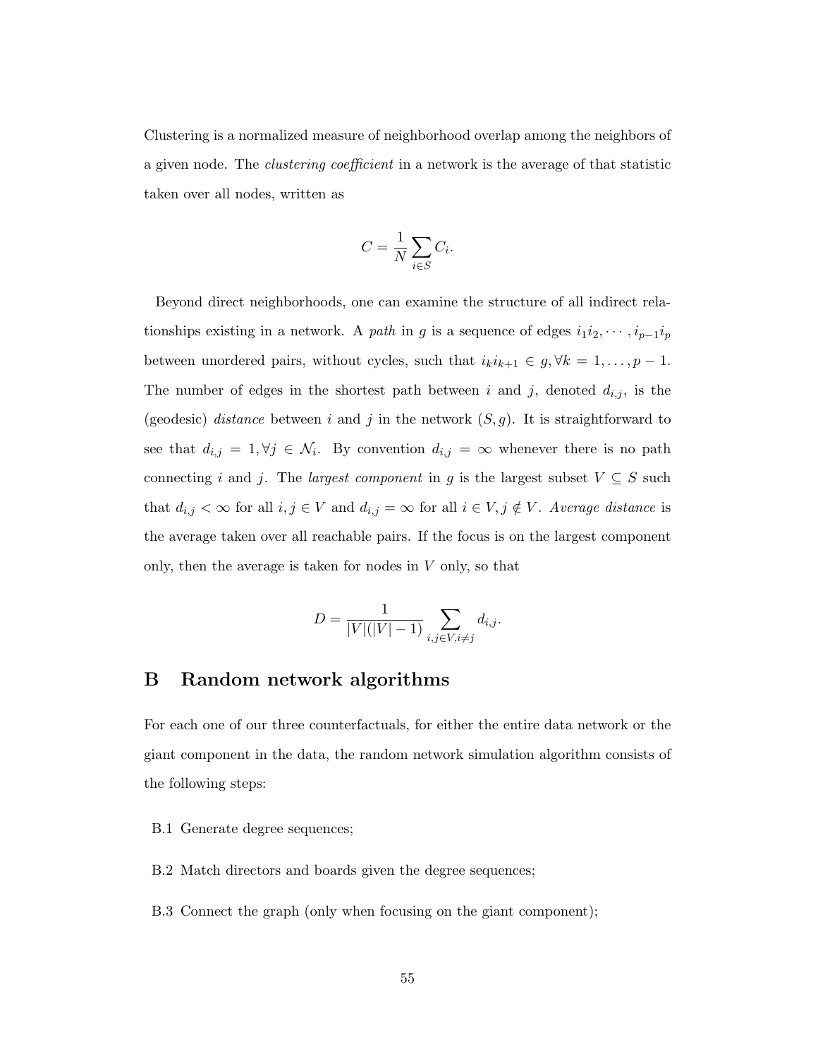Clustering is a normalized measure of neighborhood overlap among the neighbors of a given node. The *clustering coefficient* in a network is the average of that statistic taken over all nodes, written as

$$C = \frac{1}{N}\sum_{i \in S} C_i.$$

Beyond direct neighborhoods, one can examine the structure of all indirect relationships existing in a network. A *path* in $g$ is a sequence of edges $i_1i_2, \cdots, i_{p-1}i_p$ between unordered pairs, without cycles, such that $i_ki_{k+1} \in g, \forall k = 1, \ldots, p-1$. The number of edges in the shortest path between $i$ and $j$, denoted $d_{i,j}$, is the (geodesic) *distance* between $i$ and $j$ in the network $(S, g)$. It is straightforward to see that $d_{i,j} = 1, \forall j \in \mathcal{N}_i$. By convention $d_{i,j} = \infty$ whenever there is no path connecting $i$ and $j$. The *largest component* in $g$ is the largest subset $V \subseteq S$ such that $d_{i,j} < \infty$ for all $i, j \in V$ and $d_{i,j} = \infty$ for all $i \in V, j \notin V$. *Average distance* is the average taken over all reachable pairs. If the focus is on the largest component only, then the average is taken for nodes in $V$ only, so that

$$D = \frac{1}{|V|(|V|-1)} \sum_{i,j \in V, i \neq j} d_{i,j}.$$

# B Random network algorithms

For each one of our three counterfactuals, for either the entire data network or the giant component in the data, the random network simulation algorithm consists of the following steps:

- B.1 Generate degree sequences;
- B.2 Match directors and boards given the degree sequences;
- B.3 Connect the graph (only when focusing on the giant component);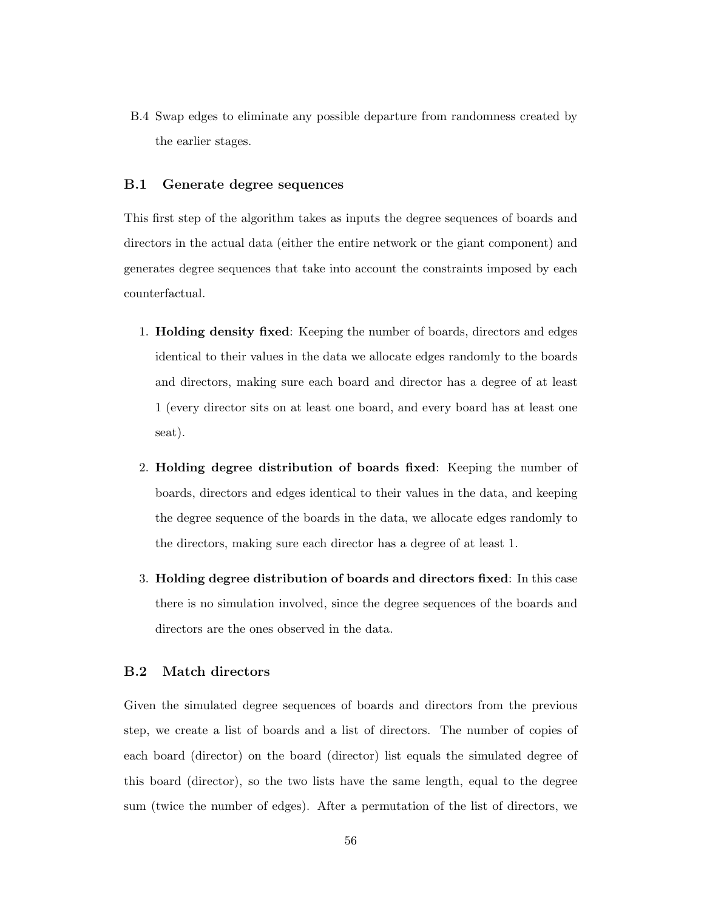B.4 Swap edges to eliminate any possible departure from randomness created by the earlier stages.

### B.1 Generate degree sequences

This first step of the algorithm takes as inputs the degree sequences of boards and directors in the actual data (either the entire network or the giant component) and generates degree sequences that take into account the constraints imposed by each counterfactual.

1. **Holding density fixed**: Keeping the number of boards, directors and edges identical to their values in the data we allocate edges randomly to the boards and directors, making sure each board and director has a degree of at least 1 (every director sits on at least one board, and every board has at least one seat).

2. **Holding degree distribution of boards fixed**: Keeping the number of boards, directors and edges identical to their values in the data, and keeping the degree sequence of the boards in the data, we allocate edges randomly to the directors, making sure each director has a degree of at least 1.

3. **Holding degree distribution of boards and directors fixed**: In this case there is no simulation involved, since the degree sequences of the boards and directors are the ones observed in the data.

### B.2 Match directors

Given the simulated degree sequences of boards and directors from the previous step, we create a list of boards and a list of directors. The number of copies of each board (director) on the board (director) list equals the simulated degree of this board (director), so the two lists have the same length, equal to the degree sum (twice the number of edges). After a permutation of the list of directors, we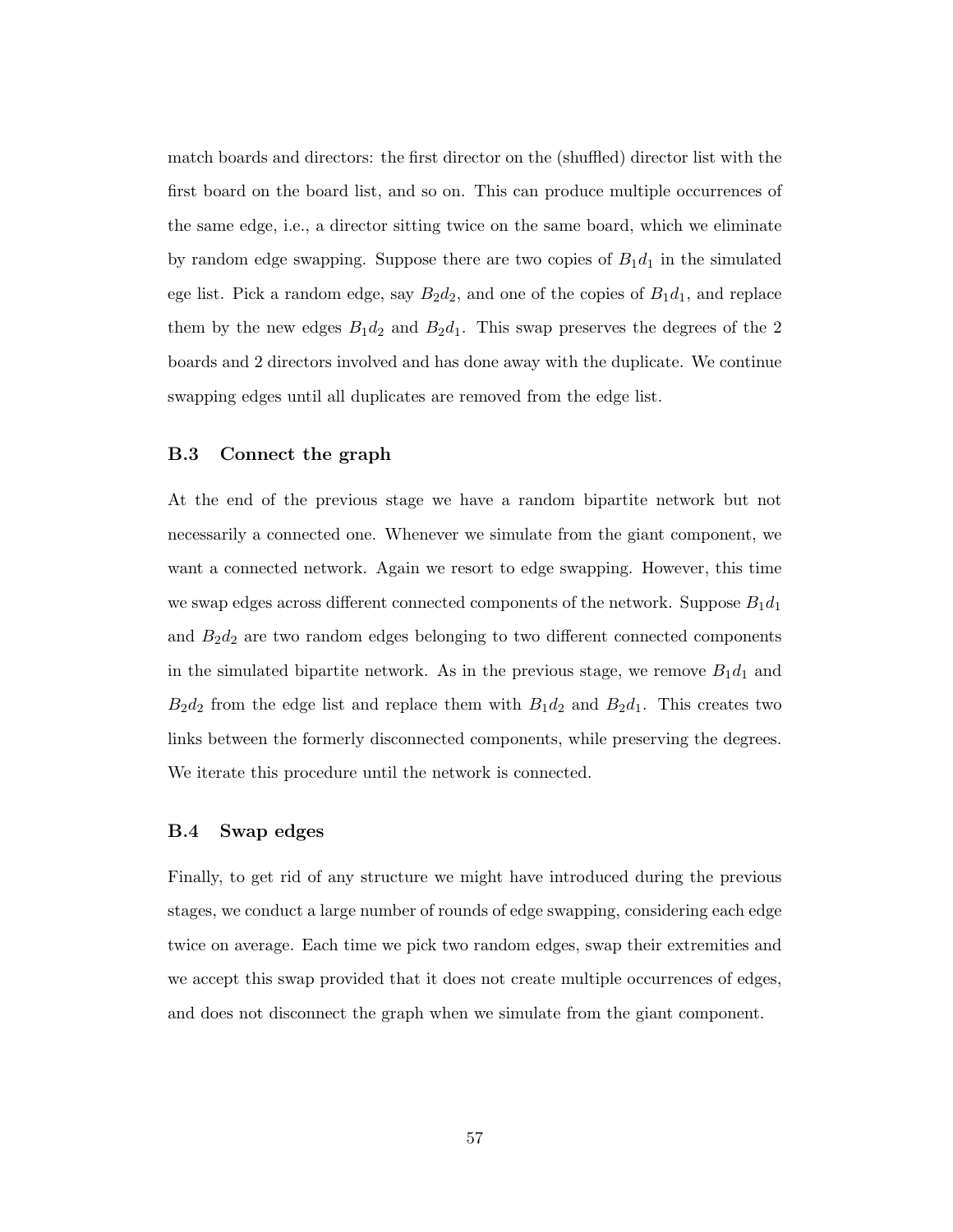match boards and directors: the first director on the (shuffled) director list with the first board on the board list, and so on. This can produce multiple occurrences of the same edge, i.e., a director sitting twice on the same board, which we eliminate by random edge swapping. Suppose there are two copies of $B_1d_1$ in the simulated ege list. Pick a random edge, say $B_2d_2$, and one of the copies of $B_1d_1$, and replace them by the new edges $B_1d_2$ and $B_2d_1$. This swap preserves the degrees of the 2 boards and 2 directors involved and has done away with the duplicate. We continue swapping edges until all duplicates are removed from the edge list.

### B.3 Connect the graph

At the end of the previous stage we have a random bipartite network but not necessarily a connected one. Whenever we simulate from the giant component, we want a connected network. Again we resort to edge swapping. However, this time we swap edges across different connected components of the network. Suppose $B_1d_1$ and $B_2d_2$ are two random edges belonging to two different connected components in the simulated bipartite network. As in the previous stage, we remove $B_1d_1$ and $B_2d_2$ from the edge list and replace them with $B_1d_2$ and $B_2d_1$. This creates two links between the formerly disconnected components, while preserving the degrees. We iterate this procedure until the network is connected.

### B.4 Swap edges

Finally, to get rid of any structure we might have introduced during the previous stages, we conduct a large number of rounds of edge swapping, considering each edge twice on average. Each time we pick two random edges, swap their extremities and we accept this swap provided that it does not create multiple occurrences of edges, and does not disconnect the graph when we simulate from the giant component.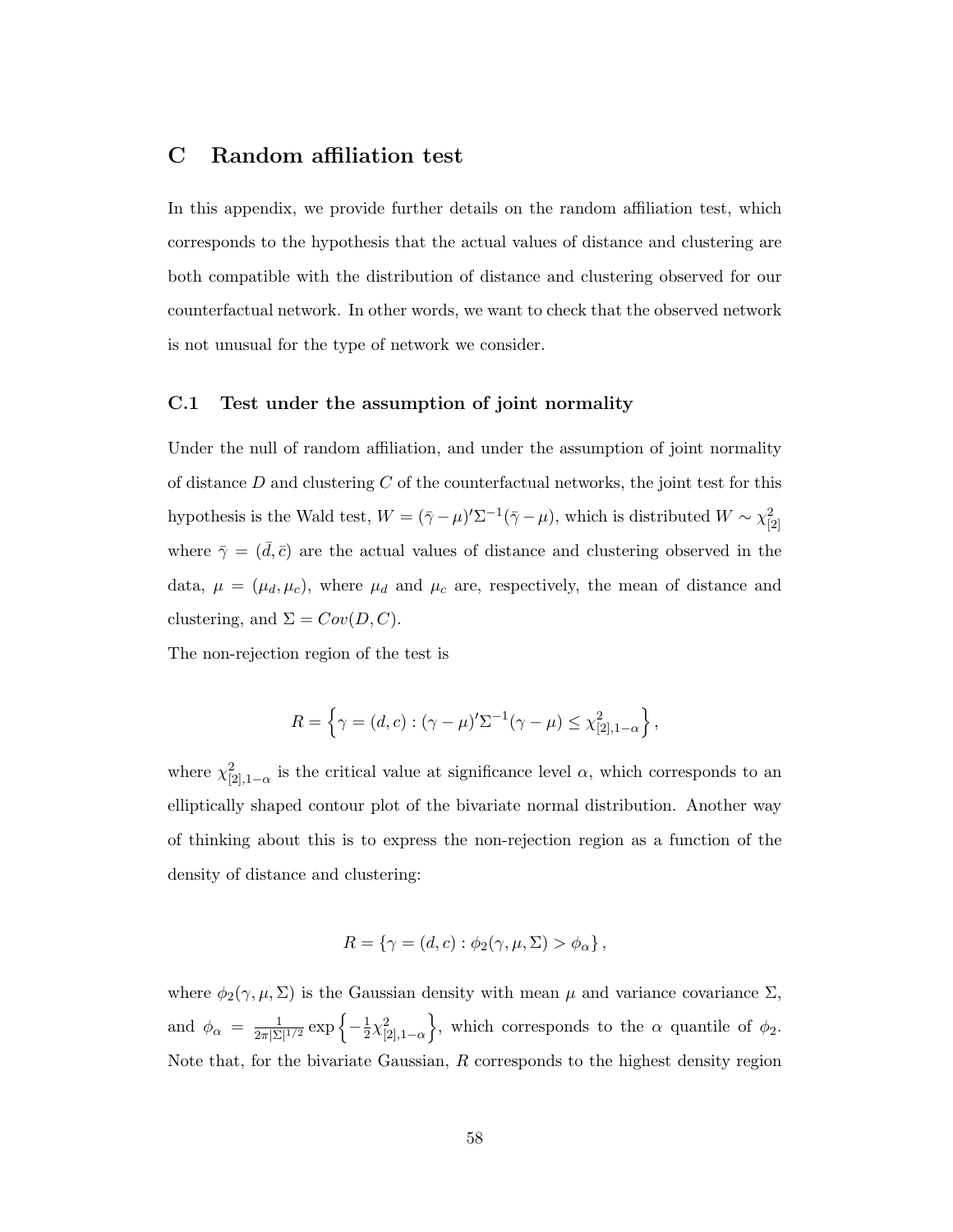# C Random affiliation test

In this appendix, we provide further details on the random affiliation test, which corresponds to the hypothesis that the actual values of distance and clustering are both compatible with the distribution of distance and clustering observed for our counterfactual network. In other words, we want to check that the observed network is not unusual for the type of network we consider.

## C.1 Test under the assumption of joint normality

Under the null of random affiliation, and under the assumption of joint normality of distance $D$ and clustering $C$ of the counterfactual networks, the joint test for this hypothesis is the Wald test, $W = (\bar{\gamma} - \mu)'\Sigma^{-1}(\bar{\gamma} - \mu)$, which is distributed $W \sim \chi^2_{[2]}$ where $\bar{\gamma} = (\bar{d}, \bar{c})$ are the actual values of distance and clustering observed in the data, $\mu = (\mu_d, \mu_c)$, where $\mu_d$ and $\mu_c$ are, respectively, the mean of distance and clustering, and $\Sigma = Cov(D, C)$.

The non-rejection region of the test is

$$R = \left\{ \gamma = (d, c) : (\gamma - \mu)'\Sigma^{-1}(\gamma - \mu) \leq \chi^2_{[2],1-\alpha} \right\},$$

where $\chi^2_{[2],1-\alpha}$ is the critical value at significance level $\alpha$, which corresponds to an elliptically shaped contour plot of the bivariate normal distribution. Another way of thinking about this is to express the non-rejection region as a function of the density of distance and clustering:

$$R = \left\{ \gamma = (d, c) : \phi_2(\gamma, \mu, \Sigma) > \phi_\alpha \right\},$$

where $\phi_2(\gamma, \mu, \Sigma)$ is the Gaussian density with mean $\mu$ and variance covariance $\Sigma$, and $\phi_\alpha = \frac{1}{2\pi|\Sigma|^{1/2}} \exp\left\{ -\frac{1}{2}\chi^2_{[2],1-\alpha} \right\}$, which corresponds to the $\alpha$ quantile of $\phi_2$. Note that, for the bivariate Gaussian, $R$ corresponds to the highest density region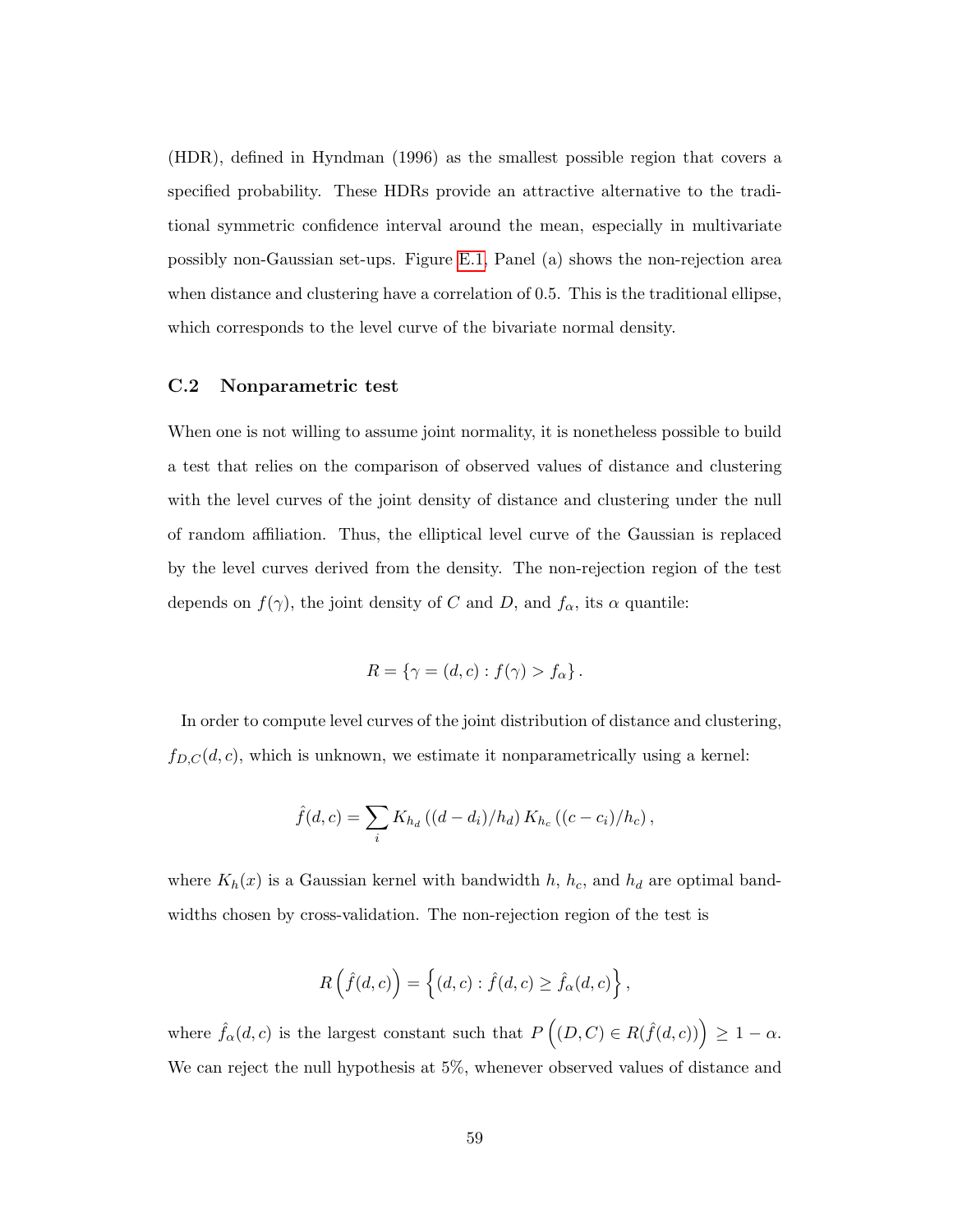(HDR), defined in Hyndman (1996) as the smallest possible region that covers a specified probability. These HDRs provide an attractive alternative to the traditional symmetric confidence interval around the mean, especially in multivariate possibly non-Gaussian set-ups. Figure E.1, Panel (a) shows the non-rejection area when distance and clustering have a correlation of 0.5. This is the traditional ellipse, which corresponds to the level curve of the bivariate normal density.

### C.2 Nonparametric test

When one is not willing to assume joint normality, it is nonetheless possible to build a test that relies on the comparison of observed values of distance and clustering with the level curves of the joint density of distance and clustering under the null of random affiliation. Thus, the elliptical level curve of the Gaussian is replaced by the level curves derived from the density. The non-rejection region of the test depends on $f(\gamma)$, the joint density of $C$ and $D$, and $f_\alpha$, its $\alpha$ quantile:

$$R = \{\gamma = (d, c) : f(\gamma) > f_\alpha\}.$$

In order to compute level curves of the joint distribution of distance and clustering, $f_{D,C}(d, c)$, which is unknown, we estimate it nonparametrically using a kernel:

$$\hat{f}(d, c) = \sum_i K_{h_d}\left((d - d_i)/h_d\right) K_{h_c}\left((c - c_i)/h_c\right),$$

where $K_h(x)$ is a Gaussian kernel with bandwidth $h$, $h_c$, and $h_d$ are optimal bandwidths chosen by cross-validation. The non-rejection region of the test is

$$R\left(\hat{f}(d, c)\right) = \left\{(d, c) : \hat{f}(d, c) \geq \hat{f}_\alpha(d, c)\right\},$$

where $\hat{f}_\alpha(d, c)$ is the largest constant such that $P\left((D, C) \in R(\hat{f}(d, c))\right) \geq 1 - \alpha$. We can reject the null hypothesis at 5%, whenever observed values of distance and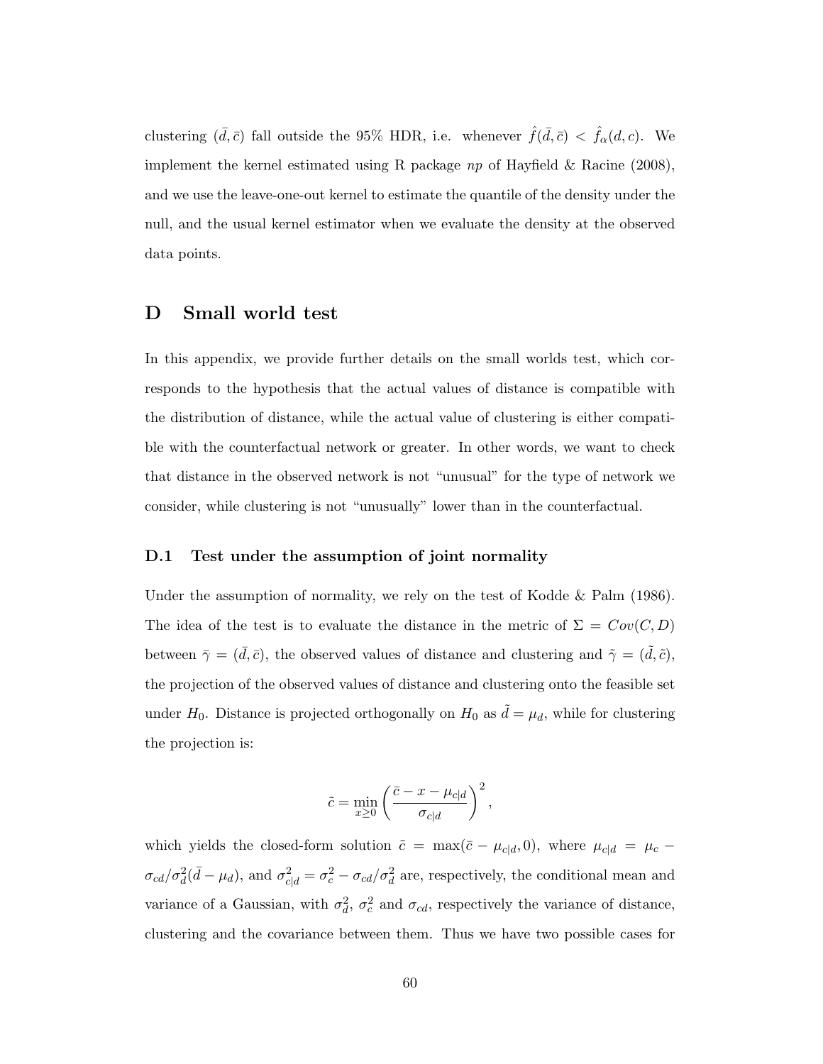clustering $(\bar{d}, \bar{c})$ fall outside the 95% HDR, i.e. whenever $\hat{f}(\bar{d}, \bar{c}) < \hat{f}_\alpha(d, c)$. We implement the kernel estimated using R package *np* of Hayfield & Racine (2008), and we use the leave-one-out kernel to estimate the quantile of the density under the null, and the usual kernel estimator when we evaluate the density at the observed data points.

# D Small world test

In this appendix, we provide further details on the small worlds test, which corresponds to the hypothesis that the actual values of distance is compatible with the distribution of distance, while the actual value of clustering is either compatible with the counterfactual network or greater. In other words, we want to check that distance in the observed network is not "unusual" for the type of network we consider, while clustering is not "unusually" lower than in the counterfactual.

## D.1 Test under the assumption of joint normality

Under the assumption of normality, we rely on the test of Kodde & Palm (1986). The idea of the test is to evaluate the distance in the metric of $\Sigma = Cov(C, D)$ between $\bar{\gamma} = (\bar{d}, \bar{c})$, the observed values of distance and clustering and $\tilde{\gamma} = (\tilde{d}, \tilde{c})$, the projection of the observed values of distance and clustering onto the feasible set under $H_0$. Distance is projected orthogonally on $H_0$ as $\tilde{d} = \mu_d$, while for clustering the projection is:

$$\tilde{c} = \min_{x \geq 0} \left( \frac{\bar{c} - x - \mu_{c|d}}{\sigma_{c|d}} \right)^2,$$

which yields the closed-form solution $\tilde{c} = \max(\bar{c} - \mu_{c|d}, 0)$, where $\mu_{c|d} = \mu_c - \sigma_{cd}/\sigma_d^2(\bar{d} - \mu_d)$, and $\sigma_{c|d}^2 = \sigma_c^2 - \sigma_{cd}/\sigma_d^2$ are, respectively, the conditional mean and variance of a Gaussian, with $\sigma_d^2$, $\sigma_c^2$ and $\sigma_{cd}$, respectively the variance of distance, clustering and the covariance between them. Thus we have two possible cases for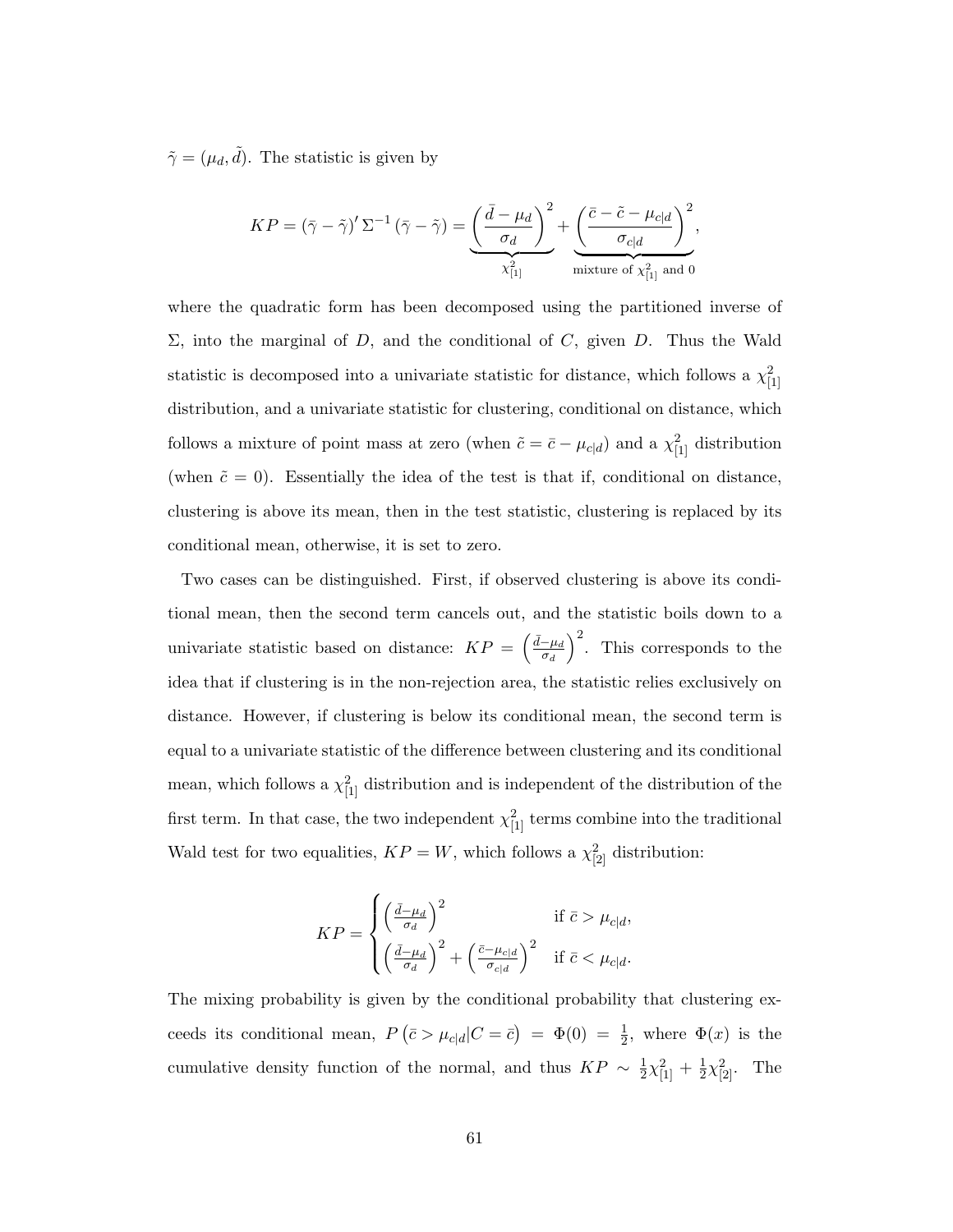$\tilde{\gamma} = (\mu_d, \tilde{d})$. The statistic is given by

$$KP = (\bar{\gamma} - \tilde{\gamma})' \Sigma^{-1} (\bar{\gamma} - \tilde{\gamma}) = \underbrace{\left( \frac{\bar{d} - \mu_d}{\sigma_d} \right)^2}_{\chi^2_{[1]}} + \underbrace{\left( \frac{\bar{c} - \tilde{c} - \mu_{c|d}}{\sigma_{c|d}} \right)^2}_{\text{mixture of } \chi^2_{[1]} \text{ and } 0},$$

where the quadratic form has been decomposed using the partitioned inverse of $\Sigma$, into the marginal of $D$, and the conditional of $C$, given $D$. Thus the Wald statistic is decomposed into a univariate statistic for distance, which follows a $\chi^2_{[1]}$ distribution, and a univariate statistic for clustering, conditional on distance, which follows a mixture of point mass at zero (when $\tilde{c} = \bar{c} - \mu_{c|d}$) and a $\chi^2_{[1]}$ distribution (when $\tilde{c} = 0$). Essentially the idea of the test is that if, conditional on distance, clustering is above its mean, then in the test statistic, clustering is replaced by its conditional mean, otherwise, it is set to zero.

Two cases can be distinguished. First, if observed clustering is above its conditional mean, then the second term cancels out, and the statistic boils down to a univariate statistic based on distance: $KP = \left( \frac{\bar{d} - \mu_d}{\sigma_d} \right)^2$. This corresponds to the idea that if clustering is in the non-rejection area, the statistic relies exclusively on distance. However, if clustering is below its conditional mean, the second term is equal to a univariate statistic of the difference between clustering and its conditional mean, which follows a $\chi^2_{[1]}$ distribution and is independent of the distribution of the first term. In that case, the two independent $\chi^2_{[1]}$ terms combine into the traditional Wald test for two equalities, $KP = W$, which follows a $\chi^2_{[2]}$ distribution:

$$KP = \begin{cases} \left( \frac{\bar{d} - \mu_d}{\sigma_d} \right)^2 & \text{if } \bar{c} > \mu_{c|d}, \\ \left( \frac{\bar{d} - \mu_d}{\sigma_d} \right)^2 + \left( \frac{\bar{c} - \mu_{c|d}}{\sigma_{c|d}} \right)^2 & \text{if } \bar{c} < \mu_{c|d}. \end{cases}$$

The mixing probability is given by the conditional probability that clustering exceeds its conditional mean, $P\left(\bar{c} > \mu_{c|d} | C = \bar{c}\right) = \Phi(0) = \frac{1}{2}$, where $\Phi(x)$ is the cumulative density function of the normal, and thus $KP \sim \frac{1}{2}\chi^2_{[1]} + \frac{1}{2}\chi^2_{[2]}$. The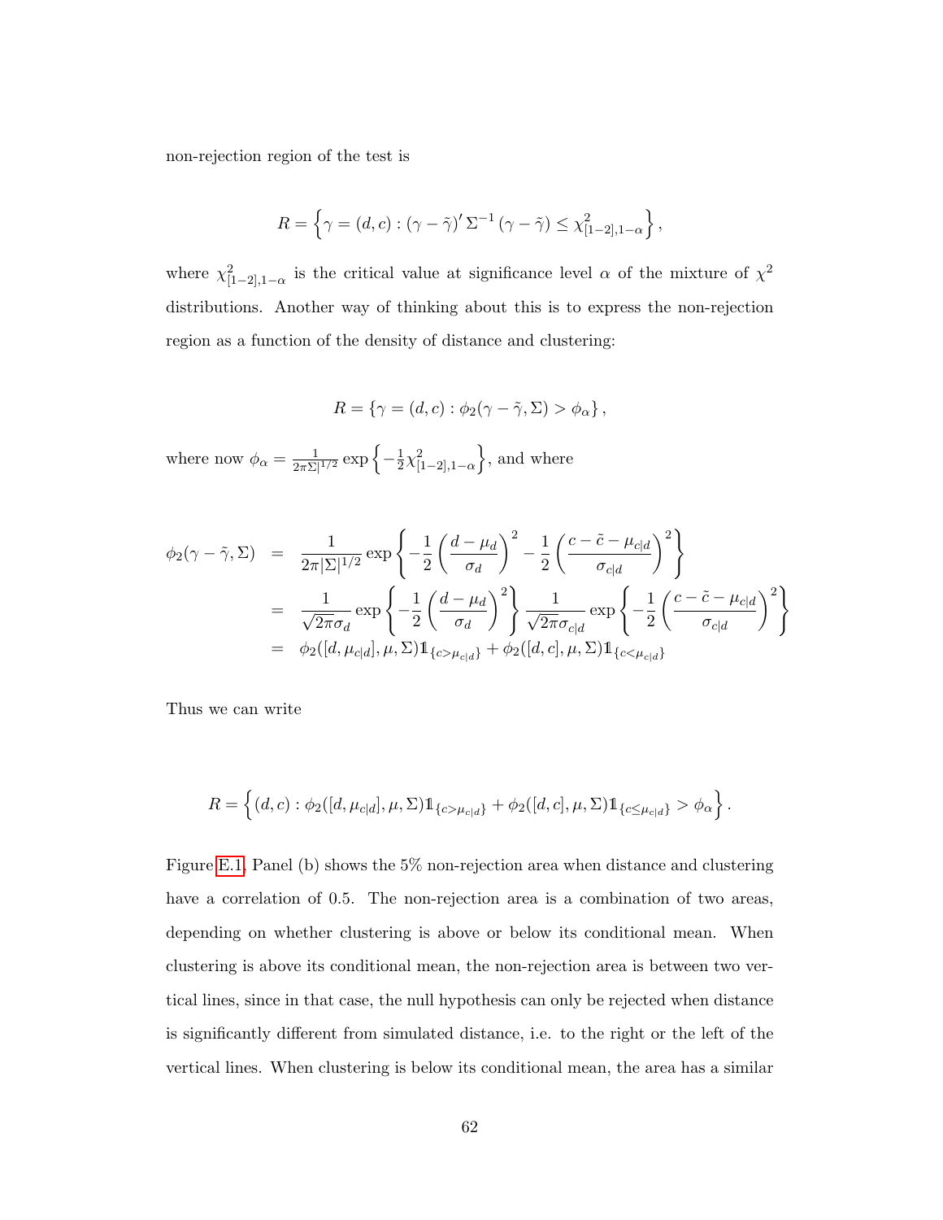non-rejection region of the test is

$$R = \left\{ \gamma = (d, c) : (\gamma - \tilde{\gamma})' \, \Sigma^{-1} \, (\gamma - \tilde{\gamma}) \leq \chi^2_{[1-2],1-\alpha} \right\},$$

where $\chi^2_{[1-2],1-\alpha}$ is the critical value at significance level $\alpha$ of the mixture of $\chi^2$ distributions. Another way of thinking about this is to express the non-rejection region as a function of the density of distance and clustering:

$$R = \left\{ \gamma = (d, c) : \phi_2(\gamma - \tilde{\gamma}, \Sigma) > \phi_\alpha \right\},$$

where now $\phi_\alpha = \frac{1}{2\pi\Sigma|^{1/2}} \exp\left\{ -\frac{1}{2}\chi^2_{[1-2],1-\alpha} \right\}$, and where

$$\begin{aligned}
\phi_2(\gamma - \tilde{\gamma}, \Sigma) &= \frac{1}{2\pi|\Sigma|^{1/2}} \exp\left\{ -\frac{1}{2}\left(\frac{d - \mu_d}{\sigma_d}\right)^2 - \frac{1}{2}\left(\frac{c - \tilde{c} - \mu_{c|d}}{\sigma_{c|d}}\right)^2 \right\} \\
&= \frac{1}{\sqrt{2\pi}\sigma_d} \exp\left\{ -\frac{1}{2}\left(\frac{d - \mu_d}{\sigma_d}\right)^2 \right\} \frac{1}{\sqrt{2\pi}\sigma_{c|d}} \exp\left\{ -\frac{1}{2}\left(\frac{c - \tilde{c} - \mu_{c|d}}{\sigma_{c|d}}\right)^2 \right\} \\
&= \phi_2([d, \mu_{c|d}], \mu, \Sigma)\mathbb{1}_{\{c > \mu_{c|d}\}} + \phi_2([d, c], \mu, \Sigma)\mathbb{1}_{\{c < \mu_{c|d}\}}
\end{aligned}$$

Thus we can write

$$R = \left\{ (d, c) : \phi_2([d, \mu_{c|d}], \mu, \Sigma)\mathbb{1}_{\{c > \mu_{c|d}\}} + \phi_2([d, c], \mu, \Sigma)\mathbb{1}_{\{c \leq \mu_{c|d}\}} > \phi_\alpha \right\}.$$

Figure E.1, Panel (b) shows the 5% non-rejection area when distance and clustering have a correlation of 0.5. The non-rejection area is a combination of two areas, depending on whether clustering is above or below its conditional mean. When clustering is above its conditional mean, the non-rejection area is between two vertical lines, since in that case, the null hypothesis can only be rejected when distance is significantly different from simulated distance, i.e. to the right or the left of the vertical lines. When clustering is below its conditional mean, the area has a similar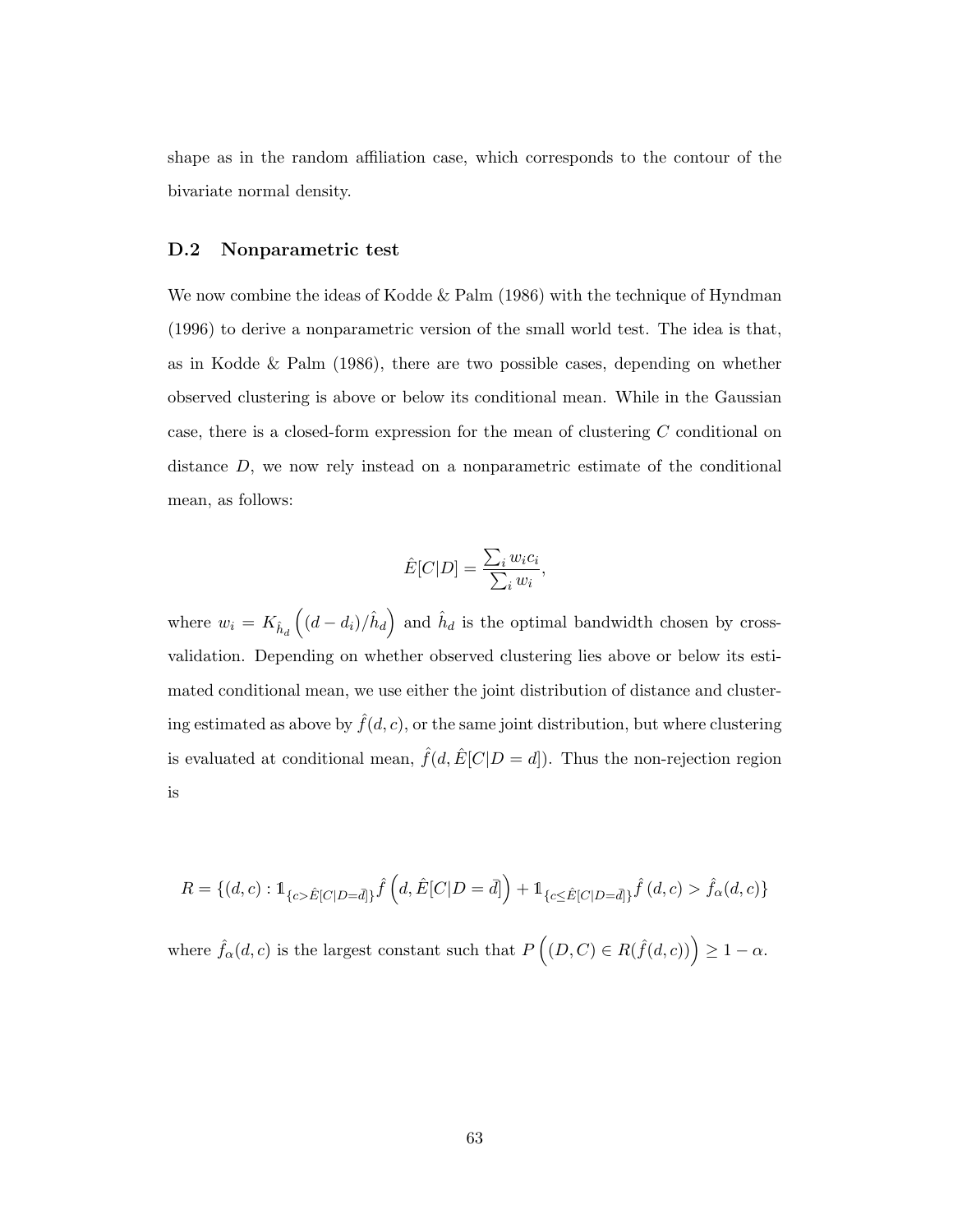shape as in the random affiliation case, which corresponds to the contour of the bivariate normal density.

### D.2 Nonparametric test

We now combine the ideas of Kodde & Palm (1986) with the technique of Hyndman (1996) to derive a nonparametric version of the small world test. The idea is that, as in Kodde & Palm (1986), there are two possible cases, depending on whether observed clustering is above or below its conditional mean. While in the Gaussian case, there is a closed-form expression for the mean of clustering $C$ conditional on distance $D$, we now rely instead on a nonparametric estimate of the conditional mean, as follows:

$$\hat{E}[C|D] = \frac{\sum_i w_i c_i}{\sum_i w_i},$$

where $w_i = K_{\hat{h}_d}\left((d - d_i)/\hat{h}_d\right)$ and $\hat{h}_d$ is the optimal bandwidth chosen by cross-validation. Depending on whether observed clustering lies above or below its estimated conditional mean, we use either the joint distribution of distance and clustering estimated as above by $\hat{f}(d, c)$, or the same joint distribution, but where clustering is evaluated at conditional mean, $\hat{f}(d, \hat{E}[C|D = d])$. Thus the non-rejection region is

$$R = \{(d, c) : \mathbb{1}_{\{c > \hat{E}[C|D = \bar{d}]\}} \hat{f}\left(d, \hat{E}[C|D = \bar{d}]\right) + \mathbb{1}_{\{c \leq \hat{E}[C|D = \bar{d}]\}} \hat{f}\left(d, c\right) > \hat{f}_\alpha(d, c)\}$$

where $\hat{f}_\alpha(d, c)$ is the largest constant such that $P\left((D, C) \in R(\hat{f}(d, c))\right) \geq 1 - \alpha$.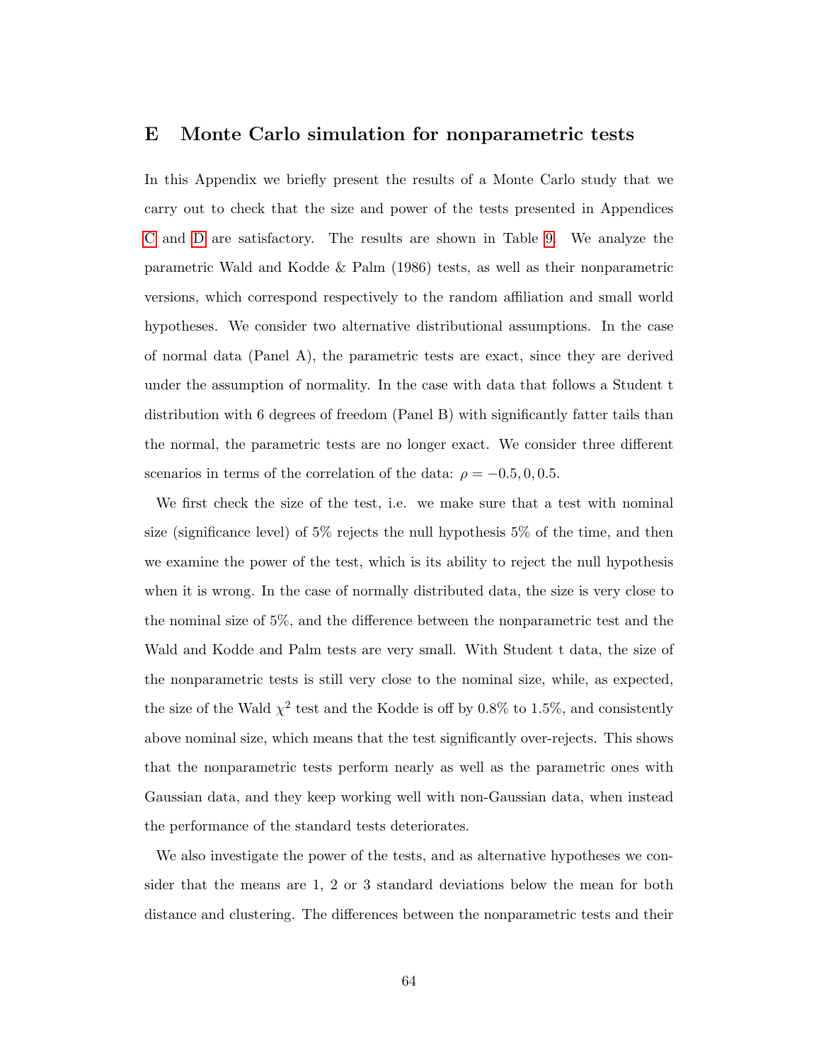# E Monte Carlo simulation for nonparametric tests

In this Appendix we briefly present the results of a Monte Carlo study that we carry out to check that the size and power of the tests presented in Appendices C and D are satisfactory. The results are shown in Table 9. We analyze the parametric Wald and Kodde & Palm (1986) tests, as well as their nonparametric versions, which correspond respectively to the random affiliation and small world hypotheses. We consider two alternative distributional assumptions. In the case of normal data (Panel A), the parametric tests are exact, since they are derived under the assumption of normality. In the case with data that follows a Student t distribution with 6 degrees of freedom (Panel B) with significantly fatter tails than the normal, the parametric tests are no longer exact. We consider three different scenarios in terms of the correlation of the data: $\rho = -0.5, 0, 0.5$.

We first check the size of the test, i.e. we make sure that a test with nominal size (significance level) of 5% rejects the null hypothesis 5% of the time, and then we examine the power of the test, which is its ability to reject the null hypothesis when it is wrong. In the case of normally distributed data, the size is very close to the nominal size of 5%, and the difference between the nonparametric test and the Wald and Kodde and Palm tests are very small. With Student t data, the size of the nonparametric tests is still very close to the nominal size, while, as expected, the size of the Wald $\chi^2$ test and the Kodde is off by 0.8% to 1.5%, and consistently above nominal size, which means that the test significantly over-rejects. This shows that the nonparametric tests perform nearly as well as the parametric ones with Gaussian data, and they keep working well with non-Gaussian data, when instead the performance of the standard tests deteriorates.

We also investigate the power of the tests, and as alternative hypotheses we consider that the means are 1, 2 or 3 standard deviations below the mean for both distance and clustering. The differences between the nonparametric tests and their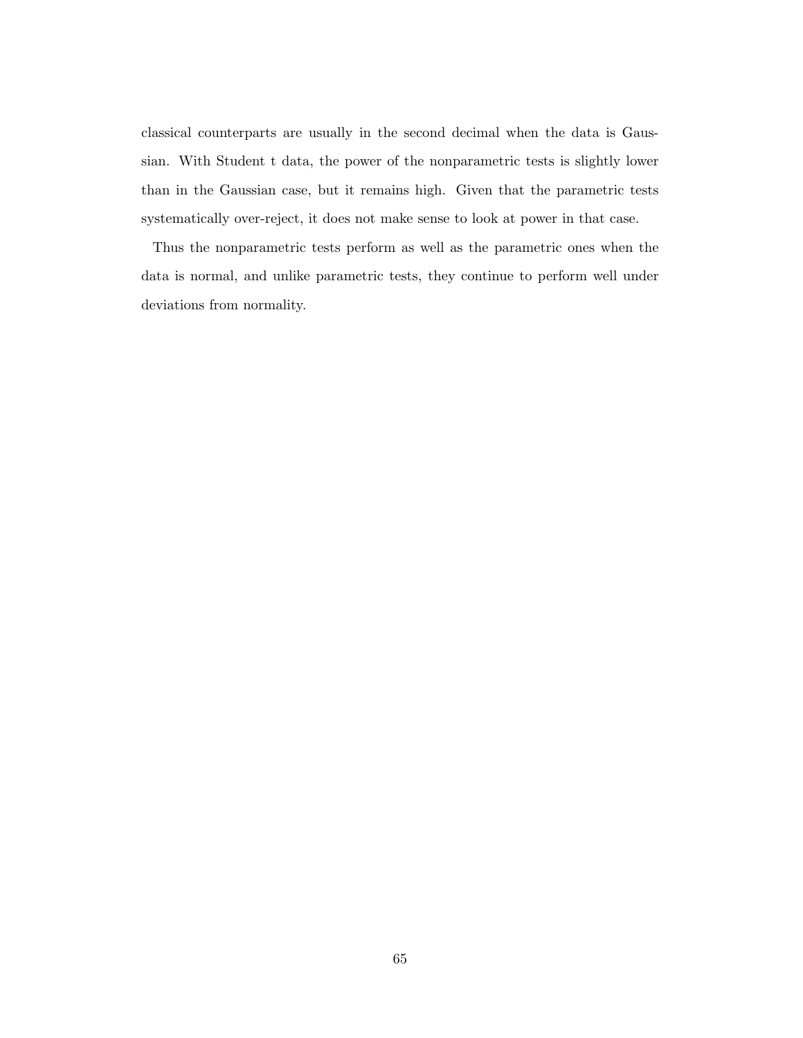classical counterparts are usually in the second decimal when the data is Gaussian. With Student t data, the power of the nonparametric tests is slightly lower than in the Gaussian case, but it remains high. Given that the parametric tests systematically over-reject, it does not make sense to look at power in that case.

Thus the nonparametric tests perform as well as the parametric ones when the data is normal, and unlike parametric tests, they continue to perform well under deviations from normality.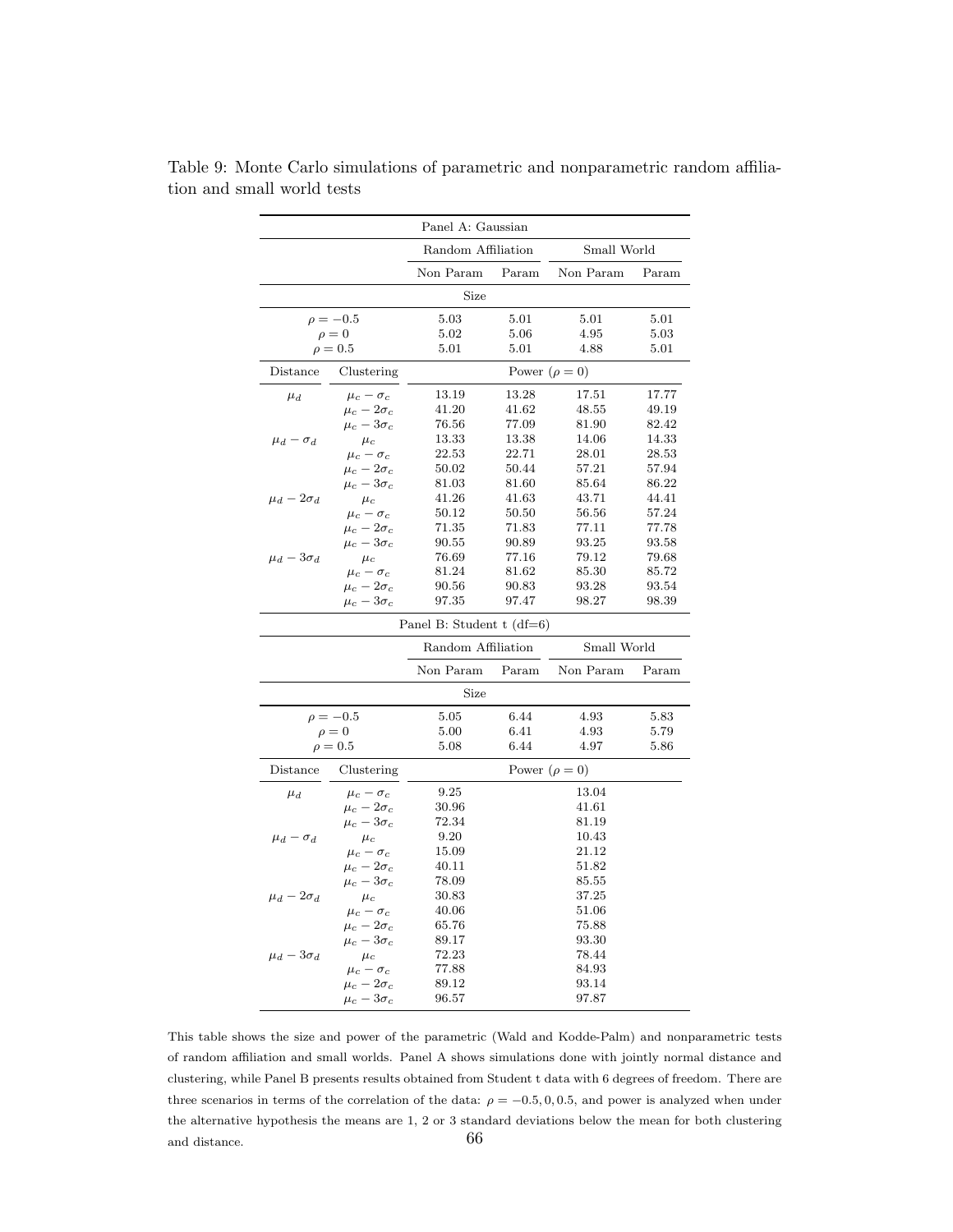Table 9: Monte Carlo simulations of parametric and nonparametric random affiliation and small world tests

| | | Random Affiliation | | Small World | |
|---|---|---|---|---|---|
| | | Non Param | Param | Non Param | Param |
| **Panel A: Gaussian** | | | | | |
| **Size** | | | | | |
| $\rho = -0.5$ | | 5.03 | 5.01 | 5.01 | 5.01 |
| $\rho = 0$ | | 5.02 | 5.06 | 4.95 | 5.03 |
| $\rho = 0.5$ | | 5.01 | 5.01 | 4.88 | 5.01 |
| Distance | Clustering | Power ($\rho = 0$) | | | |
| $\mu_d$ | $\mu_c - \sigma_c$ | 13.19 | 13.28 | 17.51 | 17.77 |
| | $\mu_c - 2\sigma_c$ | 41.20 | 41.62 | 48.55 | 49.19 |
| | $\mu_c - 3\sigma_c$ | 76.56 | 77.09 | 81.90 | 82.42 |
| $\mu_d - \sigma_d$ | $\mu_c$ | 13.33 | 13.38 | 14.06 | 14.33 |
| | $\mu_c - \sigma_c$ | 22.53 | 22.71 | 28.01 | 28.53 |
| | $\mu_c - 2\sigma_c$ | 50.02 | 50.44 | 57.21 | 57.94 |
| | $\mu_c - 3\sigma_c$ | 81.03 | 81.60 | 85.64 | 86.22 |
| $\mu_d - 2\sigma_d$ | $\mu_c$ | 41.26 | 41.63 | 43.71 | 44.41 |
| | $\mu_c - \sigma_c$ | 50.12 | 50.50 | 56.56 | 57.24 |
| | $\mu_c - 2\sigma_c$ | 71.35 | 71.83 | 77.11 | 77.78 |
| | $\mu_c - 3\sigma_c$ | 90.55 | 90.89 | 93.25 | 93.58 |
| $\mu_d - 3\sigma_d$ | $\mu_c$ | 76.69 | 77.16 | 79.12 | 79.68 |
| | $\mu_c - \sigma_c$ | 81.24 | 81.62 | 85.30 | 85.72 |
| | $\mu_c - 2\sigma_c$ | 90.56 | 90.83 | 93.28 | 93.54 |
| | $\mu_c - 3\sigma_c$ | 97.35 | 97.47 | 98.27 | 98.39 |
| **Panel B: Student t (df=6)** | | | | | |
| | | Random Affiliation | | Small World | |
| | | Non Param | Param | Non Param | Param |
| **Size** | | | | | |
| $\rho = -0.5$ | | 5.05 | 6.44 | 4.93 | 5.83 |
| $\rho = 0$ | | 5.00 | 6.41 | 4.93 | 5.79 |
| $\rho = 0.5$ | | 5.08 | 6.44 | 4.97 | 5.86 |
| Distance | Clustering | Power ($\rho = 0$) | | | |
| $\mu_d$ | $\mu_c - \sigma_c$ | 9.25 | | 13.04 | |
| | $\mu_c - 2\sigma_c$ | 30.96 | | 41.61 | |
| | $\mu_c - 3\sigma_c$ | 72.34 | | 81.19 | |
| $\mu_d - \sigma_d$ | $\mu_c$ | 9.20 | | 10.43 | |
| | $\mu_c - \sigma_c$ | 15.09 | | 21.12 | |
| | $\mu_c - 2\sigma_c$ | 40.11 | | 51.82 | |
| | $\mu_c - 3\sigma_c$ | 78.09 | | 85.55 | |
| $\mu_d - 2\sigma_d$ | $\mu_c$ | 30.83 | | 37.25 | |
| | $\mu_c - \sigma_c$ | 40.06 | | 51.06 | |
| | $\mu_c - 2\sigma_c$ | 65.76 | | 75.88 | |
| | $\mu_c - 3\sigma_c$ | 89.17 | | 93.30 | |
| $\mu_d - 3\sigma_d$ | $\mu_c$ | 72.23 | | 78.44 | |
| | $\mu_c - \sigma_c$ | 77.88 | | 84.93 | |
| | $\mu_c - 2\sigma_c$ | 89.12 | | 93.14 | |
| | $\mu_c - 3\sigma_c$ | 96.57 | | 97.87 | |

This table shows the size and power of the parametric (Wald and Kodde-Palm) and nonparametric tests of random affiliation and small worlds. Panel A shows simulations done with jointly normal distance and clustering, while Panel B presents results obtained from Student t data with 6 degrees of freedom. There are three scenarios in terms of the correlation of the data: $\rho = -0.5, 0, 0.5$, and power is analyzed when under the alternative hypothesis the means are 1, 2 or 3 standard deviations below the mean for both clustering and distance.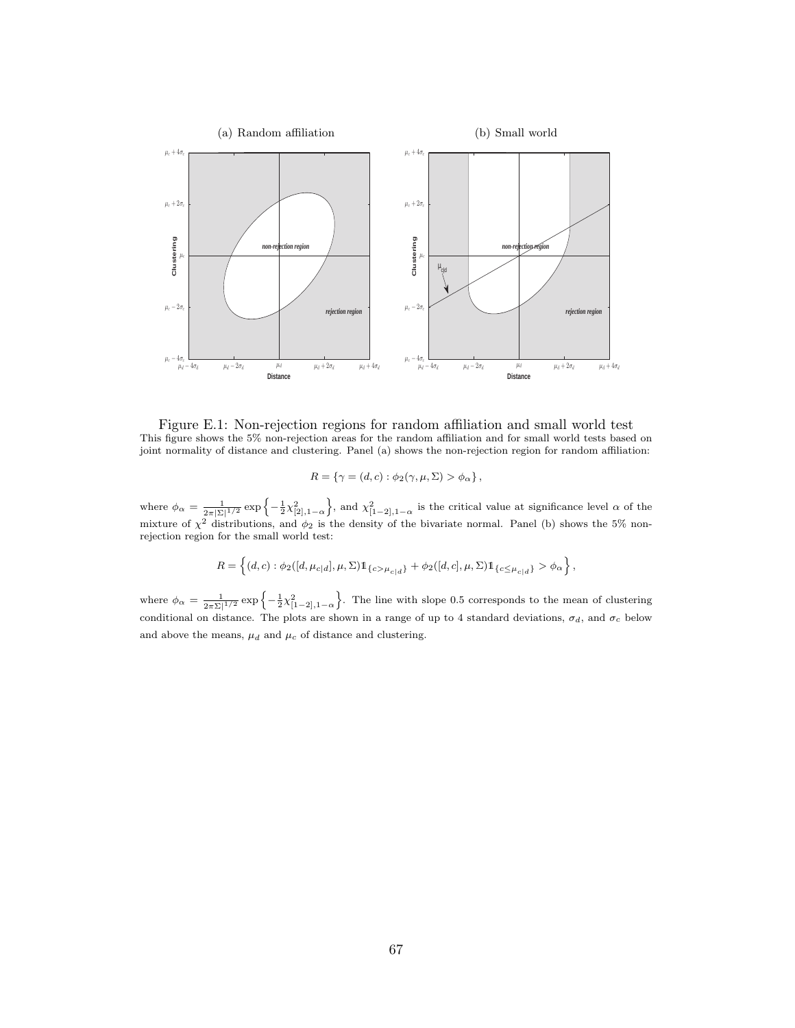(a) Random affiliation

$\mu_c+4\sigma_c$

$\mu_c+2\sigma_c$

Clustering

$\mu_c$

$\mu_c-2\sigma_c$

$\mu_c-4\sigma_c$

non-rejection region

rejection region

$\mu_d-4\sigma_d$ $\mu_d-2\sigma_d$ $\mu_d$ $\mu_d+2\sigma_d$ $\mu_d+4\sigma_d$

Distance

(b) Small world

$\mu_c+4\sigma_c$

$\mu_c+2\sigma_c$

Clustering

$\mu_c$

$\mu_{c|d}$

$\mu_c-2\sigma_c$

$\mu_c-4\sigma_c$

non-rejection region

rejection region

$\mu_d-4\sigma_d$ $\mu_d-2\sigma_d$ $\mu_d$ $\mu_d+2\sigma_d$ $\mu_d+4\sigma_d$

Distance

Figure E.1: Non-rejection regions for random affiliation and small world test

This figure shows the 5% non-rejection areas for the random affiliation and for small world tests based on joint normality of distance and clustering. Panel (a) shows the non-rejection region for random affiliation:

$$R = \{\gamma = (d, c) : \phi_2(\gamma, \mu, \Sigma) > \phi_\alpha\},$$

where $\phi_\alpha = \frac{1}{2\pi|\Sigma|^{1/2}} \exp\left\{-\frac{1}{2}\chi^2_{[2],1-\alpha}\right\}$, and $\chi^2_{[1-2],1-\alpha}$ is the critical value at significance level $\alpha$ of the mixture of $\chi^2$ distributions, and $\phi_2$ is the density of the bivariate normal. Panel (b) shows the 5% non-rejection region for the small world test:

$$R = \left\{(d, c) : \phi_2([d, \mu_{c|d}], \mu, \Sigma)\mathbb{1}_{\{c>\mu_{c|d}\}} + \phi_2([d, c], \mu, \Sigma)\mathbb{1}_{\{c\leq\mu_{c|d}\}} > \phi_\alpha\right\},$$

where $\phi_\alpha = \frac{1}{2\pi\Sigma|^{1/2}} \exp\left\{-\frac{1}{2}\chi^2_{[1-2],1-\alpha}\right\}$. The line with slope 0.5 corresponds to the mean of clustering conditional on distance. The plots are shown in a range of up to 4 standard deviations, $\sigma_d$, and $\sigma_c$ below and above the means, $\mu_d$ and $\mu_c$ of distance and clustering.